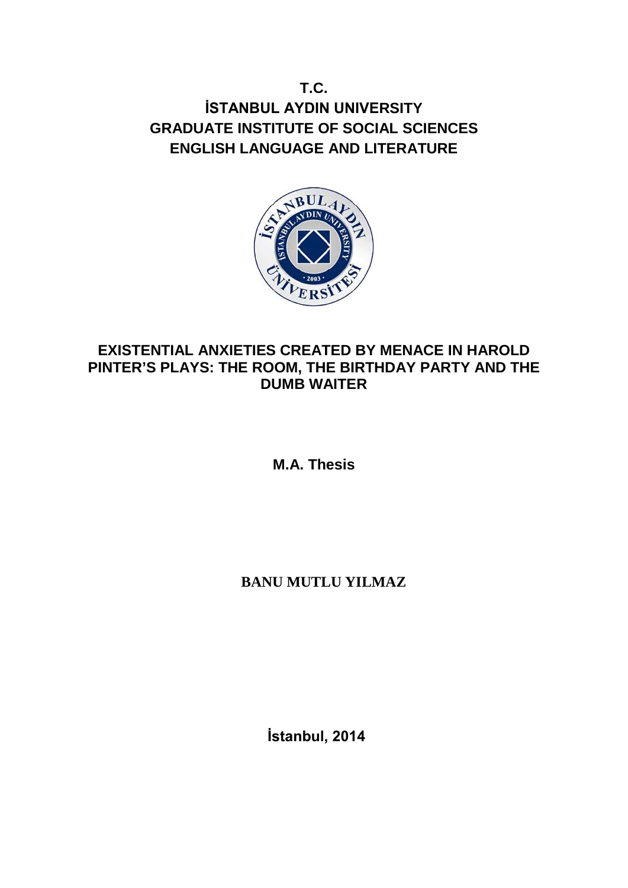**T.C.**

**İSTANBUL AYDIN UNIVERSITY**

**GRADUATE INSTITUTE OF SOCIAL SCIENCES**

**ENGLISH LANGUAGE AND LITERATURE**

# EXISTENTIAL ANXIETIES CREATED BY MENACE IN HAROLD PINTER'S PLAYS: THE ROOM, THE BIRTHDAY PARTY AND THE DUMB WAITER

**M.A. Thesis**

**BANU MUTLU YILMAZ**

**İstanbul, 2014**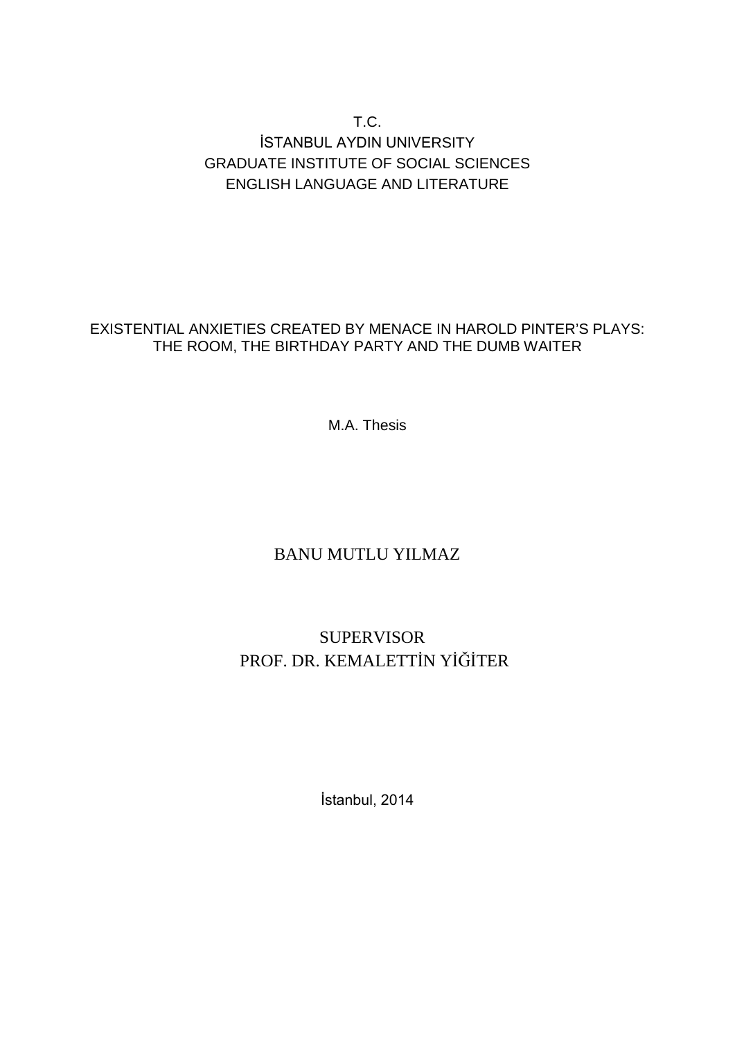T.C.

İSTANBUL AYDIN UNIVERSITY

GRADUATE INSTITUTE OF SOCIAL SCIENCES

ENGLISH LANGUAGE AND LITERATURE

EXISTENTIAL ANXIETIES CREATED BY MENACE IN HAROLD PINTER'S PLAYS: THE ROOM, THE BIRTHDAY PARTY AND THE DUMB WAITER

M.A. Thesis

BANU MUTLU YILMAZ

SUPERVISOR

PROF. DR. KEMALETTİN YİĞİTER

İstanbul, 2014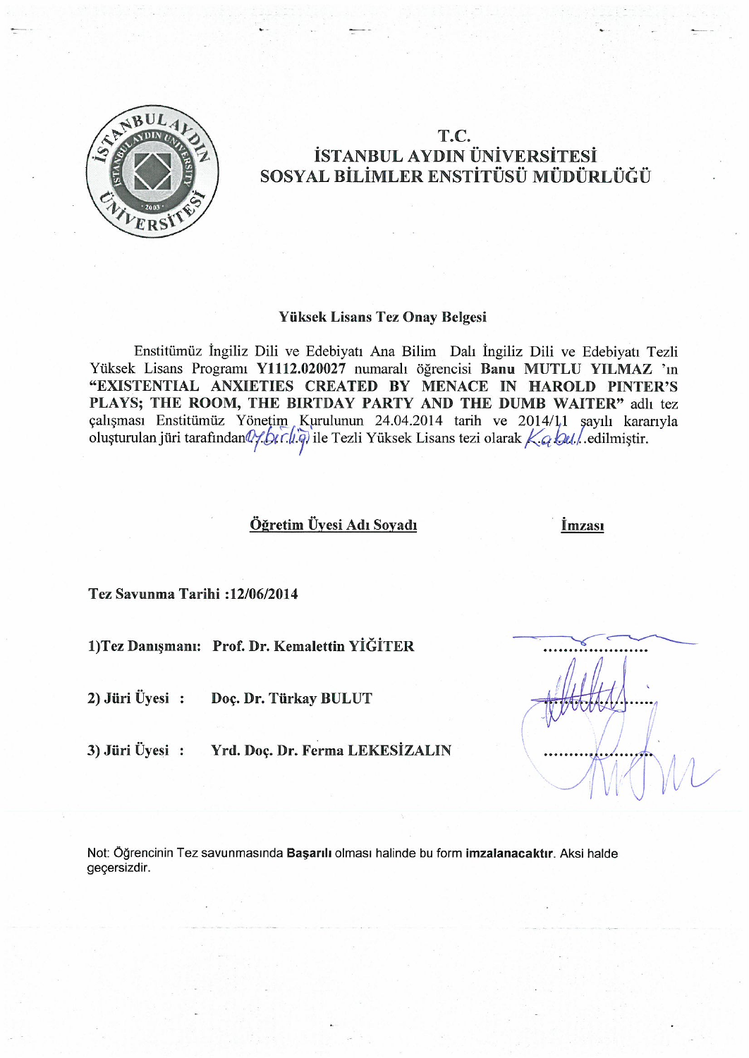# T.C.
# İSTANBUL AYDIN ÜNİVERSİTESİ
# SOSYAL BİLİMLER ENSTİTÜSÜ MÜDÜRLÜĞÜ

**Yüksek Lisans Tez Onay Belgesi**

Enstitümüz İngiliz Dili ve Edebiyatı Ana Bilim Dalı İngiliz Dili ve Edebiyatı Tezli Yüksek Lisans Programı **Y1112.020027** numaralı öğrencisi **Banu MUTLU YILMAZ** 'ın **"EXISTENTIAL ANXIETIES CREATED BY MENACE IN HAROLD PINTER'S PLAYS; THE ROOM, THE BIRTDAY PARTY AND THE DUMB WAITER"** adlı tez çalışması Enstitümüz Yönetim Kurulunun 24.04.2014 tarih ve 2014/11 sayılı kararıyla oluşturulan jüri tarafından Oybirliği ile Tezli Yüksek Lisans tezi olarak Kabul edilmiştir.

| Öğretim Üyesi Adı Soyadı | İmzası |
| --- | --- |
| **Tez Savunma Tarihi :12/06/2014** | |
| **1)Tez Danışmanı: Prof. Dr. Kemalettin YİĞİTER** | .................... |
| **2) Jüri Üyesi : Doç. Dr. Türkay BULUT** | .................... |
| **3) Jüri Üyesi : Yrd. Doç. Dr. Ferma LEKESİZALIN** | .................... |

Not: Öğrencinin Tez savunmasında **Başarılı** olması halinde bu form **imzalanacaktır**. Aksi halde geçersizdir.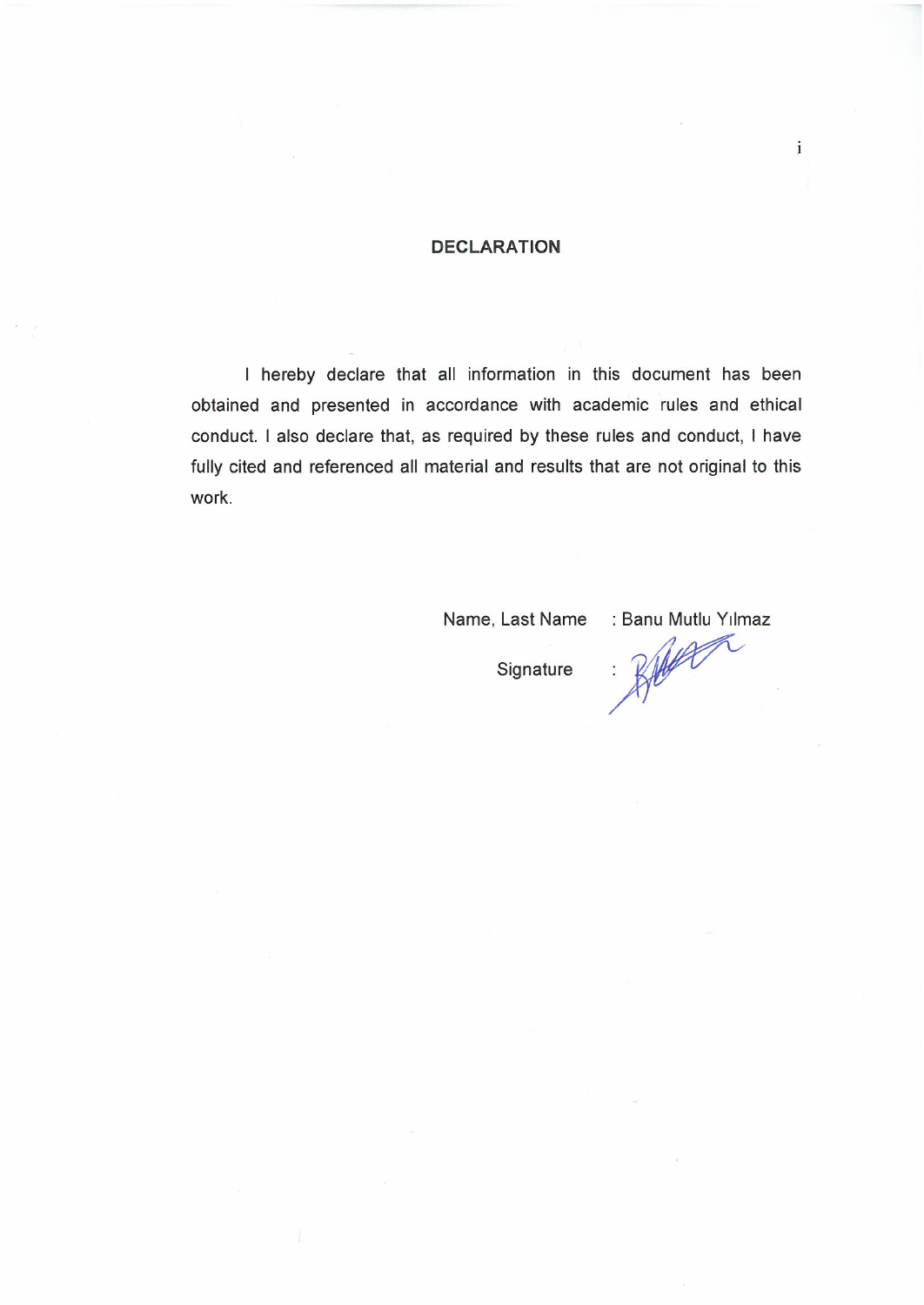# DECLARATION

I hereby declare that all information in this document has been obtained and presented in accordance with academic rules and ethical conduct. I also declare that, as required by these rules and conduct, I have fully cited and referenced all material and results that are not original to this work.

Name, Last Name : Banu Mutlu Yılmaz

Signature :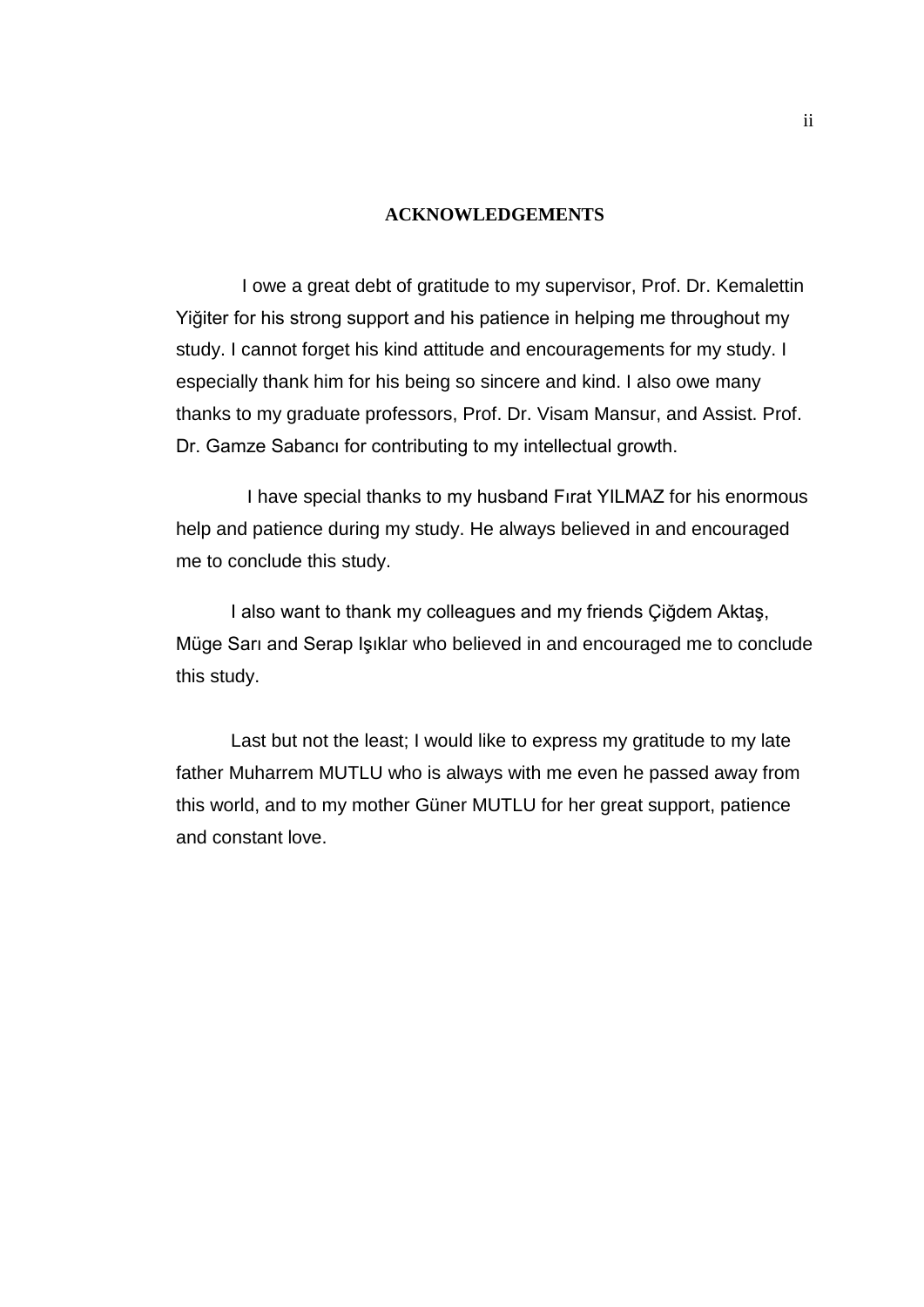## ACKNOWLEDGEMENTS

I owe a great debt of gratitude to my supervisor, Prof. Dr. Kemalettin Yiğiter for his strong support and his patience in helping me throughout my study. I cannot forget his kind attitude and encouragements for my study. I especially thank him for his being so sincere and kind. I also owe many thanks to my graduate professors, Prof. Dr. Visam Mansur, and Assist. Prof. Dr. Gamze Sabancı for contributing to my intellectual growth.

I have special thanks to my husband Fırat YILMAZ for his enormous help and patience during my study. He always believed in and encouraged me to conclude this study.

I also want to thank my colleagues and my friends Çiğdem Aktaş, Müge Sarı and Serap Işıklar who believed in and encouraged me to conclude this study.

Last but not the least; I would like to express my gratitude to my late father Muharrem MUTLU who is always with me even he passed away from this world, and to my mother Güner MUTLU for her great support, patience and constant love.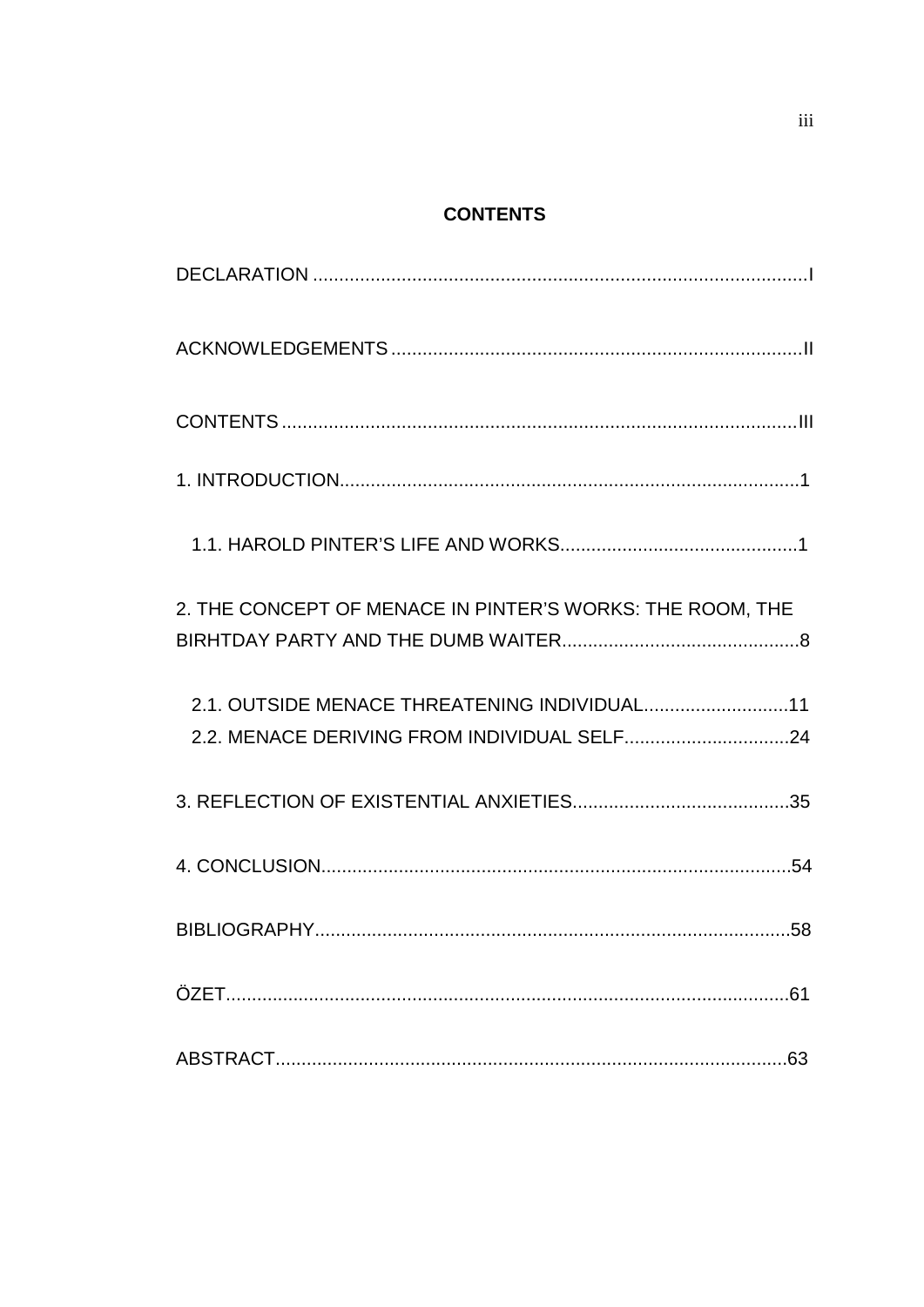# CONTENTS

DECLARATION ..........................................................................................I

ACKNOWLEDGEMENTS ...............................................................................II

CONTENTS ..............................................................................................III

1. INTRODUCTION.........................................................................................1

1.1. HAROLD PINTER'S LIFE AND WORKS..............................................1

2. THE CONCEPT OF MENACE IN PINTER'S WORKS: THE ROOM, THE BIRHTDAY PARTY AND THE DUMB WAITER..............................................8

2.1. OUTSIDE MENACE THREATENING INDIVIDUAL............................11

2.2. MENACE DERIVING FROM INDIVIDUAL SELF................................24

3. REFLECTION OF EXISTENTIAL ANXIETIES..........................................35

4. CONCLUSION..........................................................................................54

BIBLIOGRAPHY............................................................................................58

ÖZET.............................................................................................................61

ABSTRACT...................................................................................................63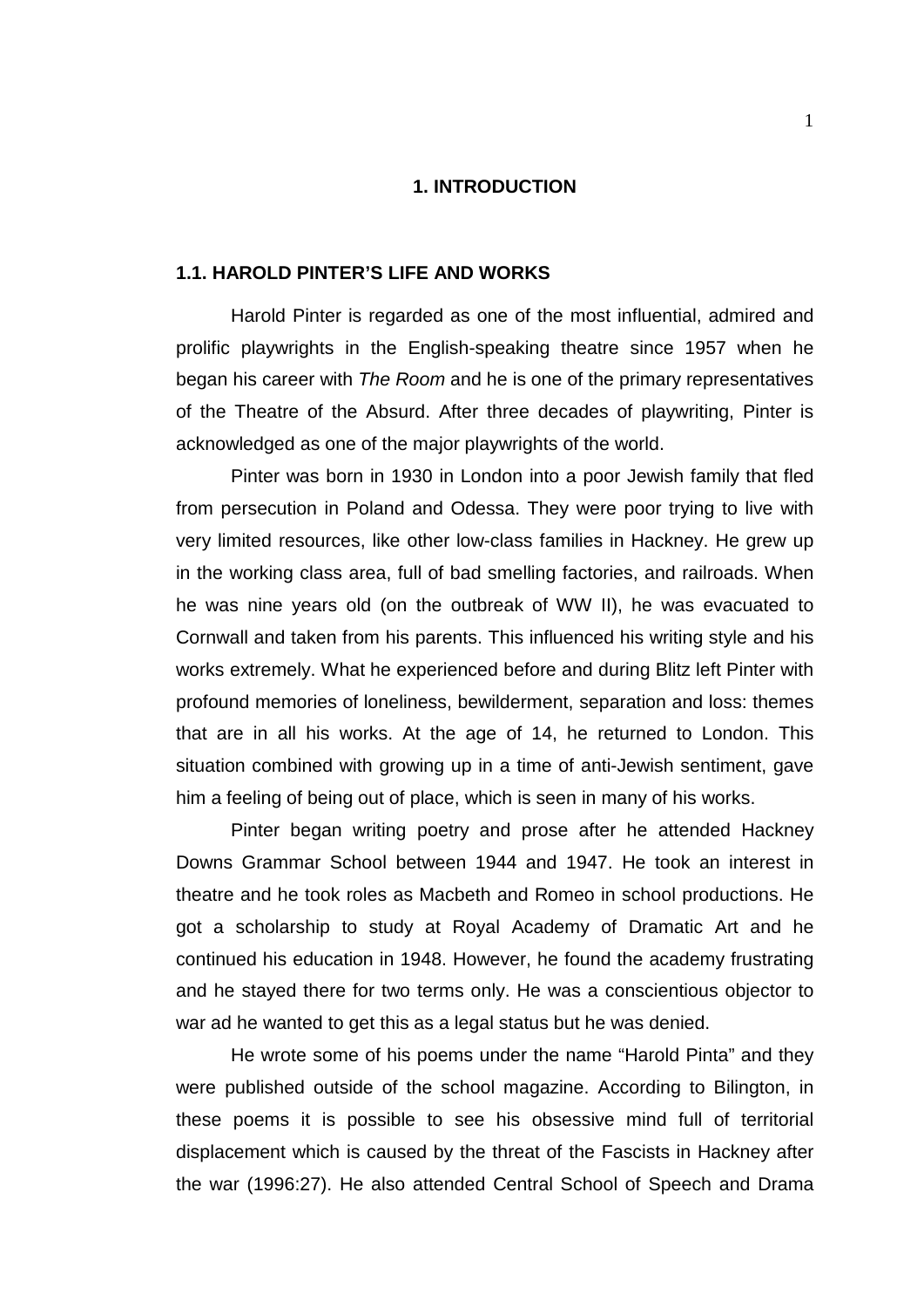# 1. INTRODUCTION

## 1.1. HAROLD PINTER'S LIFE AND WORKS

Harold Pinter is regarded as one of the most influential, admired and prolific playwrights in the English-speaking theatre since 1957 when he began his career with *The Room* and he is one of the primary representatives of the Theatre of the Absurd. After three decades of playwriting, Pinter is acknowledged as one of the major playwrights of the world.

Pinter was born in 1930 in London into a poor Jewish family that fled from persecution in Poland and Odessa. They were poor trying to live with very limited resources, like other low-class families in Hackney. He grew up in the working class area, full of bad smelling factories, and railroads. When he was nine years old (on the outbreak of WW II), he was evacuated to Cornwall and taken from his parents. This influenced his writing style and his works extremely. What he experienced before and during Blitz left Pinter with profound memories of loneliness, bewilderment, separation and loss: themes that are in all his works. At the age of 14, he returned to London. This situation combined with growing up in a time of anti-Jewish sentiment, gave him a feeling of being out of place, which is seen in many of his works.

Pinter began writing poetry and prose after he attended Hackney Downs Grammar School between 1944 and 1947. He took an interest in theatre and he took roles as Macbeth and Romeo in school productions. He got a scholarship to study at Royal Academy of Dramatic Art and he continued his education in 1948. However, he found the academy frustrating and he stayed there for two terms only. He was a conscientious objector to war ad he wanted to get this as a legal status but he was denied.

He wrote some of his poems under the name "Harold Pinta" and they were published outside of the school magazine. According to Bilington, in these poems it is possible to see his obsessive mind full of territorial displacement which is caused by the threat of the Fascists in Hackney after the war (1996:27). He also attended Central School of Speech and Drama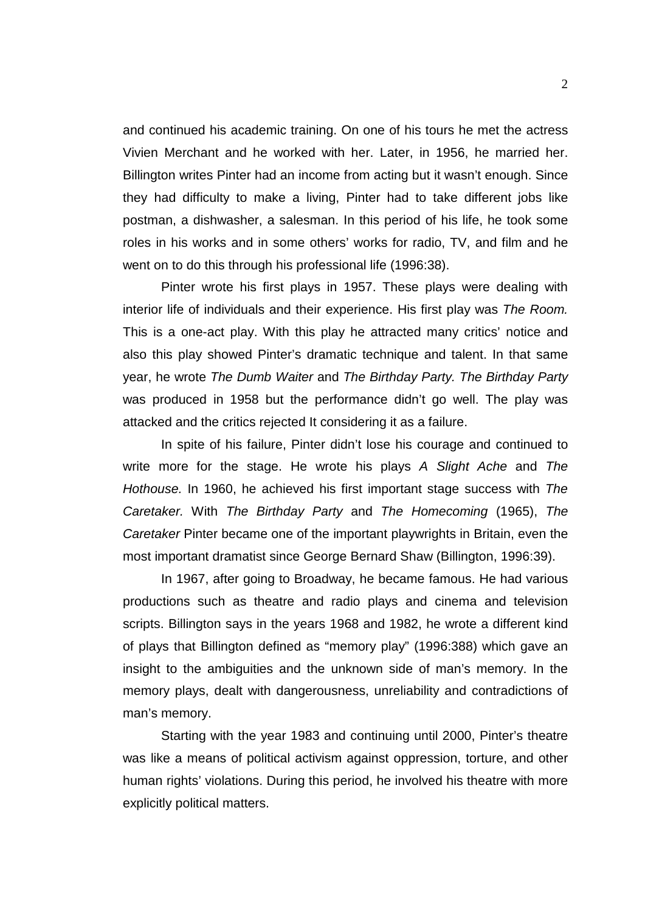and continued his academic training. On one of his tours he met the actress Vivien Merchant and he worked with her. Later, in 1956, he married her. Billington writes Pinter had an income from acting but it wasn't enough. Since they had difficulty to make a living, Pinter had to take different jobs like postman, a dishwasher, a salesman. In this period of his life, he took some roles in his works and in some others' works for radio, TV, and film and he went on to do this through his professional life (1996:38).

Pinter wrote his first plays in 1957. These plays were dealing with interior life of individuals and their experience. His first play was *The Room.* This is a one-act play. With this play he attracted many critics' notice and also this play showed Pinter's dramatic technique and talent. In that same year, he wrote *The Dumb Waiter* and *The Birthday Party. The Birthday Party* was produced in 1958 but the performance didn't go well. The play was attacked and the critics rejected It considering it as a failure.

In spite of his failure, Pinter didn't lose his courage and continued to write more for the stage. He wrote his plays *A Slight Ache* and *The Hothouse.* In 1960, he achieved his first important stage success with *The Caretaker.* With *The Birthday Party* and *The Homecoming* (1965), *The Caretaker* Pinter became one of the important playwrights in Britain, even the most important dramatist since George Bernard Shaw (Billington, 1996:39).

In 1967, after going to Broadway, he became famous. He had various productions such as theatre and radio plays and cinema and television scripts. Billington says in the years 1968 and 1982, he wrote a different kind of plays that Billington defined as "memory play" (1996:388) which gave an insight to the ambiguities and the unknown side of man's memory. In the memory plays, dealt with dangerousness, unreliability and contradictions of man's memory.

Starting with the year 1983 and continuing until 2000, Pinter's theatre was like a means of political activism against oppression, torture, and other human rights' violations. During this period, he involved his theatre with more explicitly political matters.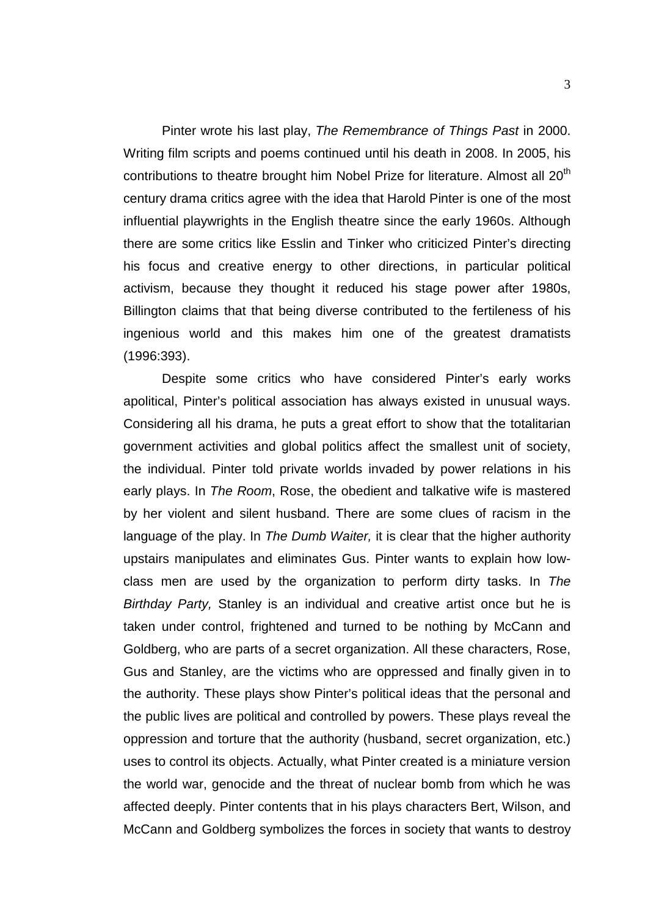Pinter wrote his last play, *The Remembrance of Things Past* in 2000. Writing film scripts and poems continued until his death in 2008. In 2005, his contributions to theatre brought him Nobel Prize for literature. Almost all 20th century drama critics agree with the idea that Harold Pinter is one of the most influential playwrights in the English theatre since the early 1960s. Although there are some critics like Esslin and Tinker who criticized Pinter's directing his focus and creative energy to other directions, in particular political activism, because they thought it reduced his stage power after 1980s, Billington claims that that being diverse contributed to the fertileness of his ingenious world and this makes him one of the greatest dramatists (1996:393).

Despite some critics who have considered Pinter's early works apolitical, Pinter's political association has always existed in unusual ways. Considering all his drama, he puts a great effort to show that the totalitarian government activities and global politics affect the smallest unit of society, the individual. Pinter told private worlds invaded by power relations in his early plays. In *The Room*, Rose, the obedient and talkative wife is mastered by her violent and silent husband. There are some clues of racism in the language of the play. In *The Dumb Waiter,* it is clear that the higher authority upstairs manipulates and eliminates Gus. Pinter wants to explain how low-class men are used by the organization to perform dirty tasks. In *The Birthday Party,* Stanley is an individual and creative artist once but he is taken under control, frightened and turned to be nothing by McCann and Goldberg, who are parts of a secret organization. All these characters, Rose, Gus and Stanley, are the victims who are oppressed and finally given in to the authority. These plays show Pinter's political ideas that the personal and the public lives are political and controlled by powers. These plays reveal the oppression and torture that the authority (husband, secret organization, etc.) uses to control its objects. Actually, what Pinter created is a miniature version the world war, genocide and the threat of nuclear bomb from which he was affected deeply. Pinter contents that in his plays characters Bert, Wilson, and McCann and Goldberg symbolizes the forces in society that wants to destroy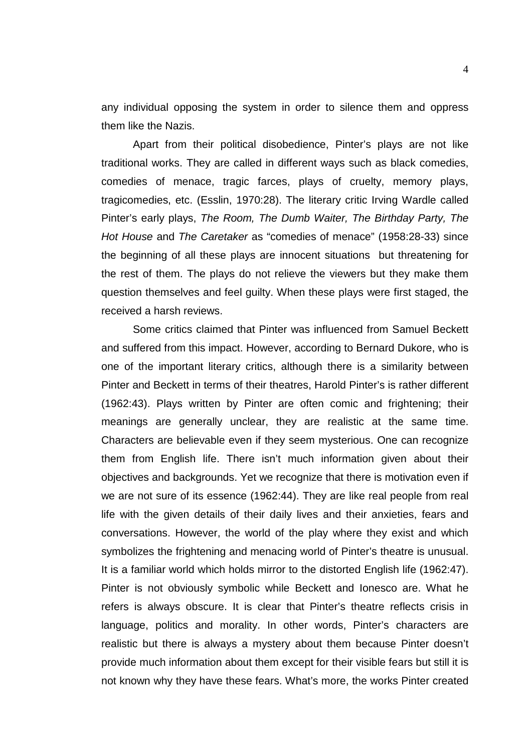any individual opposing the system in order to silence them and oppress them like the Nazis.

Apart from their political disobedience, Pinter's plays are not like traditional works. They are called in different ways such as black comedies, comedies of menace, tragic farces, plays of cruelty, memory plays, tragicomedies, etc. (Esslin, 1970:28). The literary critic Irving Wardle called Pinter's early plays, *The Room, The Dumb Waiter, The Birthday Party, The Hot House* and *The Caretaker* as "comedies of menace" (1958:28-33) since the beginning of all these plays are innocent situations but threatening for the rest of them. The plays do not relieve the viewers but they make them question themselves and feel guilty. When these plays were first staged, the received a harsh reviews.

Some critics claimed that Pinter was influenced from Samuel Beckett and suffered from this impact. However, according to Bernard Dukore, who is one of the important literary critics, although there is a similarity between Pinter and Beckett in terms of their theatres, Harold Pinter's is rather different (1962:43). Plays written by Pinter are often comic and frightening; their meanings are generally unclear, they are realistic at the same time. Characters are believable even if they seem mysterious. One can recognize them from English life. There isn't much information given about their objectives and backgrounds. Yet we recognize that there is motivation even if we are not sure of its essence (1962:44). They are like real people from real life with the given details of their daily lives and their anxieties, fears and conversations. However, the world of the play where they exist and which symbolizes the frightening and menacing world of Pinter's theatre is unusual. It is a familiar world which holds mirror to the distorted English life (1962:47). Pinter is not obviously symbolic while Beckett and Ionesco are. What he refers is always obscure. It is clear that Pinter's theatre reflects crisis in language, politics and morality. In other words, Pinter's characters are realistic but there is always a mystery about them because Pinter doesn't provide much information about them except for their visible fears but still it is not known why they have these fears. What's more, the works Pinter created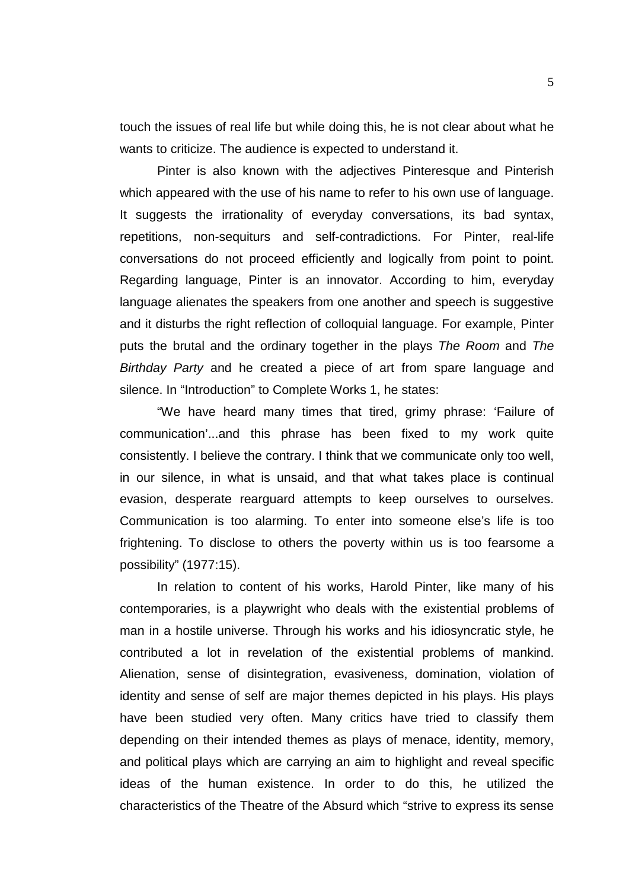touch the issues of real life but while doing this, he is not clear about what he wants to criticize. The audience is expected to understand it.

Pinter is also known with the adjectives Pinteresque and Pinterish which appeared with the use of his name to refer to his own use of language. It suggests the irrationality of everyday conversations, its bad syntax, repetitions, non-sequiturs and self-contradictions. For Pinter, real-life conversations do not proceed efficiently and logically from point to point. Regarding language, Pinter is an innovator. According to him, everyday language alienates the speakers from one another and speech is suggestive and it disturbs the right reflection of colloquial language. For example, Pinter puts the brutal and the ordinary together in the plays *The Room* and *The Birthday Party* and he created a piece of art from spare language and silence. In "Introduction" to Complete Works 1, he states:

"We have heard many times that tired, grimy phrase: 'Failure of communication'...and this phrase has been fixed to my work quite consistently. I believe the contrary. I think that we communicate only too well, in our silence, in what is unsaid, and that what takes place is continual evasion, desperate rearguard attempts to keep ourselves to ourselves. Communication is too alarming. To enter into someone else's life is too frightening. To disclose to others the poverty within us is too fearsome a possibility" (1977:15).

In relation to content of his works, Harold Pinter, like many of his contemporaries, is a playwright who deals with the existential problems of man in a hostile universe. Through his works and his idiosyncratic style, he contributed a lot in revelation of the existential problems of mankind. Alienation, sense of disintegration, evasiveness, domination, violation of identity and sense of self are major themes depicted in his plays. His plays have been studied very often. Many critics have tried to classify them depending on their intended themes as plays of menace, identity, memory, and political plays which are carrying an aim to highlight and reveal specific ideas of the human existence. In order to do this, he utilized the characteristics of the Theatre of the Absurd which "strive to express its sense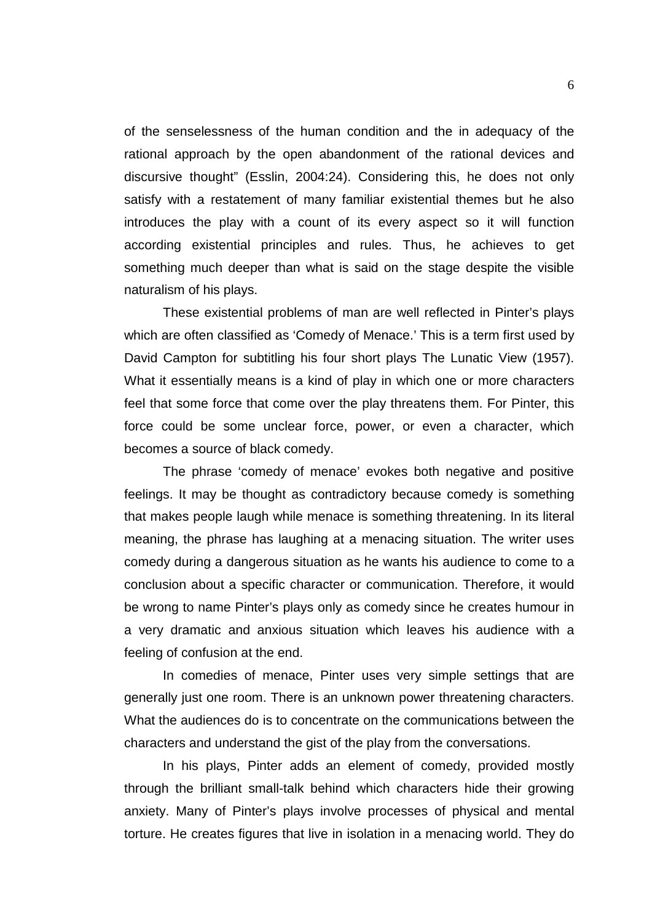of the senselessness of the human condition and the in adequacy of the rational approach by the open abandonment of the rational devices and discursive thought" (Esslin, 2004:24). Considering this, he does not only satisfy with a restatement of many familiar existential themes but he also introduces the play with a count of its every aspect so it will function according existential principles and rules. Thus, he achieves to get something much deeper than what is said on the stage despite the visible naturalism of his plays.

These existential problems of man are well reflected in Pinter's plays which are often classified as 'Comedy of Menace.' This is a term first used by David Campton for subtitling his four short plays The Lunatic View (1957). What it essentially means is a kind of play in which one or more characters feel that some force that come over the play threatens them. For Pinter, this force could be some unclear force, power, or even a character, which becomes a source of black comedy.

The phrase 'comedy of menace' evokes both negative and positive feelings. It may be thought as contradictory because comedy is something that makes people laugh while menace is something threatening. In its literal meaning, the phrase has laughing at a menacing situation. The writer uses comedy during a dangerous situation as he wants his audience to come to a conclusion about a specific character or communication. Therefore, it would be wrong to name Pinter's plays only as comedy since he creates humour in a very dramatic and anxious situation which leaves his audience with a feeling of confusion at the end.

In comedies of menace, Pinter uses very simple settings that are generally just one room. There is an unknown power threatening characters. What the audiences do is to concentrate on the communications between the characters and understand the gist of the play from the conversations.

In his plays, Pinter adds an element of comedy, provided mostly through the brilliant small-talk behind which characters hide their growing anxiety. Many of Pinter's plays involve processes of physical and mental torture. He creates figures that live in isolation in a menacing world. They do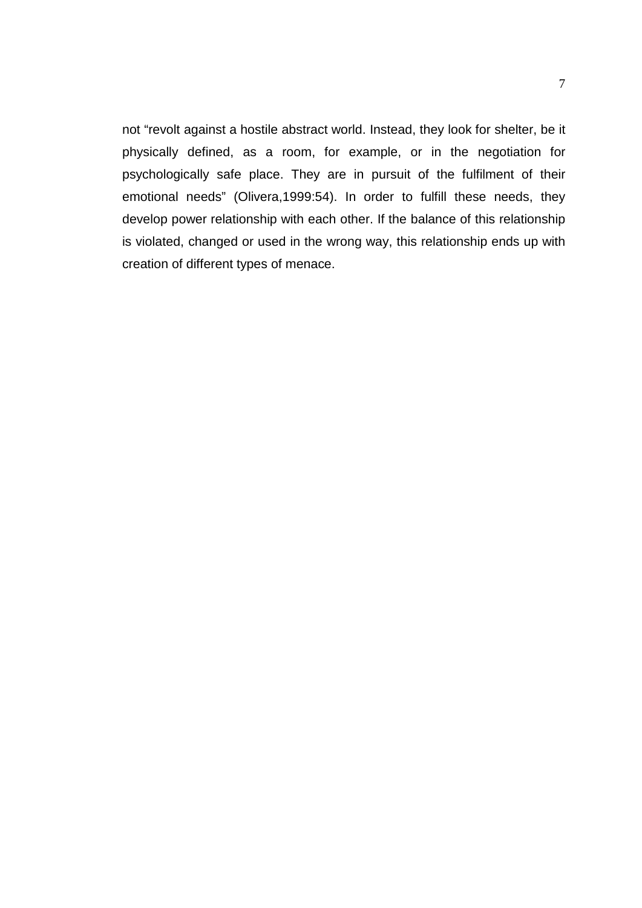not “revolt against a hostile abstract world. Instead, they look for shelter, be it physically defined, as a room, for example, or in the negotiation for psychologically safe place. They are in pursuit of the fulfilment of their emotional needs” (Olivera,1999:54). In order to fulfill these needs, they develop power relationship with each other. If the balance of this relationship is violated, changed or used in the wrong way, this relationship ends up with creation of different types of menace.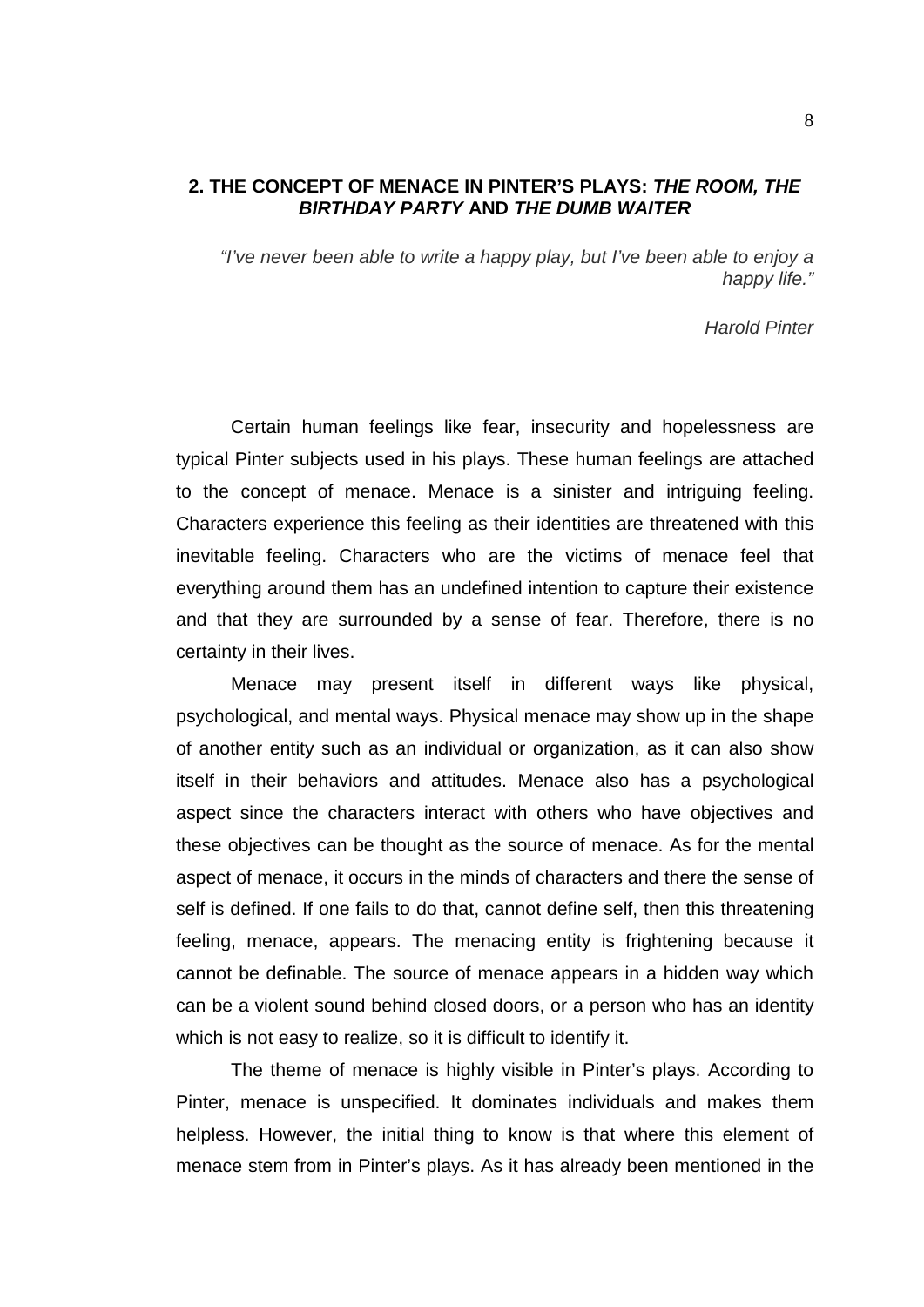## 2. THE CONCEPT OF MENACE IN PINTER'S PLAYS: *THE ROOM, THE BIRTHDAY PARTY* AND *THE DUMB WAITER*

> *"I've never been able to write a happy play, but I've been able to enjoy a happy life."*
>
> *Harold Pinter*

Certain human feelings like fear, insecurity and hopelessness are typical Pinter subjects used in his plays. These human feelings are attached to the concept of menace. Menace is a sinister and intriguing feeling. Characters experience this feeling as their identities are threatened with this inevitable feeling. Characters who are the victims of menace feel that everything around them has an undefined intention to capture their existence and that they are surrounded by a sense of fear. Therefore, there is no certainty in their lives.

Menace may present itself in different ways like physical, psychological, and mental ways. Physical menace may show up in the shape of another entity such as an individual or organization, as it can also show itself in their behaviors and attitudes. Menace also has a psychological aspect since the characters interact with others who have objectives and these objectives can be thought as the source of menace. As for the mental aspect of menace, it occurs in the minds of characters and there the sense of self is defined. If one fails to do that, cannot define self, then this threatening feeling, menace, appears. The menacing entity is frightening because it cannot be definable. The source of menace appears in a hidden way which can be a violent sound behind closed doors, or a person who has an identity which is not easy to realize, so it is difficult to identify it.

The theme of menace is highly visible in Pinter's plays. According to Pinter, menace is unspecified. It dominates individuals and makes them helpless. However, the initial thing to know is that where this element of menace stem from in Pinter's plays. As it has already been mentioned in the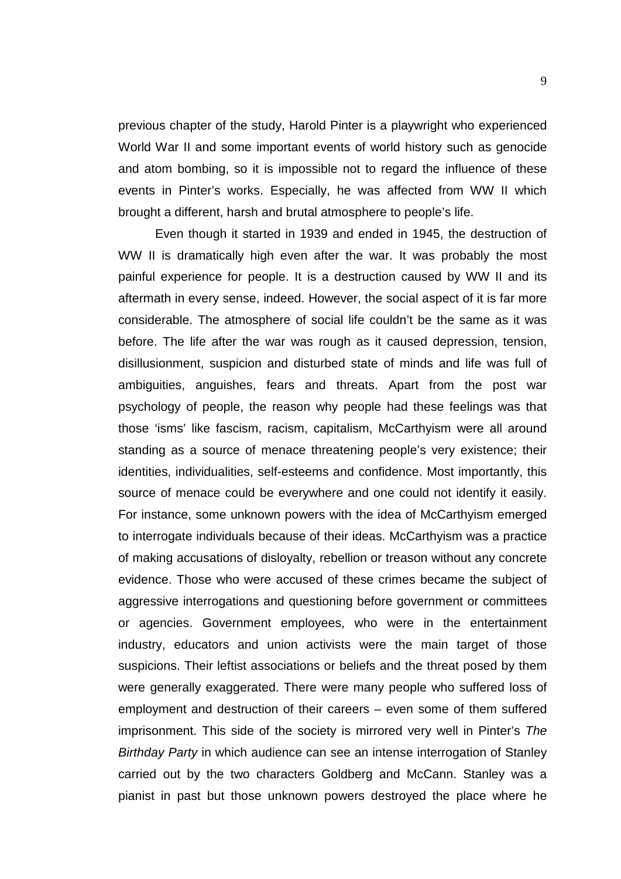previous chapter of the study, Harold Pinter is a playwright who experienced World War II and some important events of world history such as genocide and atom bombing, so it is impossible not to regard the influence of these events in Pinter's works. Especially, he was affected from WW II which brought a different, harsh and brutal atmosphere to people's life.

Even though it started in 1939 and ended in 1945, the destruction of WW II is dramatically high even after the war. It was probably the most painful experience for people. It is a destruction caused by WW II and its aftermath in every sense, indeed. However, the social aspect of it is far more considerable. The atmosphere of social life couldn't be the same as it was before. The life after the war was rough as it caused depression, tension, disillusionment, suspicion and disturbed state of minds and life was full of ambiguities, anguishes, fears and threats. Apart from the post war psychology of people, the reason why people had these feelings was that those 'isms' like fascism, racism, capitalism, McCarthyism were all around standing as a source of menace threatening people's very existence; their identities, individualities, self-esteems and confidence. Most importantly, this source of menace could be everywhere and one could not identify it easily. For instance, some unknown powers with the idea of McCarthyism emerged to interrogate individuals because of their ideas. McCarthyism was a practice of making accusations of disloyalty, rebellion or treason without any concrete evidence. Those who were accused of these crimes became the subject of aggressive interrogations and questioning before government or committees or agencies. Government employees, who were in the entertainment industry, educators and union activists were the main target of those suspicions. Their leftist associations or beliefs and the threat posed by them were generally exaggerated. There were many people who suffered loss of employment and destruction of their careers – even some of them suffered imprisonment. This side of the society is mirrored very well in Pinter's *The Birthday Party* in which audience can see an intense interrogation of Stanley carried out by the two characters Goldberg and McCann. Stanley was a pianist in past but those unknown powers destroyed the place where he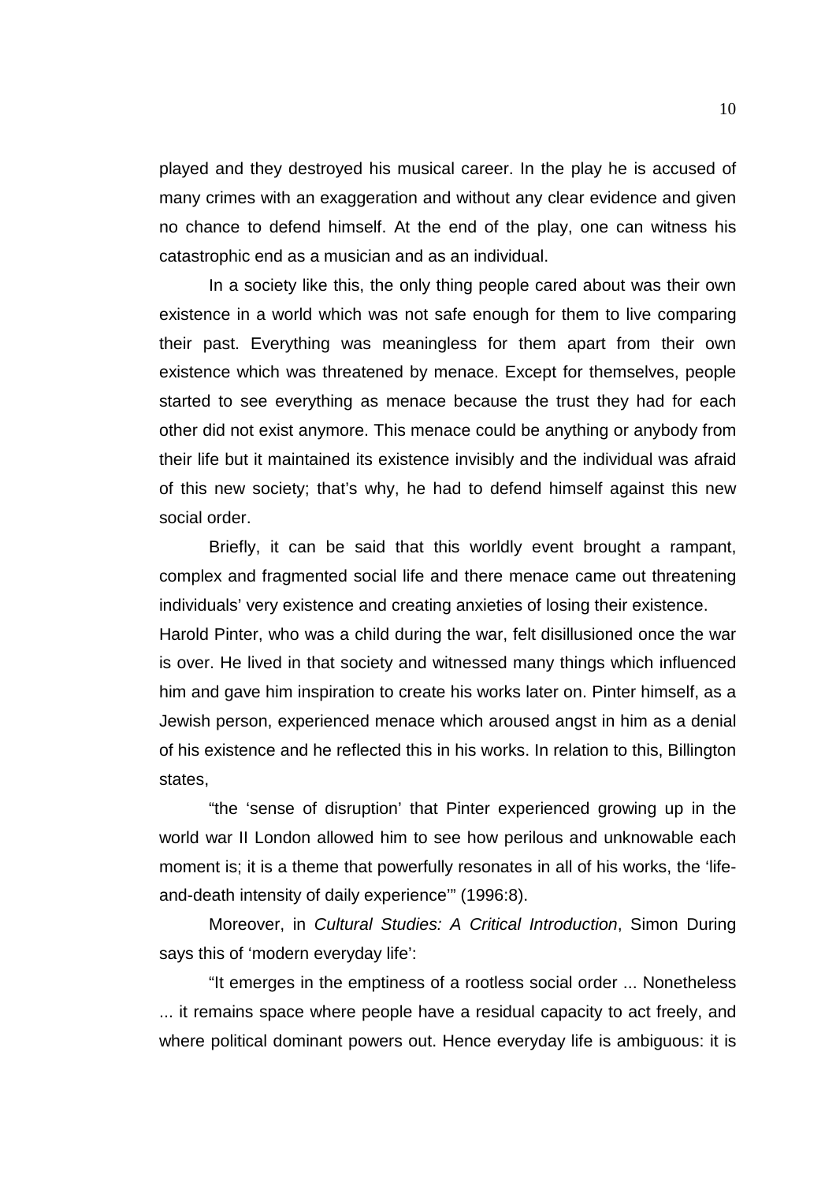played and they destroyed his musical career. In the play he is accused of many crimes with an exaggeration and without any clear evidence and given no chance to defend himself. At the end of the play, one can witness his catastrophic end as a musician and as an individual.

In a society like this, the only thing people cared about was their own existence in a world which was not safe enough for them to live comparing their past. Everything was meaningless for them apart from their own existence which was threatened by menace. Except for themselves, people started to see everything as menace because the trust they had for each other did not exist anymore. This menace could be anything or anybody from their life but it maintained its existence invisibly and the individual was afraid of this new society; that's why, he had to defend himself against this new social order.

Briefly, it can be said that this worldly event brought a rampant, complex and fragmented social life and there menace came out threatening individuals' very existence and creating anxieties of losing their existence.

Harold Pinter, who was a child during the war, felt disillusioned once the war is over. He lived in that society and witnessed many things which influenced him and gave him inspiration to create his works later on. Pinter himself, as a Jewish person, experienced menace which aroused angst in him as a denial of his existence and he reflected this in his works. In relation to this, Billington states,

"the 'sense of disruption' that Pinter experienced growing up in the world war II London allowed him to see how perilous and unknowable each moment is; it is a theme that powerfully resonates in all of his works, the 'life-and-death intensity of daily experience'" (1996:8).

Moreover, in *Cultural Studies: A Critical Introduction*, Simon During says this of 'modern everyday life':

"It emerges in the emptiness of a rootless social order ... Nonetheless ... it remains space where people have a residual capacity to act freely, and where political dominant powers out. Hence everyday life is ambiguous: it is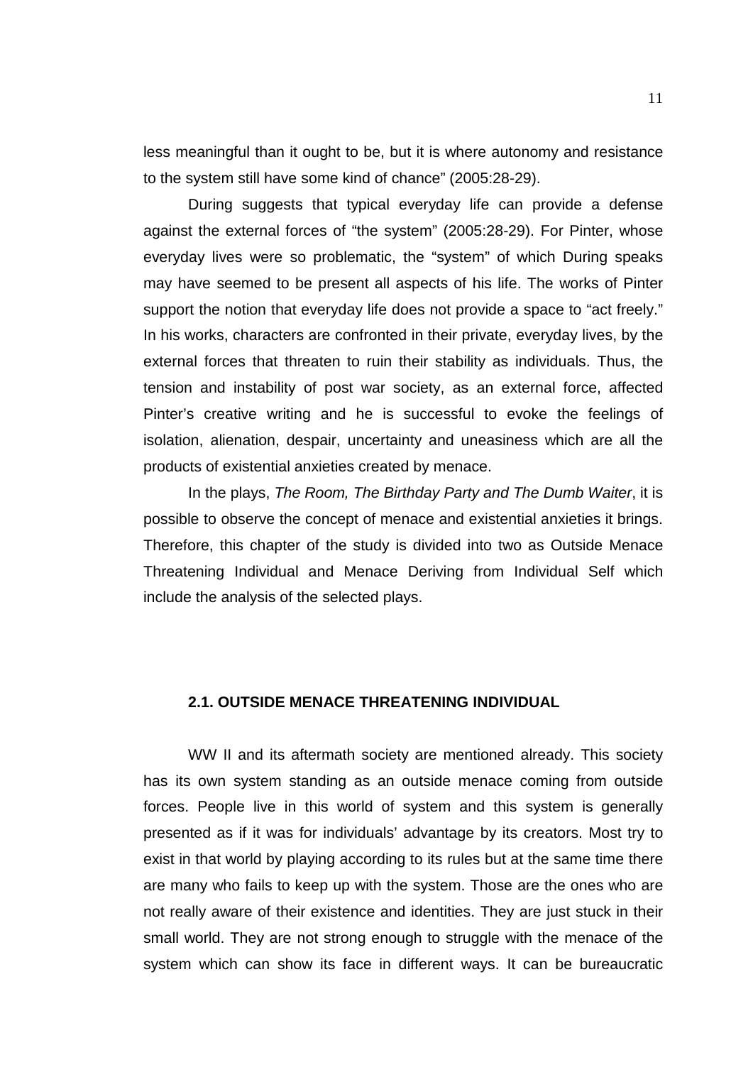less meaningful than it ought to be, but it is where autonomy and resistance to the system still have some kind of chance" (2005:28-29).

During suggests that typical everyday life can provide a defense against the external forces of "the system" (2005:28-29). For Pinter, whose everyday lives were so problematic, the "system" of which During speaks may have seemed to be present all aspects of his life. The works of Pinter support the notion that everyday life does not provide a space to "act freely." In his works, characters are confronted in their private, everyday lives, by the external forces that threaten to ruin their stability as individuals. Thus, the tension and instability of post war society, as an external force, affected Pinter's creative writing and he is successful to evoke the feelings of isolation, alienation, despair, uncertainty and uneasiness which are all the products of existential anxieties created by menace.

In the plays, *The Room, The Birthday Party and The Dumb Waiter*, it is possible to observe the concept of menace and existential anxieties it brings. Therefore, this chapter of the study is divided into two as Outside Menace Threatening Individual and Menace Deriving from Individual Self which include the analysis of the selected plays.

## 2.1. OUTSIDE MENACE THREATENING INDIVIDUAL

WW II and its aftermath society are mentioned already. This society has its own system standing as an outside menace coming from outside forces. People live in this world of system and this system is generally presented as if it was for individuals' advantage by its creators. Most try to exist in that world by playing according to its rules but at the same time there are many who fails to keep up with the system. Those are the ones who are not really aware of their existence and identities. They are just stuck in their small world. They are not strong enough to struggle with the menace of the system which can show its face in different ways. It can be bureaucratic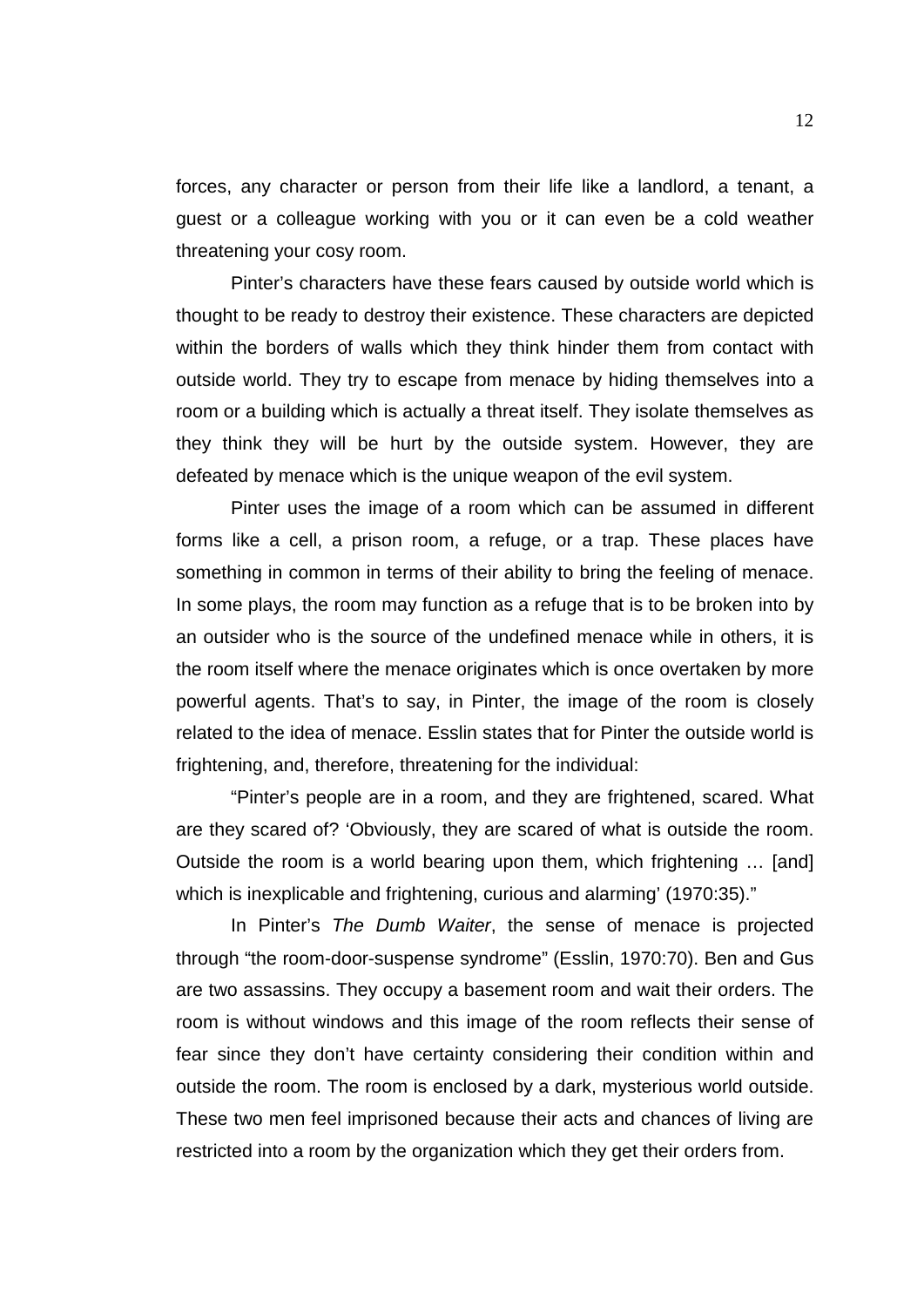forces, any character or person from their life like a landlord, a tenant, a guest or a colleague working with you or it can even be a cold weather threatening your cosy room.

Pinter's characters have these fears caused by outside world which is thought to be ready to destroy their existence. These characters are depicted within the borders of walls which they think hinder them from contact with outside world. They try to escape from menace by hiding themselves into a room or a building which is actually a threat itself. They isolate themselves as they think they will be hurt by the outside system. However, they are defeated by menace which is the unique weapon of the evil system.

Pinter uses the image of a room which can be assumed in different forms like a cell, a prison room, a refuge, or a trap. These places have something in common in terms of their ability to bring the feeling of menace. In some plays, the room may function as a refuge that is to be broken into by an outsider who is the source of the undefined menace while in others, it is the room itself where the menace originates which is once overtaken by more powerful agents. That's to say, in Pinter, the image of the room is closely related to the idea of menace. Esslin states that for Pinter the outside world is frightening, and, therefore, threatening for the individual:

"Pinter's people are in a room, and they are frightened, scared. What are they scared of? 'Obviously, they are scared of what is outside the room. Outside the room is a world bearing upon them, which frightening … [and] which is inexplicable and frightening, curious and alarming' (1970:35)."

In Pinter's *The Dumb Waiter*, the sense of menace is projected through "the room-door-suspense syndrome" (Esslin, 1970:70). Ben and Gus are two assassins. They occupy a basement room and wait their orders. The room is without windows and this image of the room reflects their sense of fear since they don't have certainty considering their condition within and outside the room. The room is enclosed by a dark, mysterious world outside. These two men feel imprisoned because their acts and chances of living are restricted into a room by the organization which they get their orders from.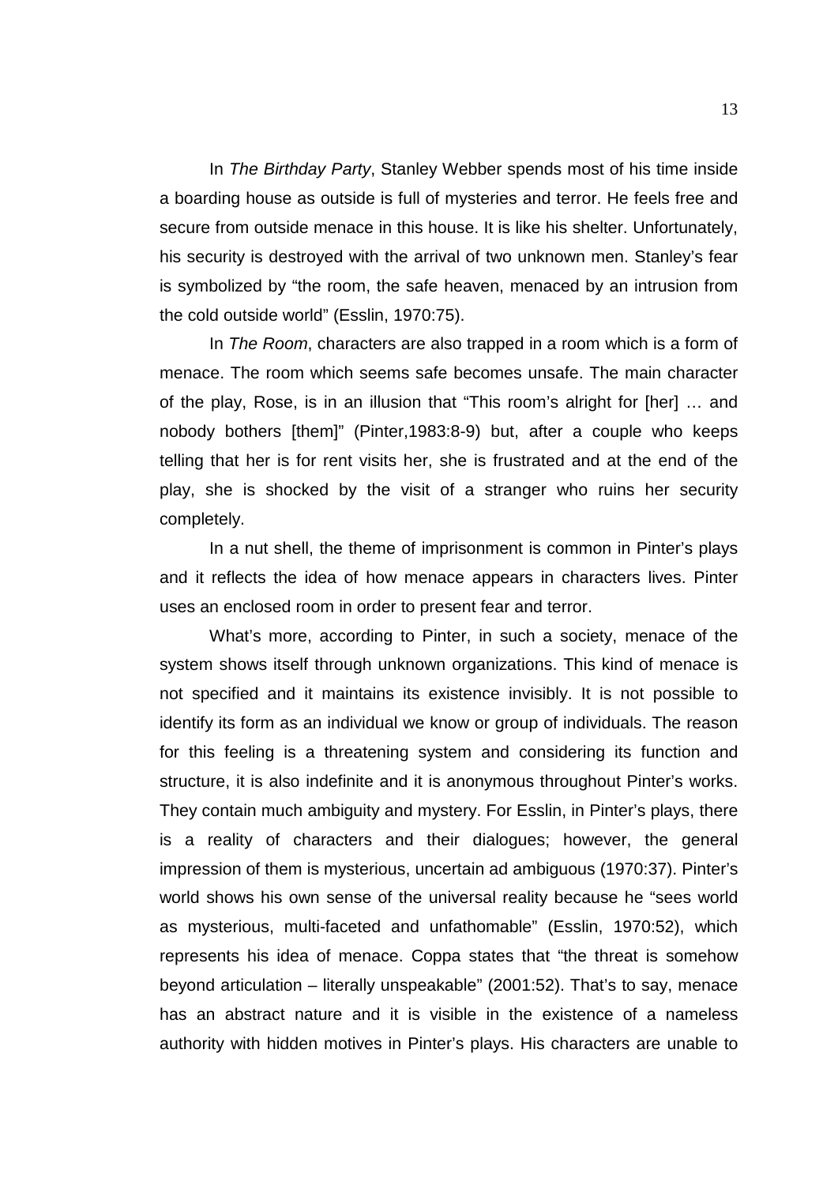In *The Birthday Party*, Stanley Webber spends most of his time inside a boarding house as outside is full of mysteries and terror. He feels free and secure from outside menace in this house. It is like his shelter. Unfortunately, his security is destroyed with the arrival of two unknown men. Stanley's fear is symbolized by "the room, the safe heaven, menaced by an intrusion from the cold outside world" (Esslin, 1970:75).

In *The Room*, characters are also trapped in a room which is a form of menace. The room which seems safe becomes unsafe. The main character of the play, Rose, is in an illusion that "This room's alright for [her] … and nobody bothers [them]" (Pinter,1983:8-9) but, after a couple who keeps telling that her is for rent visits her, she is frustrated and at the end of the play, she is shocked by the visit of a stranger who ruins her security completely.

In a nut shell, the theme of imprisonment is common in Pinter's plays and it reflects the idea of how menace appears in characters lives. Pinter uses an enclosed room in order to present fear and terror.

What's more, according to Pinter, in such a society, menace of the system shows itself through unknown organizations. This kind of menace is not specified and it maintains its existence invisibly. It is not possible to identify its form as an individual we know or group of individuals. The reason for this feeling is a threatening system and considering its function and structure, it is also indefinite and it is anonymous throughout Pinter's works. They contain much ambiguity and mystery. For Esslin, in Pinter's plays, there is a reality of characters and their dialogues; however, the general impression of them is mysterious, uncertain ad ambiguous (1970:37). Pinter's world shows his own sense of the universal reality because he "sees world as mysterious, multi-faceted and unfathomable" (Esslin, 1970:52), which represents his idea of menace. Coppa states that "the threat is somehow beyond articulation – literally unspeakable" (2001:52). That's to say, menace has an abstract nature and it is visible in the existence of a nameless authority with hidden motives in Pinter's plays. His characters are unable to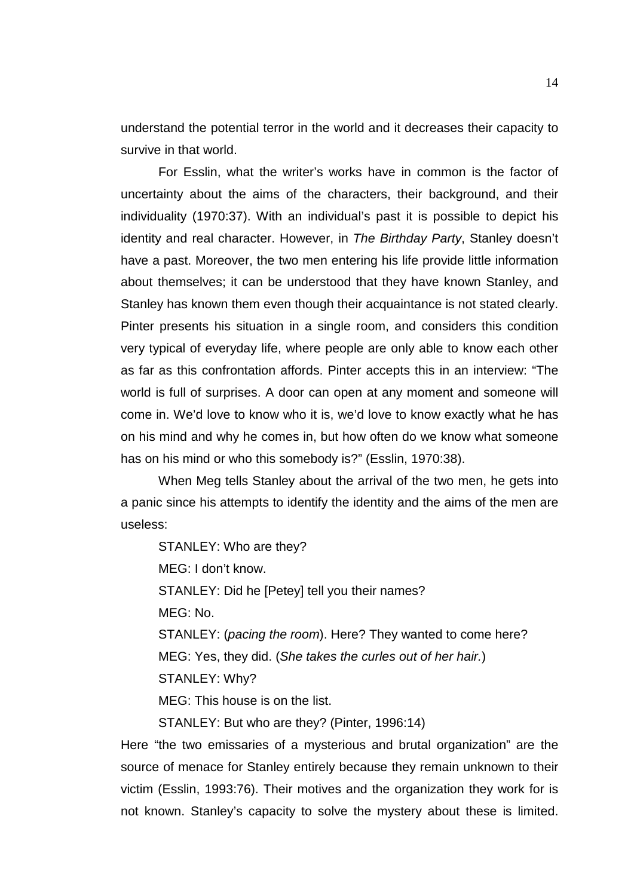understand the potential terror in the world and it decreases their capacity to survive in that world.

For Esslin, what the writer's works have in common is the factor of uncertainty about the aims of the characters, their background, and their individuality (1970:37). With an individual's past it is possible to depict his identity and real character. However, in *The Birthday Party*, Stanley doesn't have a past. Moreover, the two men entering his life provide little information about themselves; it can be understood that they have known Stanley, and Stanley has known them even though their acquaintance is not stated clearly. Pinter presents his situation in a single room, and considers this condition very typical of everyday life, where people are only able to know each other as far as this confrontation affords. Pinter accepts this in an interview: "The world is full of surprises. A door can open at any moment and someone will come in. We'd love to know who it is, we'd love to know exactly what he has on his mind and why he comes in, but how often do we know what someone has on his mind or who this somebody is?" (Esslin, 1970:38).

When Meg tells Stanley about the arrival of the two men, he gets into a panic since his attempts to identify the identity and the aims of the men are useless:

STANLEY: Who are they?

MEG: I don't know.

STANLEY: Did he [Petey] tell you their names?

MEG: No.

STANLEY: (*pacing the room*). Here? They wanted to come here?

MEG: Yes, they did. (*She takes the curles out of her hair.*)

STANLEY: Why?

MEG: This house is on the list.

STANLEY: But who are they? (Pinter, 1996:14)

Here "the two emissaries of a mysterious and brutal organization" are the source of menace for Stanley entirely because they remain unknown to their victim (Esslin, 1993:76). Their motives and the organization they work for is not known. Stanley's capacity to solve the mystery about these is limited.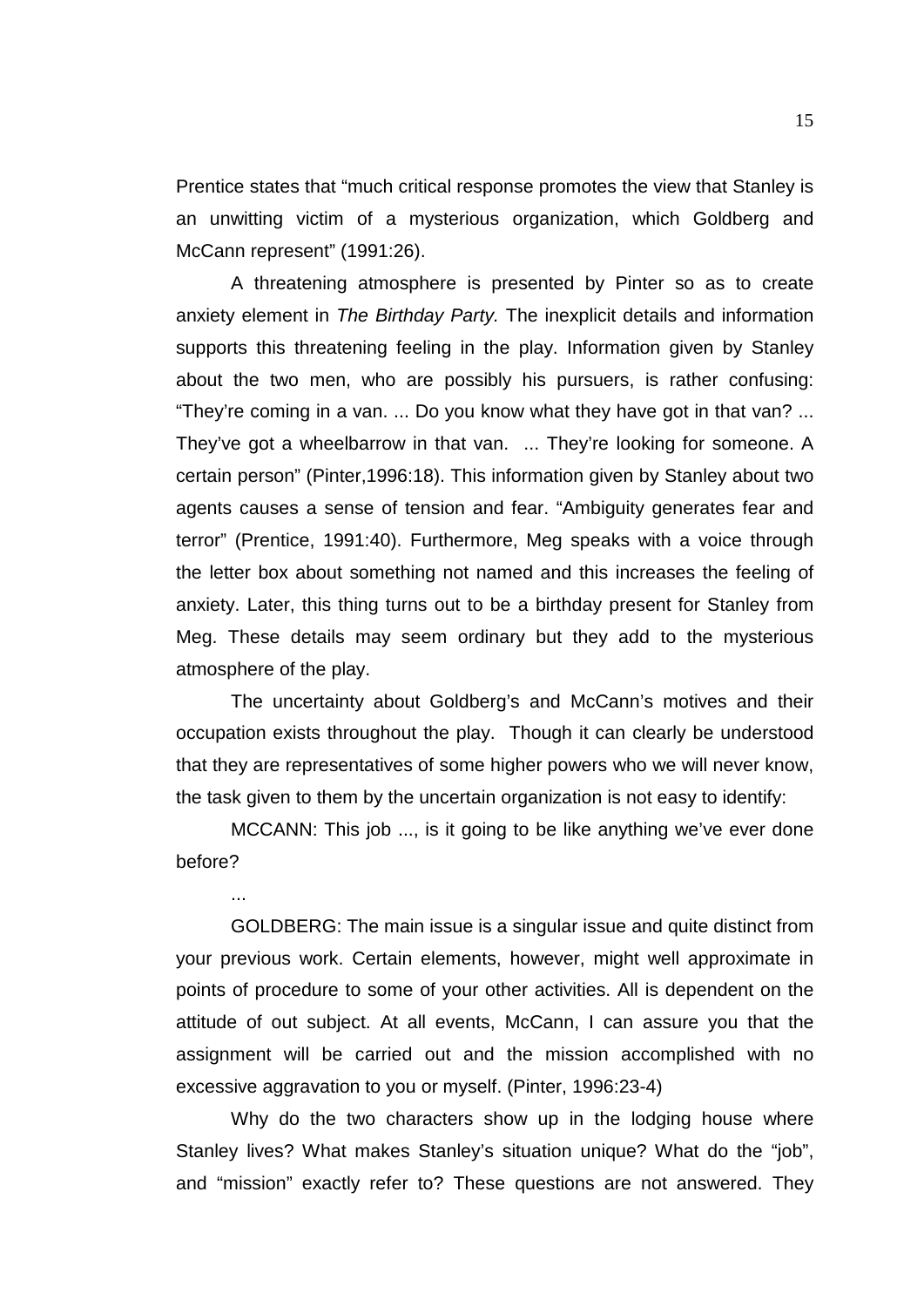Prentice states that "much critical response promotes the view that Stanley is an unwitting victim of a mysterious organization, which Goldberg and McCann represent" (1991:26).

A threatening atmosphere is presented by Pinter so as to create anxiety element in *The Birthday Party.* The inexplicit details and information supports this threatening feeling in the play. Information given by Stanley about the two men, who are possibly his pursuers, is rather confusing: "They're coming in a van. ... Do you know what they have got in that van? ... They've got a wheelbarrow in that van. ... They're looking for someone. A certain person" (Pinter,1996:18). This information given by Stanley about two agents causes a sense of tension and fear. "Ambiguity generates fear and terror" (Prentice, 1991:40). Furthermore, Meg speaks with a voice through the letter box about something not named and this increases the feeling of anxiety. Later, this thing turns out to be a birthday present for Stanley from Meg. These details may seem ordinary but they add to the mysterious atmosphere of the play.

The uncertainty about Goldberg's and McCann's motives and their occupation exists throughout the play. Though it can clearly be understood that they are representatives of some higher powers who we will never know, the task given to them by the uncertain organization is not easy to identify:

MCCANN: This job ..., is it going to be like anything we've ever done before?

...

GOLDBERG: The main issue is a singular issue and quite distinct from your previous work. Certain elements, however, might well approximate in points of procedure to some of your other activities. All is dependent on the attitude of out subject. At all events, McCann, I can assure you that the assignment will be carried out and the mission accomplished with no excessive aggravation to you or myself. (Pinter, 1996:23-4)

Why do the two characters show up in the lodging house where Stanley lives? What makes Stanley's situation unique? What do the "job", and "mission" exactly refer to? These questions are not answered. They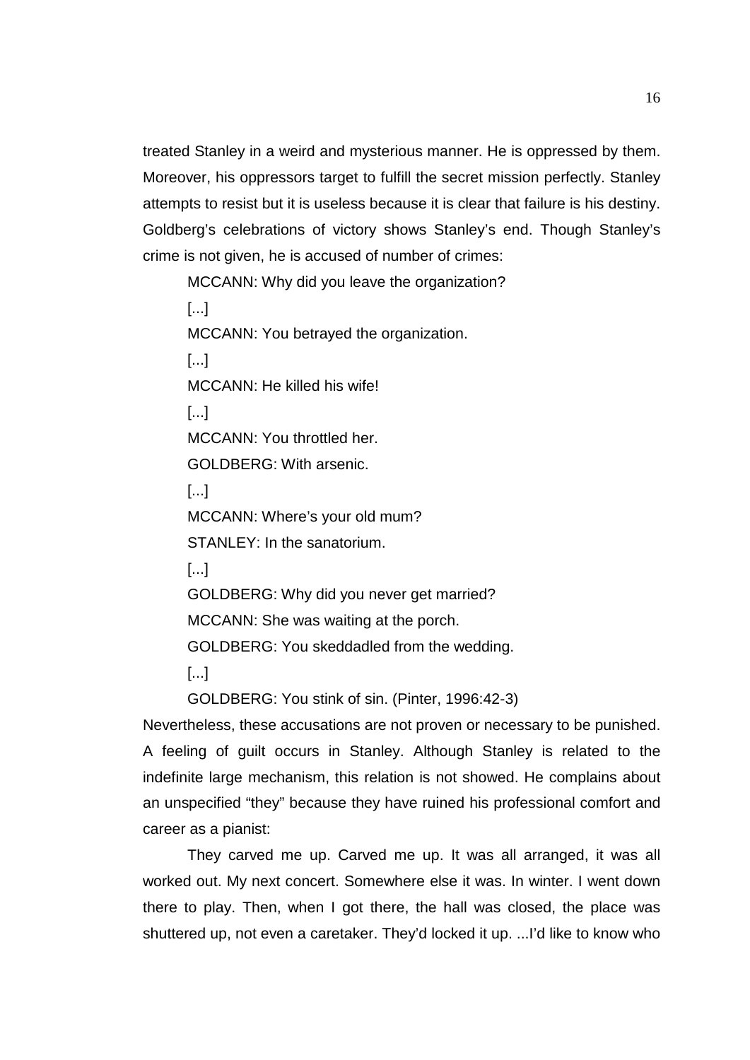treated Stanley in a weird and mysterious manner. He is oppressed by them. Moreover, his oppressors target to fulfill the secret mission perfectly. Stanley attempts to resist but it is useless because it is clear that failure is his destiny. Goldberg's celebrations of victory shows Stanley's end. Though Stanley's crime is not given, he is accused of number of crimes:

> MCCANN: Why did you leave the organization?
>
> [...]
>
> MCCANN: You betrayed the organization.
>
> [...]
>
> MCCANN: He killed his wife!
>
> [...]
>
> MCCANN: You throttled her.
>
> GOLDBERG: With arsenic.
>
> [...]
>
> MCCANN: Where's your old mum?
>
> STANLEY: In the sanatorium.
>
> [...]
>
> GOLDBERG: Why did you never get married?
>
> MCCANN: She was waiting at the porch.
>
> GOLDBERG: You skeddadled from the wedding.
>
> [...]
>
> GOLDBERG: You stink of sin. (Pinter, 1996:42-3)

Nevertheless, these accusations are not proven or necessary to be punished. A feeling of guilt occurs in Stanley. Although Stanley is related to the indefinite large mechanism, this relation is not showed. He complains about an unspecified "they" because they have ruined his professional comfort and career as a pianist:

> They carved me up. Carved me up. It was all arranged, it was all worked out. My next concert. Somewhere else it was. In winter. I went down there to play. Then, when I got there, the hall was closed, the place was shuttered up, not even a caretaker. They'd locked it up. ...I'd like to know who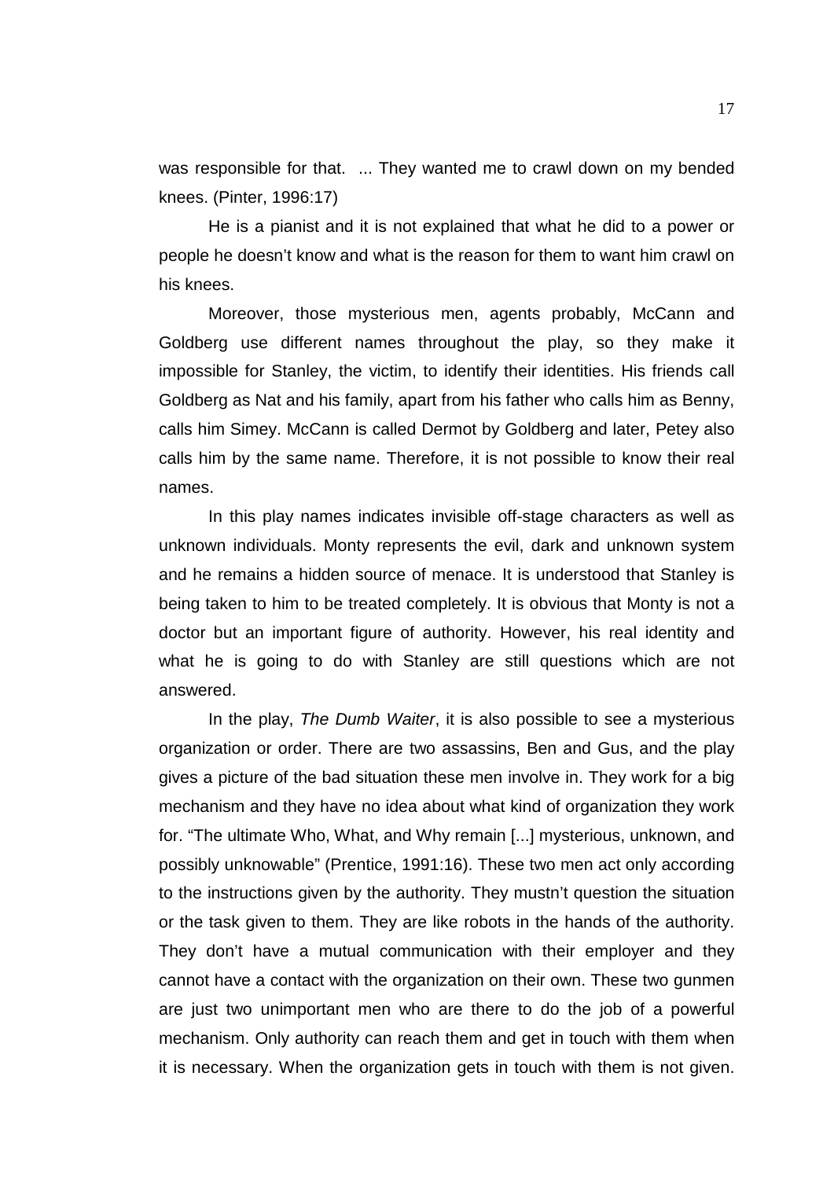was responsible for that. ... They wanted me to crawl down on my bended knees. (Pinter, 1996:17)

He is a pianist and it is not explained that what he did to a power or people he doesn't know and what is the reason for them to want him crawl on his knees.

Moreover, those mysterious men, agents probably, McCann and Goldberg use different names throughout the play, so they make it impossible for Stanley, the victim, to identify their identities. His friends call Goldberg as Nat and his family, apart from his father who calls him as Benny, calls him Simey. McCann is called Dermot by Goldberg and later, Petey also calls him by the same name. Therefore, it is not possible to know their real names.

In this play names indicates invisible off-stage characters as well as unknown individuals. Monty represents the evil, dark and unknown system and he remains a hidden source of menace. It is understood that Stanley is being taken to him to be treated completely. It is obvious that Monty is not a doctor but an important figure of authority. However, his real identity and what he is going to do with Stanley are still questions which are not answered.

In the play, *The Dumb Waiter*, it is also possible to see a mysterious organization or order. There are two assassins, Ben and Gus, and the play gives a picture of the bad situation these men involve in. They work for a big mechanism and they have no idea about what kind of organization they work for. "The ultimate Who, What, and Why remain [...] mysterious, unknown, and possibly unknowable" (Prentice, 1991:16). These two men act only according to the instructions given by the authority. They mustn't question the situation or the task given to them. They are like robots in the hands of the authority. They don't have a mutual communication with their employer and they cannot have a contact with the organization on their own. These two gunmen are just two unimportant men who are there to do the job of a powerful mechanism. Only authority can reach them and get in touch with them when it is necessary. When the organization gets in touch with them is not given.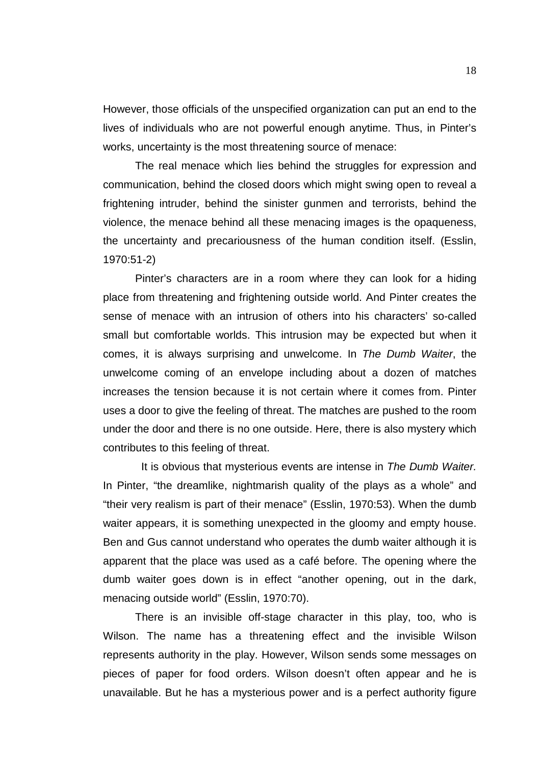However, those officials of the unspecified organization can put an end to the lives of individuals who are not powerful enough anytime. Thus, in Pinter's works, uncertainty is the most threatening source of menace:

> The real menace which lies behind the struggles for expression and communication, behind the closed doors which might swing open to reveal a frightening intruder, behind the sinister gunmen and terrorists, behind the violence, the menace behind all these menacing images is the opaqueness, the uncertainty and precariousness of the human condition itself. (Esslin, 1970:51-2)

Pinter's characters are in a room where they can look for a hiding place from threatening and frightening outside world. And Pinter creates the sense of menace with an intrusion of others into his characters' so-called small but comfortable worlds. This intrusion may be expected but when it comes, it is always surprising and unwelcome. In *The Dumb Waiter*, the unwelcome coming of an envelope including about a dozen of matches increases the tension because it is not certain where it comes from. Pinter uses a door to give the feeling of threat. The matches are pushed to the room under the door and there is no one outside. Here, there is also mystery which contributes to this feeling of threat.

It is obvious that mysterious events are intense in *The Dumb Waiter.* In Pinter, "the dreamlike, nightmarish quality of the plays as a whole" and "their very realism is part of their menace" (Esslin, 1970:53). When the dumb waiter appears, it is something unexpected in the gloomy and empty house. Ben and Gus cannot understand who operates the dumb waiter although it is apparent that the place was used as a café before. The opening where the dumb waiter goes down is in effect "another opening, out in the dark, menacing outside world" (Esslin, 1970:70).

There is an invisible off-stage character in this play, too, who is Wilson. The name has a threatening effect and the invisible Wilson represents authority in the play. However, Wilson sends some messages on pieces of paper for food orders. Wilson doesn't often appear and he is unavailable. But he has a mysterious power and is a perfect authority figure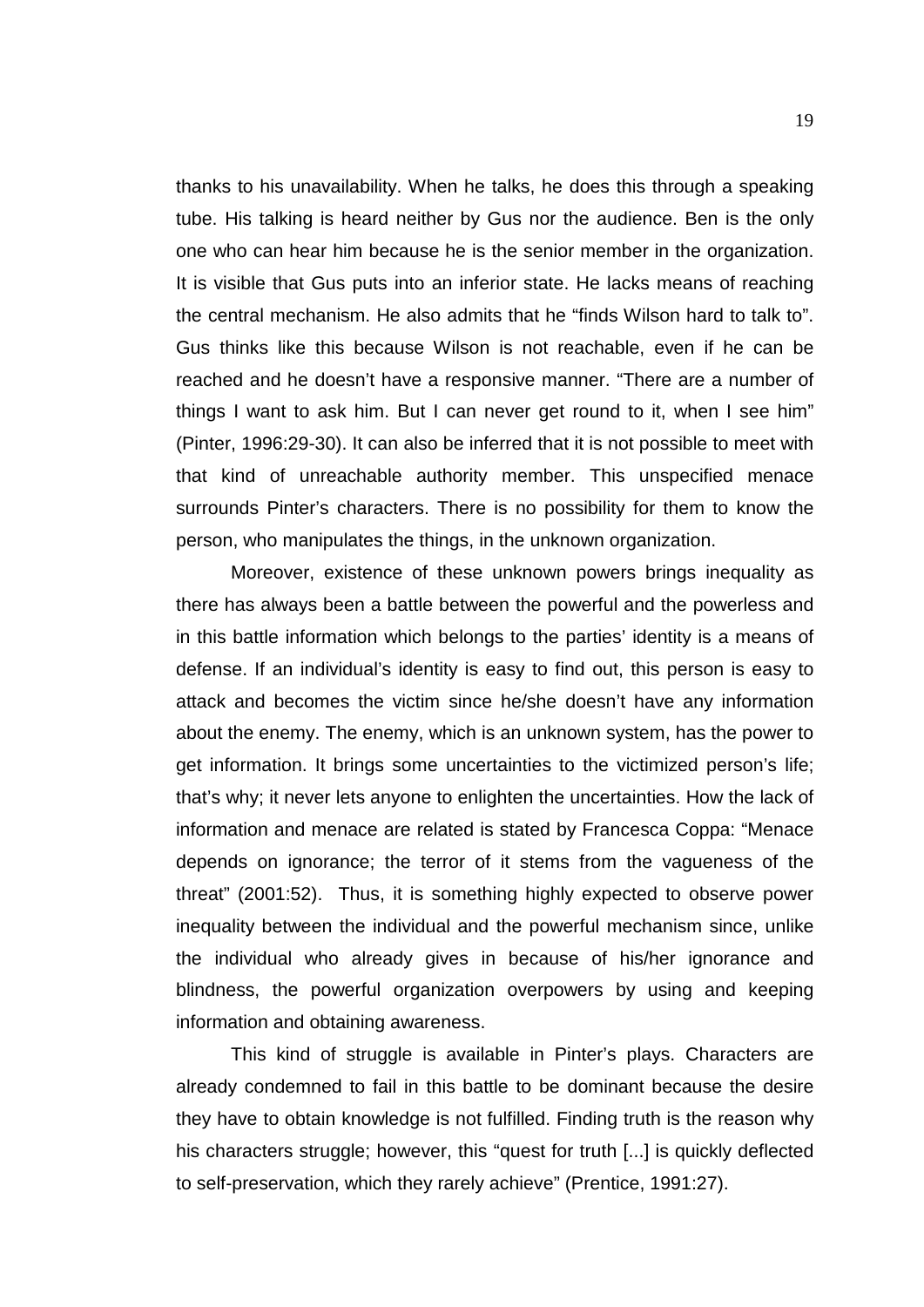thanks to his unavailability. When he talks, he does this through a speaking tube. His talking is heard neither by Gus nor the audience. Ben is the only one who can hear him because he is the senior member in the organization. It is visible that Gus puts into an inferior state. He lacks means of reaching the central mechanism. He also admits that he "finds Wilson hard to talk to". Gus thinks like this because Wilson is not reachable, even if he can be reached and he doesn't have a responsive manner. "There are a number of things I want to ask him. But I can never get round to it, when I see him" (Pinter, 1996:29-30). It can also be inferred that it is not possible to meet with that kind of unreachable authority member. This unspecified menace surrounds Pinter's characters. There is no possibility for them to know the person, who manipulates the things, in the unknown organization.

Moreover, existence of these unknown powers brings inequality as there has always been a battle between the powerful and the powerless and in this battle information which belongs to the parties' identity is a means of defense. If an individual's identity is easy to find out, this person is easy to attack and becomes the victim since he/she doesn't have any information about the enemy. The enemy, which is an unknown system, has the power to get information. It brings some uncertainties to the victimized person's life; that's why; it never lets anyone to enlighten the uncertainties. How the lack of information and menace are related is stated by Francesca Coppa: "Menace depends on ignorance; the terror of it stems from the vagueness of the threat" (2001:52). Thus, it is something highly expected to observe power inequality between the individual and the powerful mechanism since, unlike the individual who already gives in because of his/her ignorance and blindness, the powerful organization overpowers by using and keeping information and obtaining awareness.

This kind of struggle is available in Pinter's plays. Characters are already condemned to fail in this battle to be dominant because the desire they have to obtain knowledge is not fulfilled. Finding truth is the reason why his characters struggle; however, this "quest for truth [...] is quickly deflected to self-preservation, which they rarely achieve" (Prentice, 1991:27).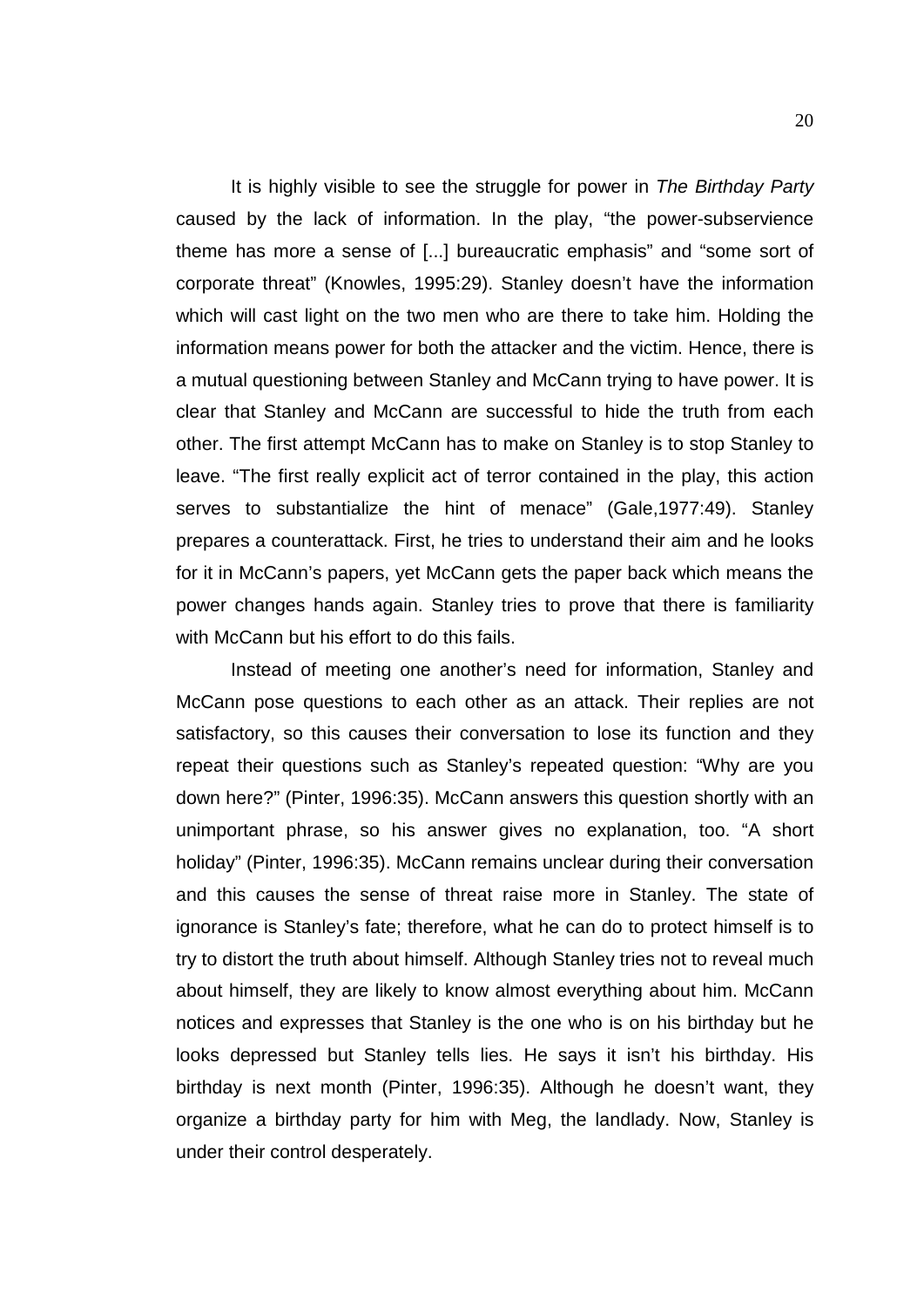It is highly visible to see the struggle for power in *The Birthday Party* caused by the lack of information. In the play, "the power-subservience theme has more a sense of [...] bureaucratic emphasis" and "some sort of corporate threat" (Knowles, 1995:29). Stanley doesn't have the information which will cast light on the two men who are there to take him. Holding the information means power for both the attacker and the victim. Hence, there is a mutual questioning between Stanley and McCann trying to have power. It is clear that Stanley and McCann are successful to hide the truth from each other. The first attempt McCann has to make on Stanley is to stop Stanley to leave. "The first really explicit act of terror contained in the play, this action serves to substantialize the hint of menace" (Gale,1977:49). Stanley prepares a counterattack. First, he tries to understand their aim and he looks for it in McCann's papers, yet McCann gets the paper back which means the power changes hands again. Stanley tries to prove that there is familiarity with McCann but his effort to do this fails.

Instead of meeting one another's need for information, Stanley and McCann pose questions to each other as an attack. Their replies are not satisfactory, so this causes their conversation to lose its function and they repeat their questions such as Stanley's repeated question: "Why are you down here?" (Pinter, 1996:35). McCann answers this question shortly with an unimportant phrase, so his answer gives no explanation, too. "A short holiday" (Pinter, 1996:35). McCann remains unclear during their conversation and this causes the sense of threat raise more in Stanley. The state of ignorance is Stanley's fate; therefore, what he can do to protect himself is to try to distort the truth about himself. Although Stanley tries not to reveal much about himself, they are likely to know almost everything about him. McCann notices and expresses that Stanley is the one who is on his birthday but he looks depressed but Stanley tells lies. He says it isn't his birthday. His birthday is next month (Pinter, 1996:35). Although he doesn't want, they organize a birthday party for him with Meg, the landlady. Now, Stanley is under their control desperately.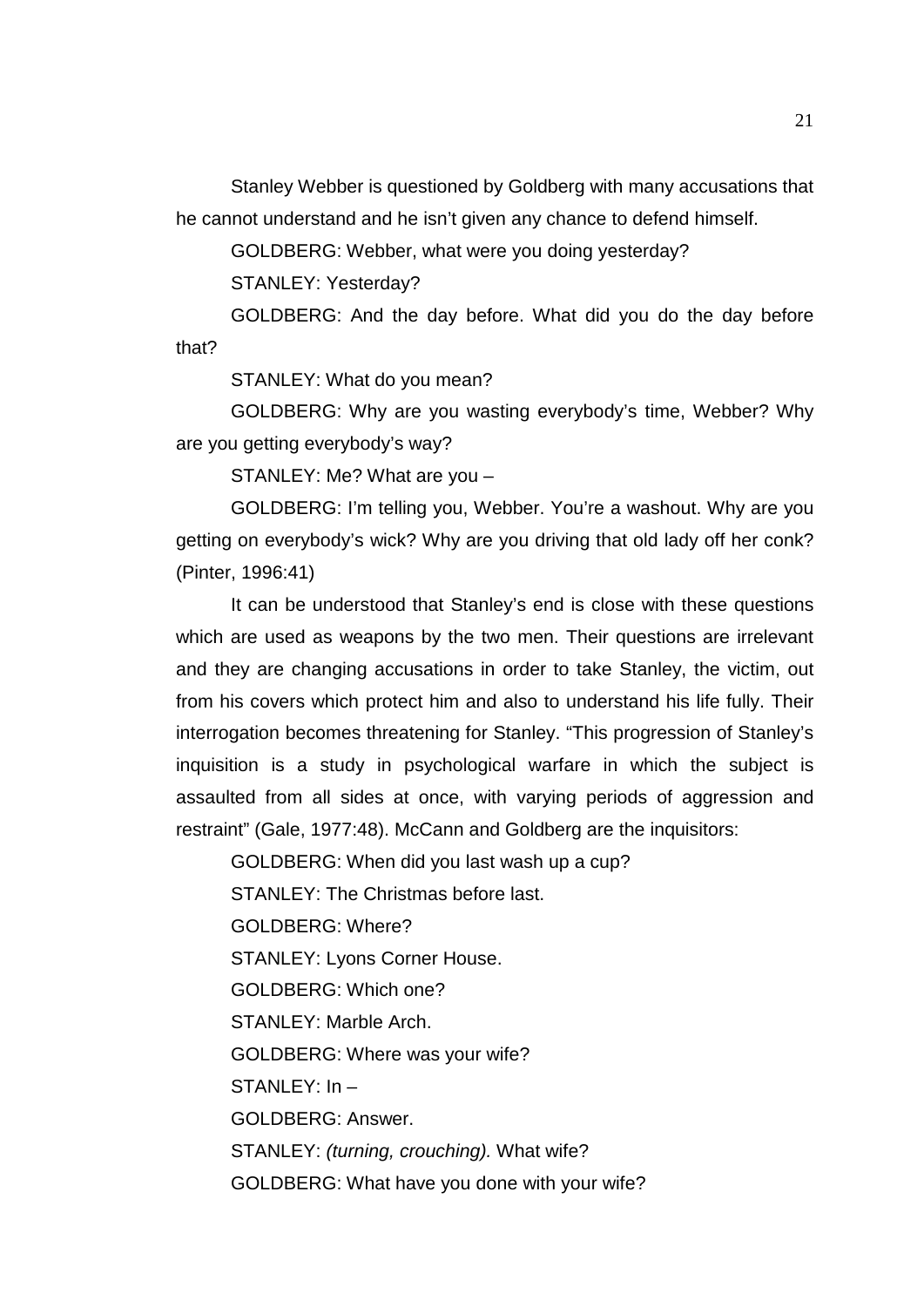Stanley Webber is questioned by Goldberg with many accusations that he cannot understand and he isn't given any chance to defend himself.

GOLDBERG: Webber, what were you doing yesterday?

STANLEY: Yesterday?

GOLDBERG: And the day before. What did you do the day before that?

STANLEY: What do you mean?

GOLDBERG: Why are you wasting everybody's time, Webber? Why are you getting everybody's way?

STANLEY: Me? What are you –

GOLDBERG: I'm telling you, Webber. You're a washout. Why are you getting on everybody's wick? Why are you driving that old lady off her conk? (Pinter, 1996:41)

It can be understood that Stanley's end is close with these questions which are used as weapons by the two men. Their questions are irrelevant and they are changing accusations in order to take Stanley, the victim, out from his covers which protect him and also to understand his life fully. Their interrogation becomes threatening for Stanley. "This progression of Stanley's inquisition is a study in psychological warfare in which the subject is assaulted from all sides at once, with varying periods of aggression and restraint" (Gale, 1977:48). McCann and Goldberg are the inquisitors:

GOLDBERG: When did you last wash up a cup?

STANLEY: The Christmas before last.

GOLDBERG: Where?

STANLEY: Lyons Corner House.

GOLDBERG: Which one?

STANLEY: Marble Arch.

GOLDBERG: Where was your wife?

STANLEY: In –

GOLDBERG: Answer.

STANLEY: *(turning, crouching).* What wife?

GOLDBERG: What have you done with your wife?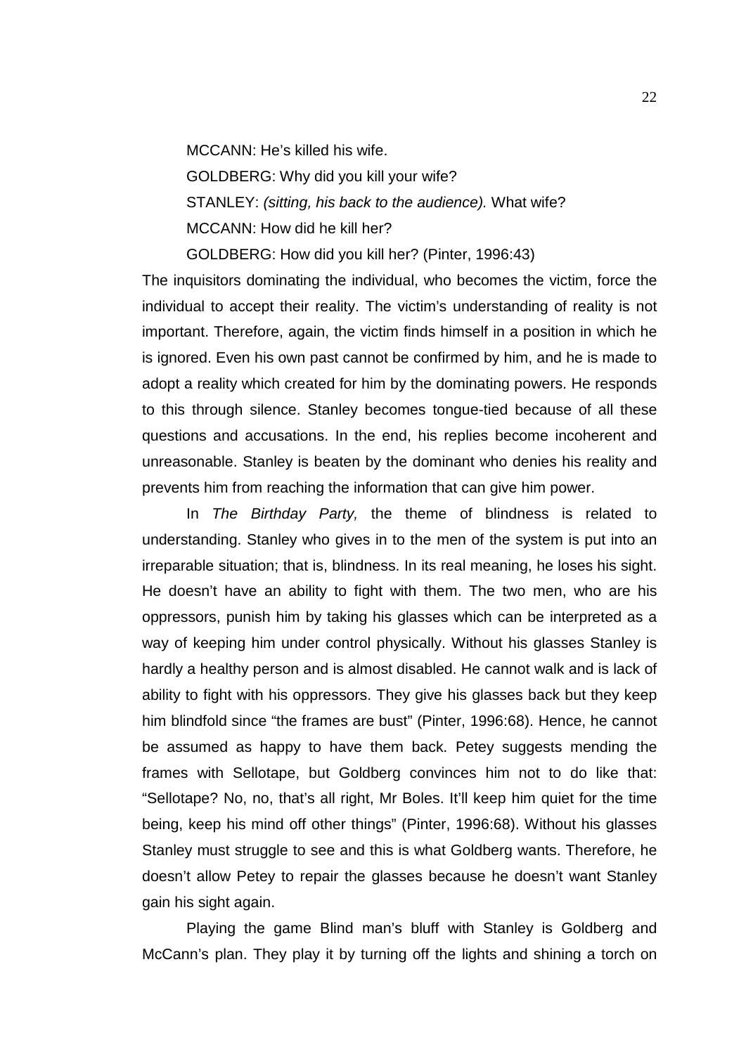MCCANN: He's killed his wife.

GOLDBERG: Why did you kill your wife?

STANLEY: *(sitting, his back to the audience).* What wife?

MCCANN: How did he kill her?

GOLDBERG: How did you kill her? (Pinter, 1996:43)

The inquisitors dominating the individual, who becomes the victim, force the individual to accept their reality. The victim's understanding of reality is not important. Therefore, again, the victim finds himself in a position in which he is ignored. Even his own past cannot be confirmed by him, and he is made to adopt a reality which created for him by the dominating powers. He responds to this through silence. Stanley becomes tongue-tied because of all these questions and accusations. In the end, his replies become incoherent and unreasonable. Stanley is beaten by the dominant who denies his reality and prevents him from reaching the information that can give him power.

In *The Birthday Party,* the theme of blindness is related to understanding. Stanley who gives in to the men of the system is put into an irreparable situation; that is, blindness. In its real meaning, he loses his sight. He doesn't have an ability to fight with them. The two men, who are his oppressors, punish him by taking his glasses which can be interpreted as a way of keeping him under control physically. Without his glasses Stanley is hardly a healthy person and is almost disabled. He cannot walk and is lack of ability to fight with his oppressors. They give his glasses back but they keep him blindfold since "the frames are bust" (Pinter, 1996:68). Hence, he cannot be assumed as happy to have them back. Petey suggests mending the frames with Sellotape, but Goldberg convinces him not to do like that: "Sellotape? No, no, that's all right, Mr Boles. It'll keep him quiet for the time being, keep his mind off other things" (Pinter, 1996:68). Without his glasses Stanley must struggle to see and this is what Goldberg wants. Therefore, he doesn't allow Petey to repair the glasses because he doesn't want Stanley gain his sight again.

Playing the game Blind man's bluff with Stanley is Goldberg and McCann's plan. They play it by turning off the lights and shining a torch on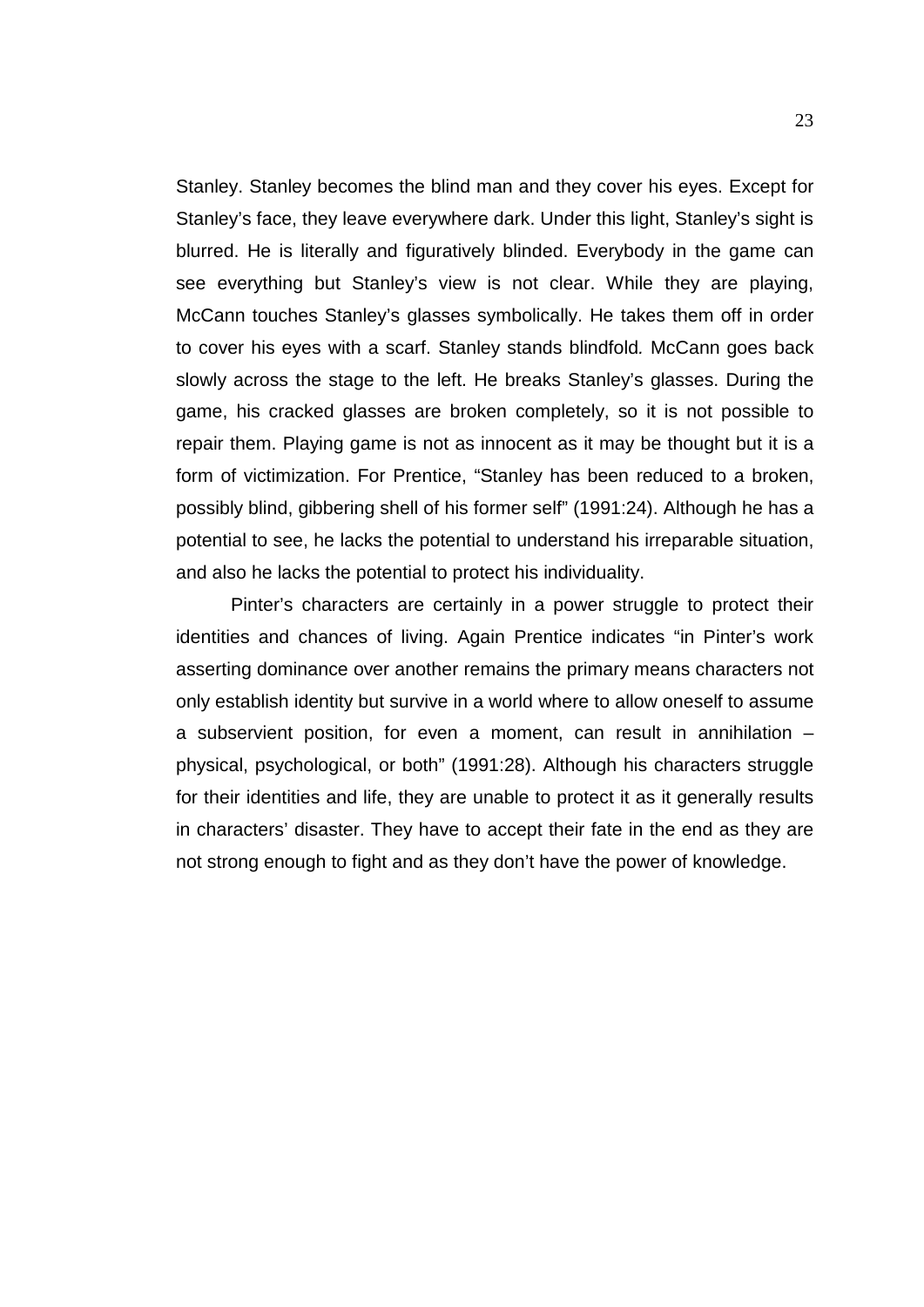Stanley. Stanley becomes the blind man and they cover his eyes. Except for Stanley's face, they leave everywhere dark. Under this light, Stanley's sight is blurred. He is literally and figuratively blinded. Everybody in the game can see everything but Stanley's view is not clear. While they are playing, McCann touches Stanley's glasses symbolically. He takes them off in order to cover his eyes with a scarf. Stanley stands blindfold*.* McCann goes back slowly across the stage to the left. He breaks Stanley's glasses. During the game, his cracked glasses are broken completely, so it is not possible to repair them. Playing game is not as innocent as it may be thought but it is a form of victimization. For Prentice, "Stanley has been reduced to a broken, possibly blind, gibbering shell of his former self" (1991:24). Although he has a potential to see, he lacks the potential to understand his irreparable situation, and also he lacks the potential to protect his individuality.

Pinter's characters are certainly in a power struggle to protect their identities and chances of living. Again Prentice indicates "in Pinter's work asserting dominance over another remains the primary means characters not only establish identity but survive in a world where to allow oneself to assume a subservient position, for even a moment, can result in annihilation – physical, psychological, or both" (1991:28). Although his characters struggle for their identities and life, they are unable to protect it as it generally results in characters' disaster. They have to accept their fate in the end as they are not strong enough to fight and as they don't have the power of knowledge.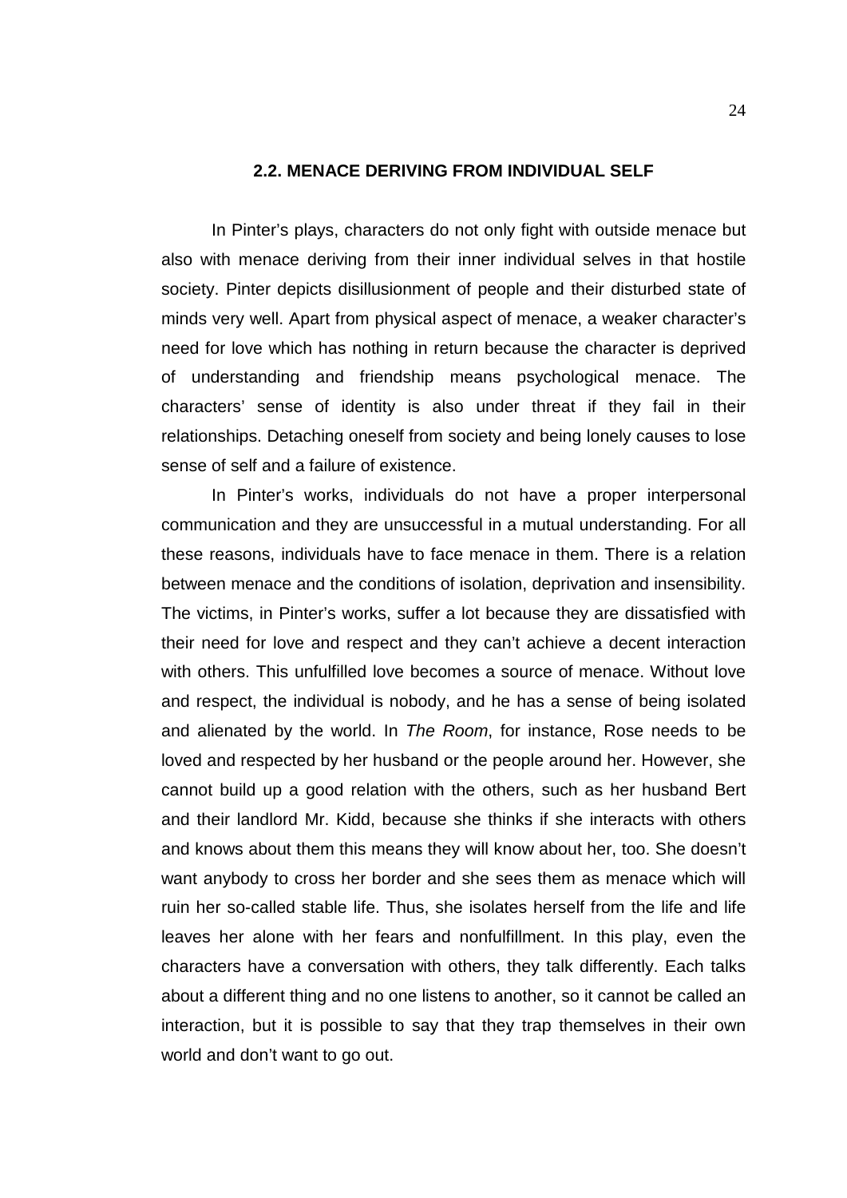## 2.2. MENACE DERIVING FROM INDIVIDUAL SELF

In Pinter's plays, characters do not only fight with outside menace but also with menace deriving from their inner individual selves in that hostile society. Pinter depicts disillusionment of people and their disturbed state of minds very well. Apart from physical aspect of menace, a weaker character's need for love which has nothing in return because the character is deprived of understanding and friendship means psychological menace. The characters' sense of identity is also under threat if they fail in their relationships. Detaching oneself from society and being lonely causes to lose sense of self and a failure of existence.

In Pinter's works, individuals do not have a proper interpersonal communication and they are unsuccessful in a mutual understanding. For all these reasons, individuals have to face menace in them. There is a relation between menace and the conditions of isolation, deprivation and insensibility. The victims, in Pinter's works, suffer a lot because they are dissatisfied with their need for love and respect and they can't achieve a decent interaction with others. This unfulfilled love becomes a source of menace. Without love and respect, the individual is nobody, and he has a sense of being isolated and alienated by the world. In *The Room*, for instance, Rose needs to be loved and respected by her husband or the people around her. However, she cannot build up a good relation with the others, such as her husband Bert and their landlord Mr. Kidd, because she thinks if she interacts with others and knows about them this means they will know about her, too. She doesn't want anybody to cross her border and she sees them as menace which will ruin her so-called stable life. Thus, she isolates herself from the life and life leaves her alone with her fears and nonfulfillment. In this play, even the characters have a conversation with others, they talk differently. Each talks about a different thing and no one listens to another, so it cannot be called an interaction, but it is possible to say that they trap themselves in their own world and don't want to go out.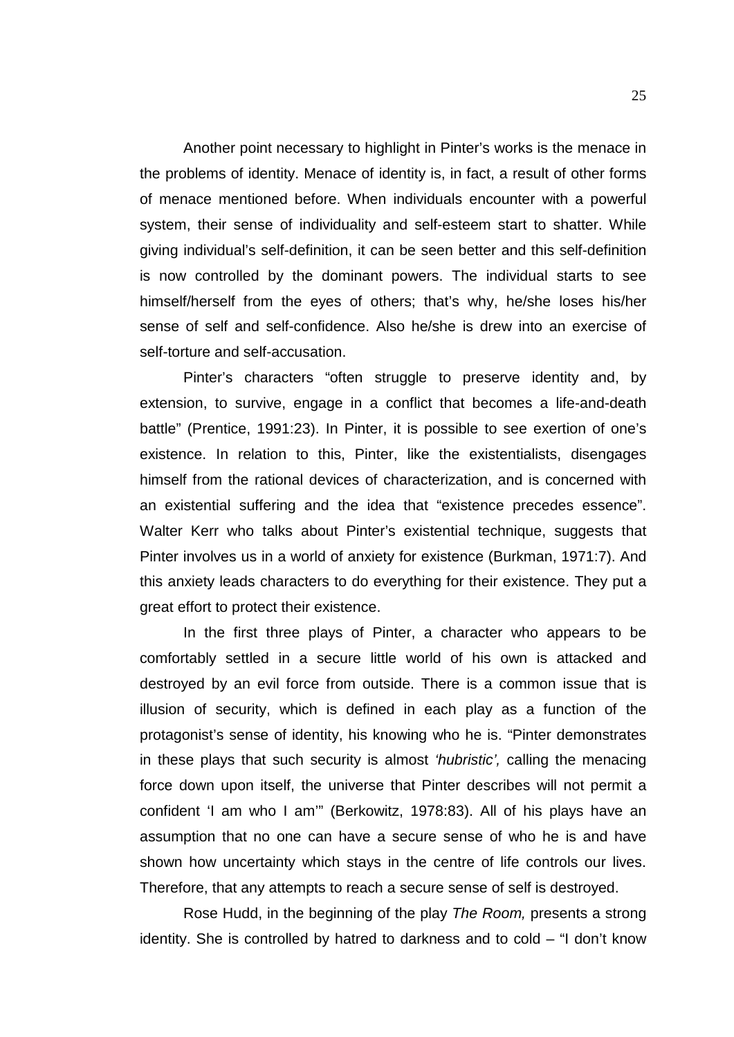Another point necessary to highlight in Pinter's works is the menace in the problems of identity. Menace of identity is, in fact, a result of other forms of menace mentioned before. When individuals encounter with a powerful system, their sense of individuality and self-esteem start to shatter. While giving individual's self-definition, it can be seen better and this self-definition is now controlled by the dominant powers. The individual starts to see himself/herself from the eyes of others; that's why, he/she loses his/her sense of self and self-confidence. Also he/she is drew into an exercise of self-torture and self-accusation.

Pinter's characters "often struggle to preserve identity and, by extension, to survive, engage in a conflict that becomes a life-and-death battle" (Prentice, 1991:23). In Pinter, it is possible to see exertion of one's existence. In relation to this, Pinter, like the existentialists, disengages himself from the rational devices of characterization, and is concerned with an existential suffering and the idea that "existence precedes essence". Walter Kerr who talks about Pinter's existential technique, suggests that Pinter involves us in a world of anxiety for existence (Burkman, 1971:7). And this anxiety leads characters to do everything for their existence. They put a great effort to protect their existence.

In the first three plays of Pinter, a character who appears to be comfortably settled in a secure little world of his own is attacked and destroyed by an evil force from outside. There is a common issue that is illusion of security, which is defined in each play as a function of the protagonist's sense of identity, his knowing who he is. "Pinter demonstrates in these plays that such security is almost *'hubristic',* calling the menacing force down upon itself, the universe that Pinter describes will not permit a confident 'I am who I am'" (Berkowitz, 1978:83). All of his plays have an assumption that no one can have a secure sense of who he is and have shown how uncertainty which stays in the centre of life controls our lives. Therefore, that any attempts to reach a secure sense of self is destroyed.

Rose Hudd, in the beginning of the play *The Room,* presents a strong identity. She is controlled by hatred to darkness and to cold – "I don't know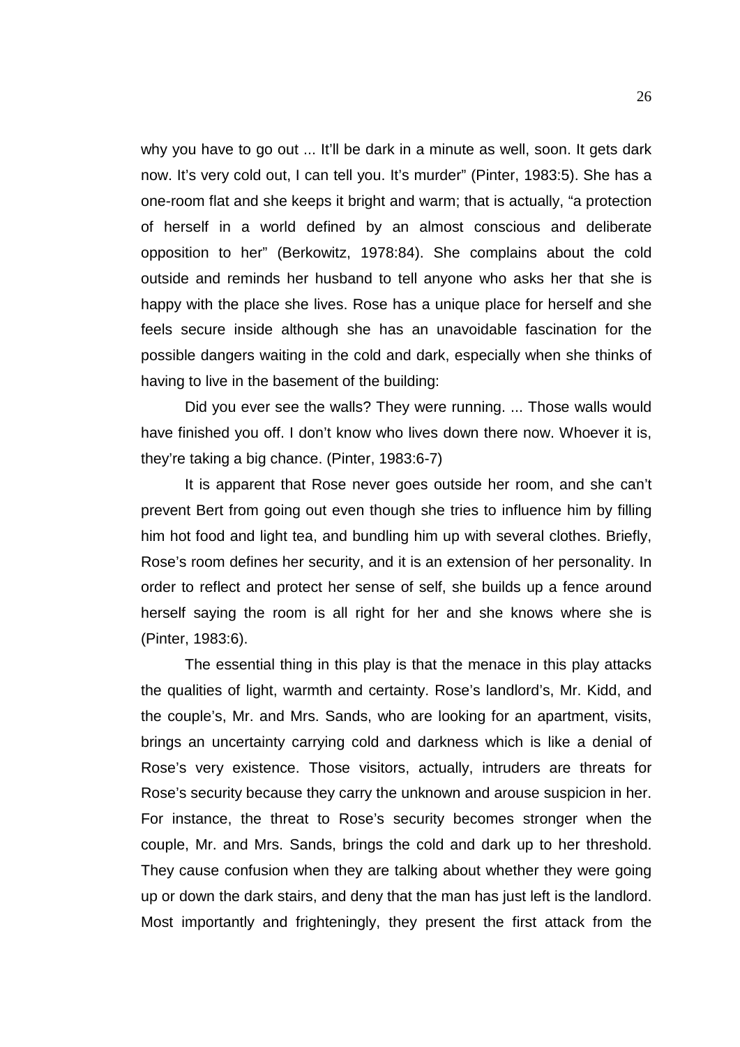why you have to go out ... It'll be dark in a minute as well, soon. It gets dark now. It's very cold out, I can tell you. It's murder" (Pinter, 1983:5). She has a one-room flat and she keeps it bright and warm; that is actually, "a protection of herself in a world defined by an almost conscious and deliberate opposition to her" (Berkowitz, 1978:84). She complains about the cold outside and reminds her husband to tell anyone who asks her that she is happy with the place she lives. Rose has a unique place for herself and she feels secure inside although she has an unavoidable fascination for the possible dangers waiting in the cold and dark, especially when she thinks of having to live in the basement of the building:

Did you ever see the walls? They were running. ... Those walls would have finished you off. I don't know who lives down there now. Whoever it is, they're taking a big chance. (Pinter, 1983:6-7)

It is apparent that Rose never goes outside her room, and she can't prevent Bert from going out even though she tries to influence him by filling him hot food and light tea, and bundling him up with several clothes. Briefly, Rose's room defines her security, and it is an extension of her personality. In order to reflect and protect her sense of self, she builds up a fence around herself saying the room is all right for her and she knows where she is (Pinter, 1983:6).

The essential thing in this play is that the menace in this play attacks the qualities of light, warmth and certainty. Rose's landlord's, Mr. Kidd, and the couple's, Mr. and Mrs. Sands, who are looking for an apartment, visits, brings an uncertainty carrying cold and darkness which is like a denial of Rose's very existence. Those visitors, actually, intruders are threats for Rose's security because they carry the unknown and arouse suspicion in her. For instance, the threat to Rose's security becomes stronger when the couple, Mr. and Mrs. Sands, brings the cold and dark up to her threshold. They cause confusion when they are talking about whether they were going up or down the dark stairs, and deny that the man has just left is the landlord. Most importantly and frighteningly, they present the first attack from the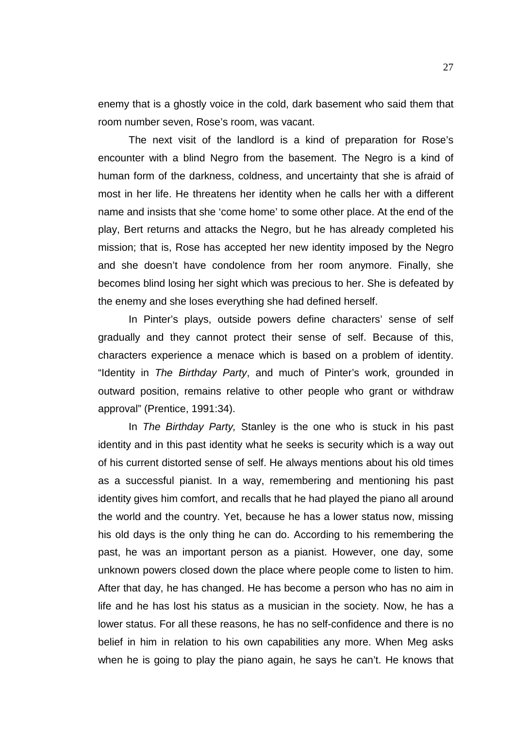enemy that is a ghostly voice in the cold, dark basement who said them that room number seven, Rose's room, was vacant.

The next visit of the landlord is a kind of preparation for Rose's encounter with a blind Negro from the basement. The Negro is a kind of human form of the darkness, coldness, and uncertainty that she is afraid of most in her life. He threatens her identity when he calls her with a different name and insists that she 'come home' to some other place. At the end of the play, Bert returns and attacks the Negro, but he has already completed his mission; that is, Rose has accepted her new identity imposed by the Negro and she doesn't have condolence from her room anymore. Finally, she becomes blind losing her sight which was precious to her. She is defeated by the enemy and she loses everything she had defined herself.

In Pinter's plays, outside powers define characters' sense of self gradually and they cannot protect their sense of self. Because of this, characters experience a menace which is based on a problem of identity. "Identity in *The Birthday Party*, and much of Pinter's work, grounded in outward position, remains relative to other people who grant or withdraw approval" (Prentice, 1991:34).

In *The Birthday Party,* Stanley is the one who is stuck in his past identity and in this past identity what he seeks is security which is a way out of his current distorted sense of self. He always mentions about his old times as a successful pianist. In a way, remembering and mentioning his past identity gives him comfort, and recalls that he had played the piano all around the world and the country. Yet, because he has a lower status now, missing his old days is the only thing he can do. According to his remembering the past, he was an important person as a pianist. However, one day, some unknown powers closed down the place where people come to listen to him. After that day, he has changed. He has become a person who has no aim in life and he has lost his status as a musician in the society. Now, he has a lower status. For all these reasons, he has no self-confidence and there is no belief in him in relation to his own capabilities any more. When Meg asks when he is going to play the piano again, he says he can't. He knows that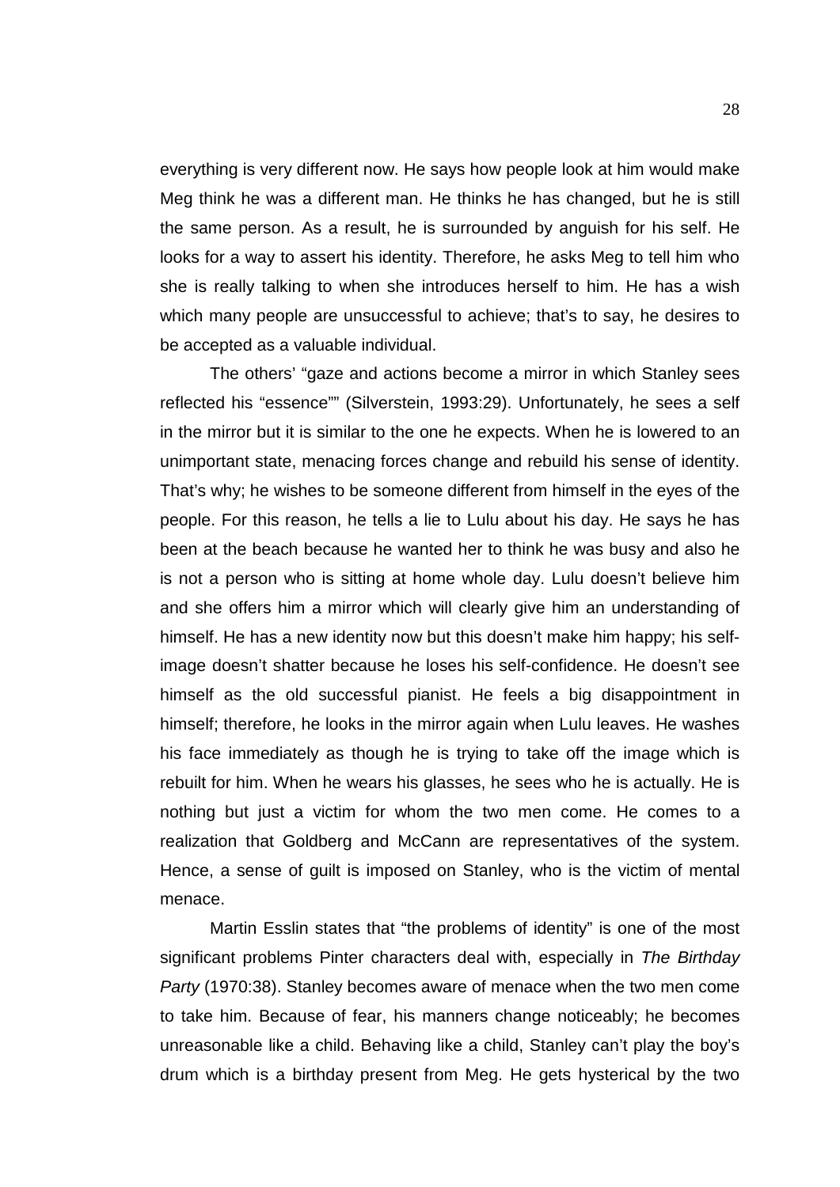everything is very different now. He says how people look at him would make Meg think he was a different man. He thinks he has changed, but he is still the same person. As a result, he is surrounded by anguish for his self. He looks for a way to assert his identity. Therefore, he asks Meg to tell him who she is really talking to when she introduces herself to him. He has a wish which many people are unsuccessful to achieve; that's to say, he desires to be accepted as a valuable individual.

The others' "gaze and actions become a mirror in which Stanley sees reflected his "essence"" (Silverstein, 1993:29). Unfortunately, he sees a self in the mirror but it is similar to the one he expects. When he is lowered to an unimportant state, menacing forces change and rebuild his sense of identity. That's why; he wishes to be someone different from himself in the eyes of the people. For this reason, he tells a lie to Lulu about his day. He says he has been at the beach because he wanted her to think he was busy and also he is not a person who is sitting at home whole day. Lulu doesn't believe him and she offers him a mirror which will clearly give him an understanding of himself. He has a new identity now but this doesn't make him happy; his self-image doesn't shatter because he loses his self-confidence. He doesn't see himself as the old successful pianist. He feels a big disappointment in himself; therefore, he looks in the mirror again when Lulu leaves. He washes his face immediately as though he is trying to take off the image which is rebuilt for him. When he wears his glasses, he sees who he is actually. He is nothing but just a victim for whom the two men come. He comes to a realization that Goldberg and McCann are representatives of the system. Hence, a sense of guilt is imposed on Stanley, who is the victim of mental menace.

Martin Esslin states that "the problems of identity" is one of the most significant problems Pinter characters deal with, especially in *The Birthday Party* (1970:38). Stanley becomes aware of menace when the two men come to take him. Because of fear, his manners change noticeably; he becomes unreasonable like a child. Behaving like a child, Stanley can't play the boy's drum which is a birthday present from Meg. He gets hysterical by the two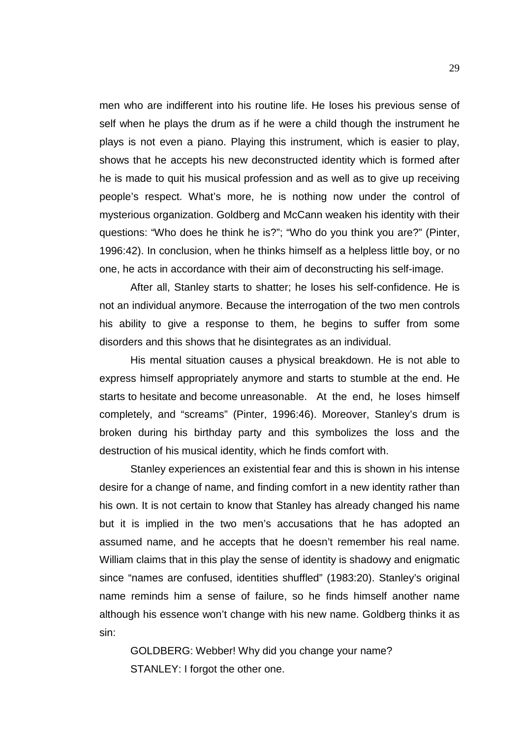men who are indifferent into his routine life. He loses his previous sense of self when he plays the drum as if he were a child though the instrument he plays is not even a piano. Playing this instrument, which is easier to play, shows that he accepts his new deconstructed identity which is formed after he is made to quit his musical profession and as well as to give up receiving people's respect. What's more, he is nothing now under the control of mysterious organization. Goldberg and McCann weaken his identity with their questions: "Who does he think he is?"; "Who do you think you are?" (Pinter, 1996:42). In conclusion, when he thinks himself as a helpless little boy, or no one, he acts in accordance with their aim of deconstructing his self-image.

After all, Stanley starts to shatter; he loses his self-confidence. He is not an individual anymore. Because the interrogation of the two men controls his ability to give a response to them, he begins to suffer from some disorders and this shows that he disintegrates as an individual.

His mental situation causes a physical breakdown. He is not able to express himself appropriately anymore and starts to stumble at the end. He starts to hesitate and become unreasonable. At the end, he loses himself completely, and "screams" (Pinter, 1996:46). Moreover, Stanley's drum is broken during his birthday party and this symbolizes the loss and the destruction of his musical identity, which he finds comfort with.

Stanley experiences an existential fear and this is shown in his intense desire for a change of name, and finding comfort in a new identity rather than his own. It is not certain to know that Stanley has already changed his name but it is implied in the two men's accusations that he has adopted an assumed name, and he accepts that he doesn't remember his real name. William claims that in this play the sense of identity is shadowy and enigmatic since "names are confused, identities shuffled" (1983:20). Stanley's original name reminds him a sense of failure, so he finds himself another name although his essence won't change with his new name. Goldberg thinks it as sin:

GOLDBERG: Webber! Why did you change your name?

STANLEY: I forgot the other one.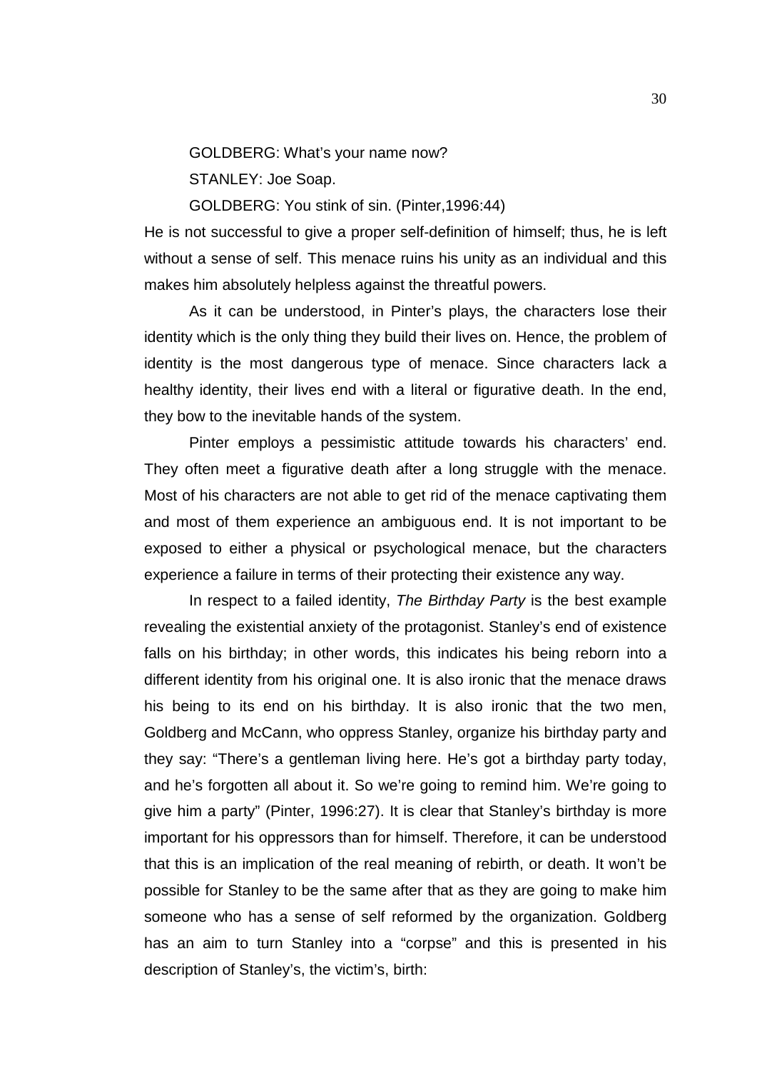GOLDBERG: What's your name now?

STANLEY: Joe Soap.

GOLDBERG: You stink of sin. (Pinter,1996:44)

He is not successful to give a proper self-definition of himself; thus, he is left without a sense of self. This menace ruins his unity as an individual and this makes him absolutely helpless against the threatful powers.

As it can be understood, in Pinter's plays, the characters lose their identity which is the only thing they build their lives on. Hence, the problem of identity is the most dangerous type of menace. Since characters lack a healthy identity, their lives end with a literal or figurative death. In the end, they bow to the inevitable hands of the system.

Pinter employs a pessimistic attitude towards his characters' end. They often meet a figurative death after a long struggle with the menace. Most of his characters are not able to get rid of the menace captivating them and most of them experience an ambiguous end. It is not important to be exposed to either a physical or psychological menace, but the characters experience a failure in terms of their protecting their existence any way.

In respect to a failed identity, *The Birthday Party* is the best example revealing the existential anxiety of the protagonist. Stanley's end of existence falls on his birthday; in other words, this indicates his being reborn into a different identity from his original one. It is also ironic that the menace draws his being to its end on his birthday. It is also ironic that the two men, Goldberg and McCann, who oppress Stanley, organize his birthday party and they say: "There's a gentleman living here. He's got a birthday party today, and he's forgotten all about it. So we're going to remind him. We're going to give him a party" (Pinter, 1996:27). It is clear that Stanley's birthday is more important for his oppressors than for himself. Therefore, it can be understood that this is an implication of the real meaning of rebirth, or death. It won't be possible for Stanley to be the same after that as they are going to make him someone who has a sense of self reformed by the organization. Goldberg has an aim to turn Stanley into a "corpse" and this is presented in his description of Stanley's, the victim's, birth: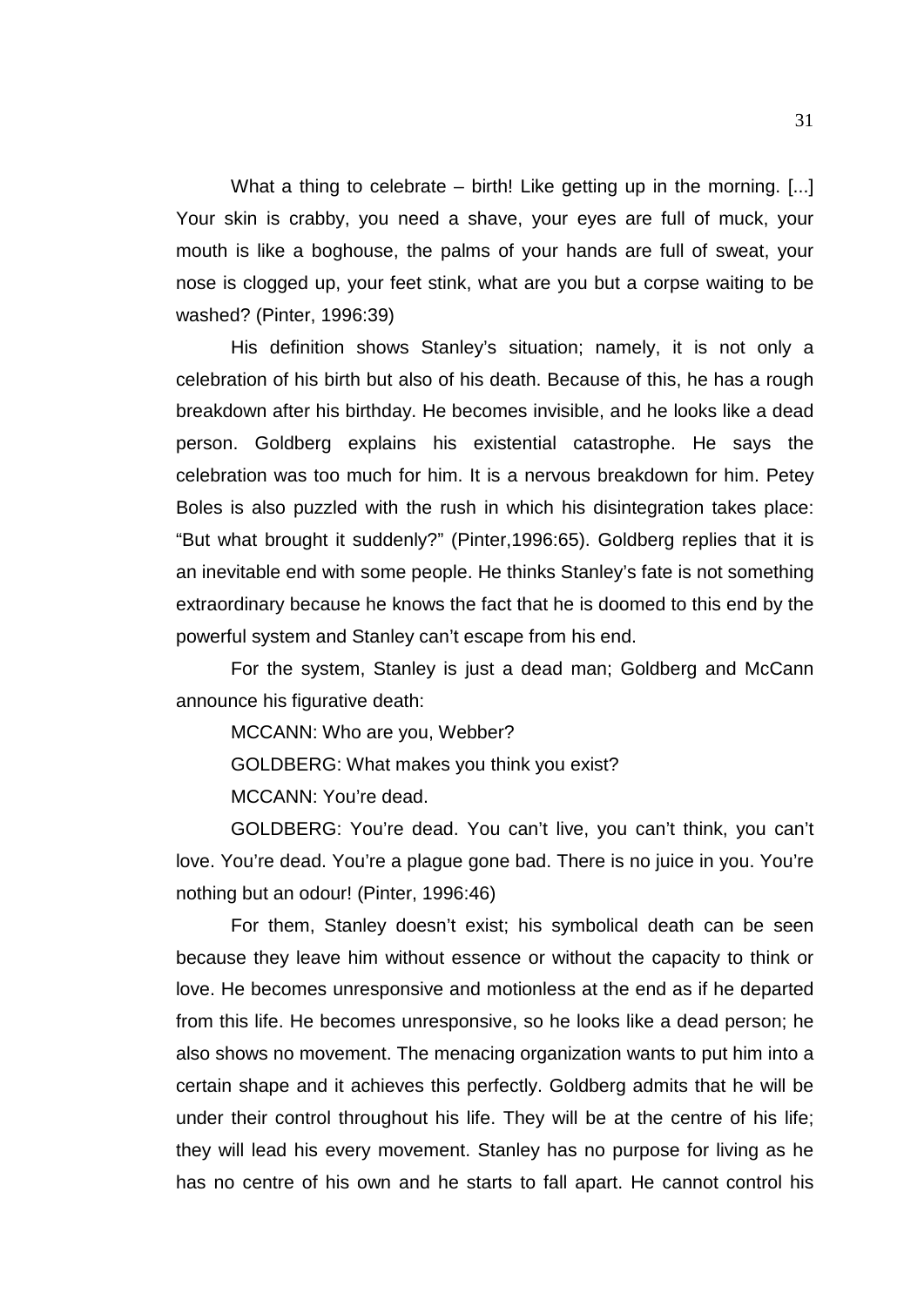What a thing to celebrate – birth! Like getting up in the morning. [...] Your skin is crabby, you need a shave, your eyes are full of muck, your mouth is like a boghouse, the palms of your hands are full of sweat, your nose is clogged up, your feet stink, what are you but a corpse waiting to be washed? (Pinter, 1996:39)

His definition shows Stanley's situation; namely, it is not only a celebration of his birth but also of his death. Because of this, he has a rough breakdown after his birthday. He becomes invisible, and he looks like a dead person. Goldberg explains his existential catastrophe. He says the celebration was too much for him. It is a nervous breakdown for him. Petey Boles is also puzzled with the rush in which his disintegration takes place: "But what brought it suddenly?" (Pinter,1996:65). Goldberg replies that it is an inevitable end with some people. He thinks Stanley's fate is not something extraordinary because he knows the fact that he is doomed to this end by the powerful system and Stanley can't escape from his end.

For the system, Stanley is just a dead man; Goldberg and McCann announce his figurative death:

MCCANN: Who are you, Webber?

GOLDBERG: What makes you think you exist?

MCCANN: You're dead.

GOLDBERG: You're dead. You can't live, you can't think, you can't love. You're dead. You're a plague gone bad. There is no juice in you. You're nothing but an odour! (Pinter, 1996:46)

For them, Stanley doesn't exist; his symbolical death can be seen because they leave him without essence or without the capacity to think or love. He becomes unresponsive and motionless at the end as if he departed from this life. He becomes unresponsive, so he looks like a dead person; he also shows no movement. The menacing organization wants to put him into a certain shape and it achieves this perfectly. Goldberg admits that he will be under their control throughout his life. They will be at the centre of his life; they will lead his every movement. Stanley has no purpose for living as he has no centre of his own and he starts to fall apart. He cannot control his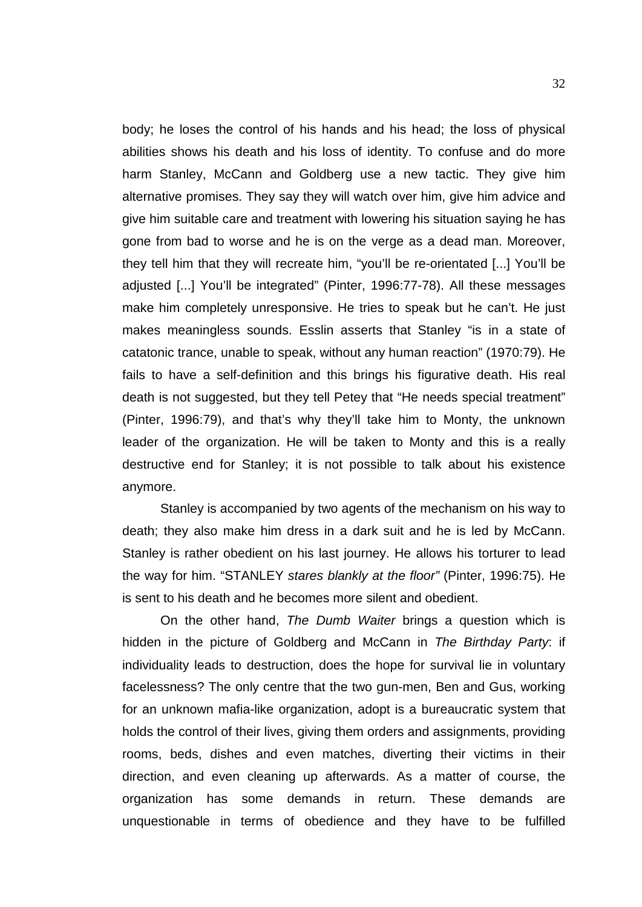body; he loses the control of his hands and his head; the loss of physical abilities shows his death and his loss of identity. To confuse and do more harm Stanley, McCann and Goldberg use a new tactic. They give him alternative promises. They say they will watch over him, give him advice and give him suitable care and treatment with lowering his situation saying he has gone from bad to worse and he is on the verge as a dead man. Moreover, they tell him that they will recreate him, "you'll be re-orientated [...] You'll be adjusted [...] You'll be integrated" (Pinter, 1996:77-78). All these messages make him completely unresponsive. He tries to speak but he can't. He just makes meaningless sounds. Esslin asserts that Stanley "is in a state of catatonic trance, unable to speak, without any human reaction" (1970:79). He fails to have a self-definition and this brings his figurative death. His real death is not suggested, but they tell Petey that "He needs special treatment" (Pinter, 1996:79), and that's why they'll take him to Monty, the unknown leader of the organization. He will be taken to Monty and this is a really destructive end for Stanley; it is not possible to talk about his existence anymore.

Stanley is accompanied by two agents of the mechanism on his way to death; they also make him dress in a dark suit and he is led by McCann. Stanley is rather obedient on his last journey. He allows his torturer to lead the way for him. "STANLEY *stares blankly at the floor"* (Pinter, 1996:75). He is sent to his death and he becomes more silent and obedient.

On the other hand, *The Dumb Waiter* brings a question which is hidden in the picture of Goldberg and McCann in *The Birthday Party*: if individuality leads to destruction, does the hope for survival lie in voluntary facelessness? The only centre that the two gun-men, Ben and Gus, working for an unknown mafia-like organization, adopt is a bureaucratic system that holds the control of their lives, giving them orders and assignments, providing rooms, beds, dishes and even matches, diverting their victims in their direction, and even cleaning up afterwards. As a matter of course, the organization has some demands in return. These demands are unquestionable in terms of obedience and they have to be fulfilled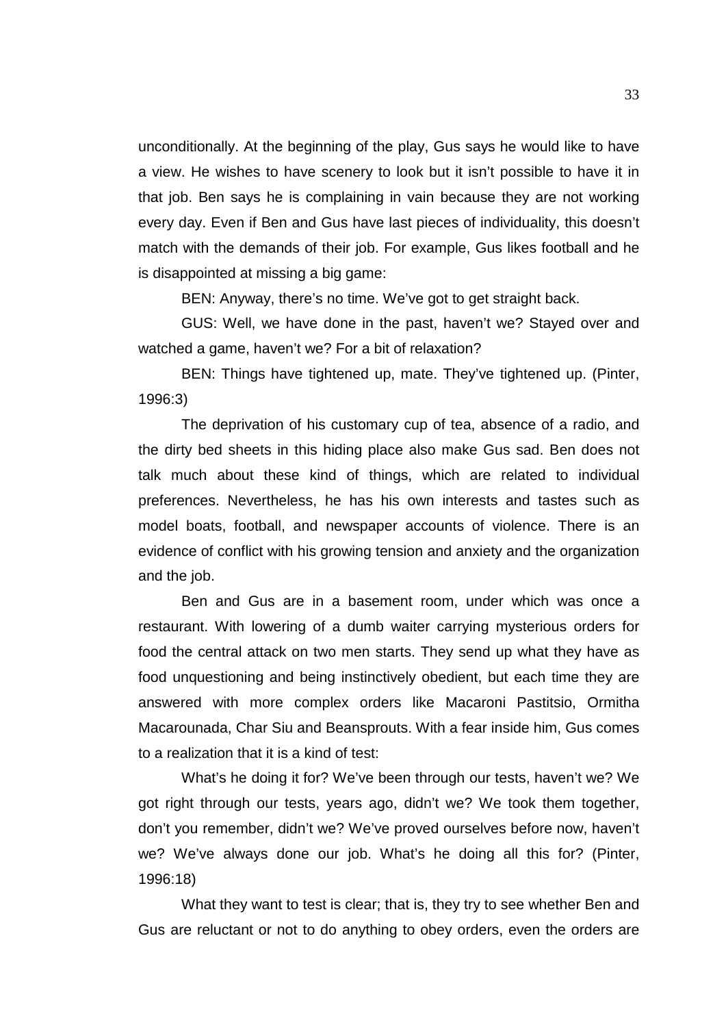unconditionally. At the beginning of the play, Gus says he would like to have a view. He wishes to have scenery to look but it isn't possible to have it in that job. Ben says he is complaining in vain because they are not working every day. Even if Ben and Gus have last pieces of individuality, this doesn't match with the demands of their job. For example, Gus likes football and he is disappointed at missing a big game:

BEN: Anyway, there's no time. We've got to get straight back.

GUS: Well, we have done in the past, haven't we? Stayed over and watched a game, haven't we? For a bit of relaxation?

BEN: Things have tightened up, mate. They've tightened up. (Pinter, 1996:3)

The deprivation of his customary cup of tea, absence of a radio, and the dirty bed sheets in this hiding place also make Gus sad. Ben does not talk much about these kind of things, which are related to individual preferences. Nevertheless, he has his own interests and tastes such as model boats, football, and newspaper accounts of violence. There is an evidence of conflict with his growing tension and anxiety and the organization and the job.

Ben and Gus are in a basement room, under which was once a restaurant. With lowering of a dumb waiter carrying mysterious orders for food the central attack on two men starts. They send up what they have as food unquestioning and being instinctively obedient, but each time they are answered with more complex orders like Macaroni Pastitsio, Ormitha Macarounada, Char Siu and Beansprouts. With a fear inside him, Gus comes to a realization that it is a kind of test:

What's he doing it for? We've been through our tests, haven't we? We got right through our tests, years ago, didn't we? We took them together, don't you remember, didn't we? We've proved ourselves before now, haven't we? We've always done our job. What's he doing all this for? (Pinter, 1996:18)

What they want to test is clear; that is, they try to see whether Ben and Gus are reluctant or not to do anything to obey orders, even the orders are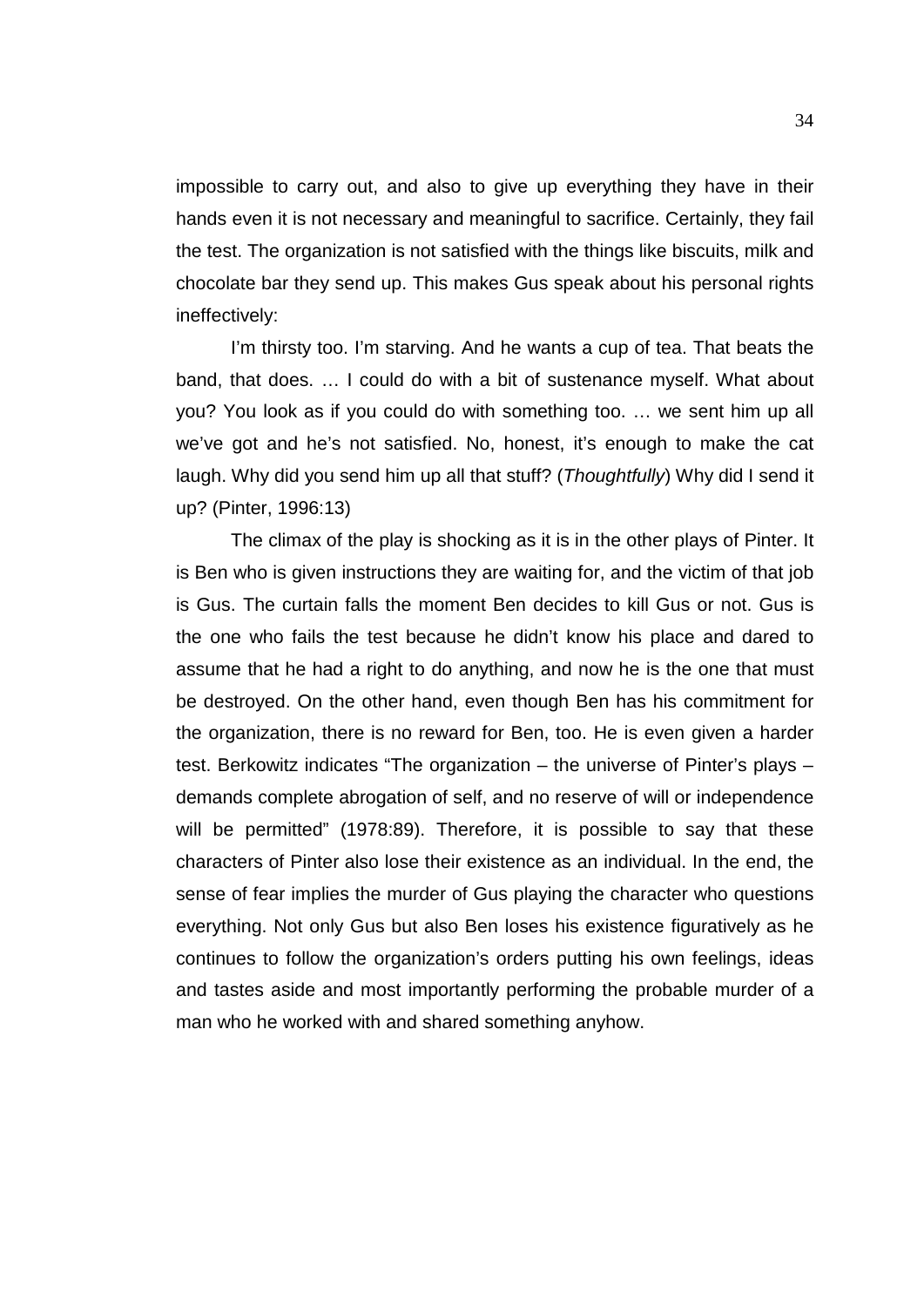impossible to carry out, and also to give up everything they have in their hands even it is not necessary and meaningful to sacrifice. Certainly, they fail the test. The organization is not satisfied with the things like biscuits, milk and chocolate bar they send up. This makes Gus speak about his personal rights ineffectively:

> I'm thirsty too. I'm starving. And he wants a cup of tea. That beats the band, that does. … I could do with a bit of sustenance myself. What about you? You look as if you could do with something too. … we sent him up all we've got and he's not satisfied. No, honest, it's enough to make the cat laugh. Why did you send him up all that stuff? (*Thoughtfully*) Why did I send it up? (Pinter, 1996:13)

The climax of the play is shocking as it is in the other plays of Pinter. It is Ben who is given instructions they are waiting for, and the victim of that job is Gus. The curtain falls the moment Ben decides to kill Gus or not. Gus is the one who fails the test because he didn't know his place and dared to assume that he had a right to do anything, and now he is the one that must be destroyed. On the other hand, even though Ben has his commitment for the organization, there is no reward for Ben, too. He is even given a harder test. Berkowitz indicates "The organization – the universe of Pinter's plays – demands complete abrogation of self, and no reserve of will or independence will be permitted" (1978:89). Therefore, it is possible to say that these characters of Pinter also lose their existence as an individual. In the end, the sense of fear implies the murder of Gus playing the character who questions everything. Not only Gus but also Ben loses his existence figuratively as he continues to follow the organization's orders putting his own feelings, ideas and tastes aside and most importantly performing the probable murder of a man who he worked with and shared something anyhow.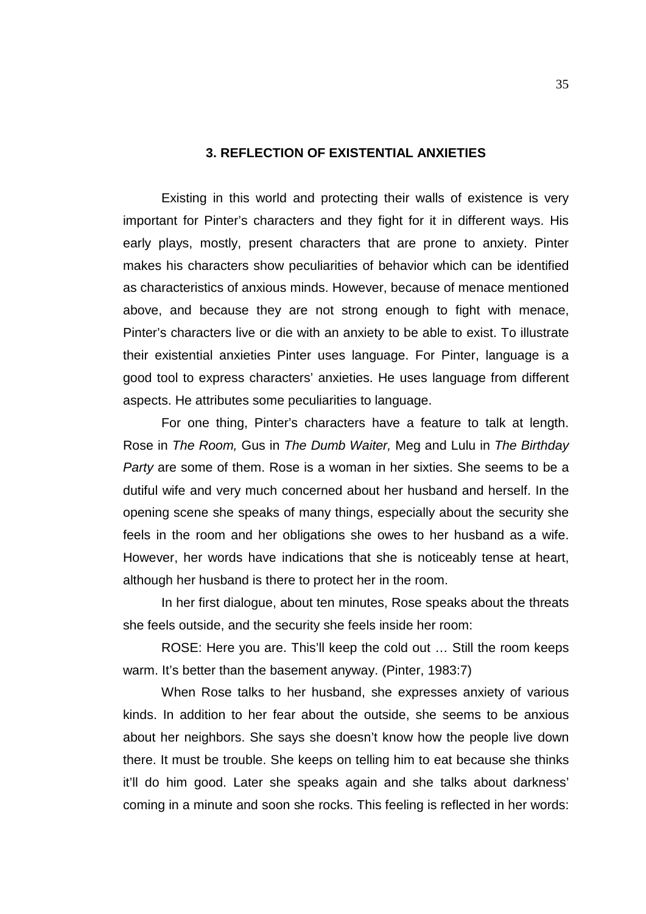## 3. REFLECTION OF EXISTENTIAL ANXIETIES

Existing in this world and protecting their walls of existence is very important for Pinter's characters and they fight for it in different ways. His early plays, mostly, present characters that are prone to anxiety. Pinter makes his characters show peculiarities of behavior which can be identified as characteristics of anxious minds. However, because of menace mentioned above, and because they are not strong enough to fight with menace, Pinter's characters live or die with an anxiety to be able to exist. To illustrate their existential anxieties Pinter uses language. For Pinter, language is a good tool to express characters' anxieties. He uses language from different aspects. He attributes some peculiarities to language.

For one thing, Pinter's characters have a feature to talk at length. Rose in *The Room,* Gus in *The Dumb Waiter,* Meg and Lulu in *The Birthday Party* are some of them. Rose is a woman in her sixties. She seems to be a dutiful wife and very much concerned about her husband and herself. In the opening scene she speaks of many things, especially about the security she feels in the room and her obligations she owes to her husband as a wife. However, her words have indications that she is noticeably tense at heart, although her husband is there to protect her in the room.

In her first dialogue, about ten minutes, Rose speaks about the threats she feels outside, and the security she feels inside her room:

ROSE: Here you are. This'll keep the cold out … Still the room keeps warm. It's better than the basement anyway. (Pinter, 1983:7)

When Rose talks to her husband, she expresses anxiety of various kinds. In addition to her fear about the outside, she seems to be anxious about her neighbors. She says she doesn't know how the people live down there. It must be trouble. She keeps on telling him to eat because she thinks it'll do him good. Later she speaks again and she talks about darkness' coming in a minute and soon she rocks. This feeling is reflected in her words: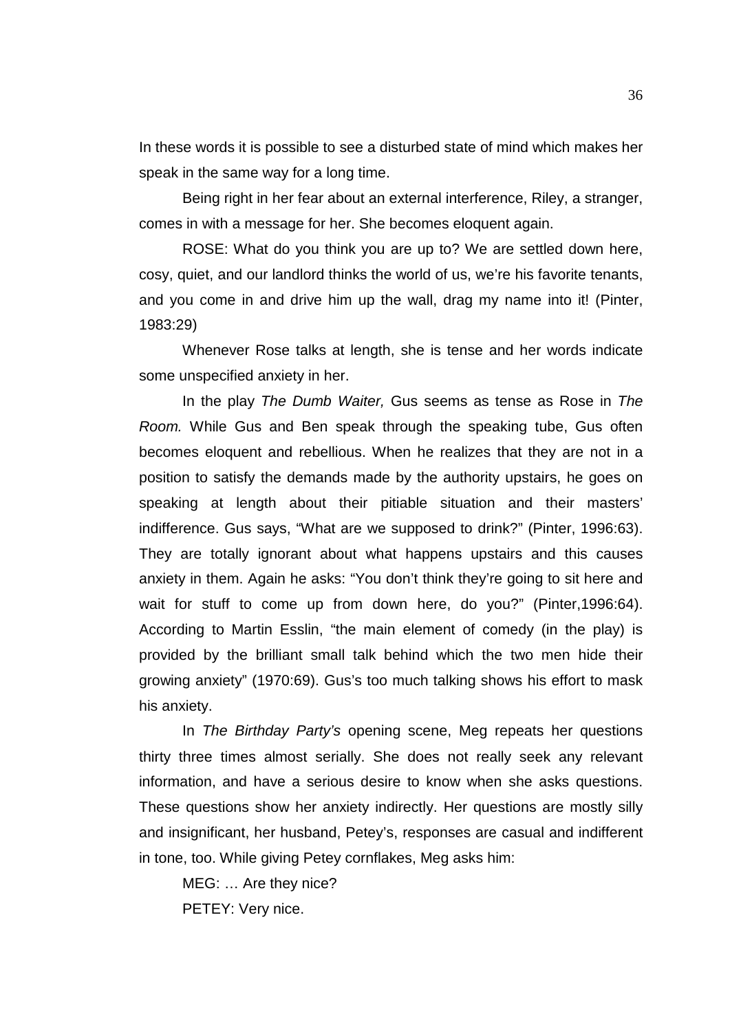In these words it is possible to see a disturbed state of mind which makes her speak in the same way for a long time.

Being right in her fear about an external interference, Riley, a stranger, comes in with a message for her. She becomes eloquent again.

ROSE: What do you think you are up to? We are settled down here, cosy, quiet, and our landlord thinks the world of us, we're his favorite tenants, and you come in and drive him up the wall, drag my name into it! (Pinter, 1983:29)

Whenever Rose talks at length, she is tense and her words indicate some unspecified anxiety in her.

In the play *The Dumb Waiter,* Gus seems as tense as Rose in *The Room.* While Gus and Ben speak through the speaking tube, Gus often becomes eloquent and rebellious. When he realizes that they are not in a position to satisfy the demands made by the authority upstairs, he goes on speaking at length about their pitiable situation and their masters' indifference. Gus says, "What are we supposed to drink?" (Pinter, 1996:63). They are totally ignorant about what happens upstairs and this causes anxiety in them. Again he asks: "You don't think they're going to sit here and wait for stuff to come up from down here, do you?" (Pinter,1996:64). According to Martin Esslin, "the main element of comedy (in the play) is provided by the brilliant small talk behind which the two men hide their growing anxiety" (1970:69). Gus's too much talking shows his effort to mask his anxiety.

In *The Birthday Party's* opening scene, Meg repeats her questions thirty three times almost serially. She does not really seek any relevant information, and have a serious desire to know when she asks questions. These questions show her anxiety indirectly. Her questions are mostly silly and insignificant, her husband, Petey's, responses are casual and indifferent in tone, too. While giving Petey cornflakes, Meg asks him:

MEG: … Are they nice?

PETEY: Very nice.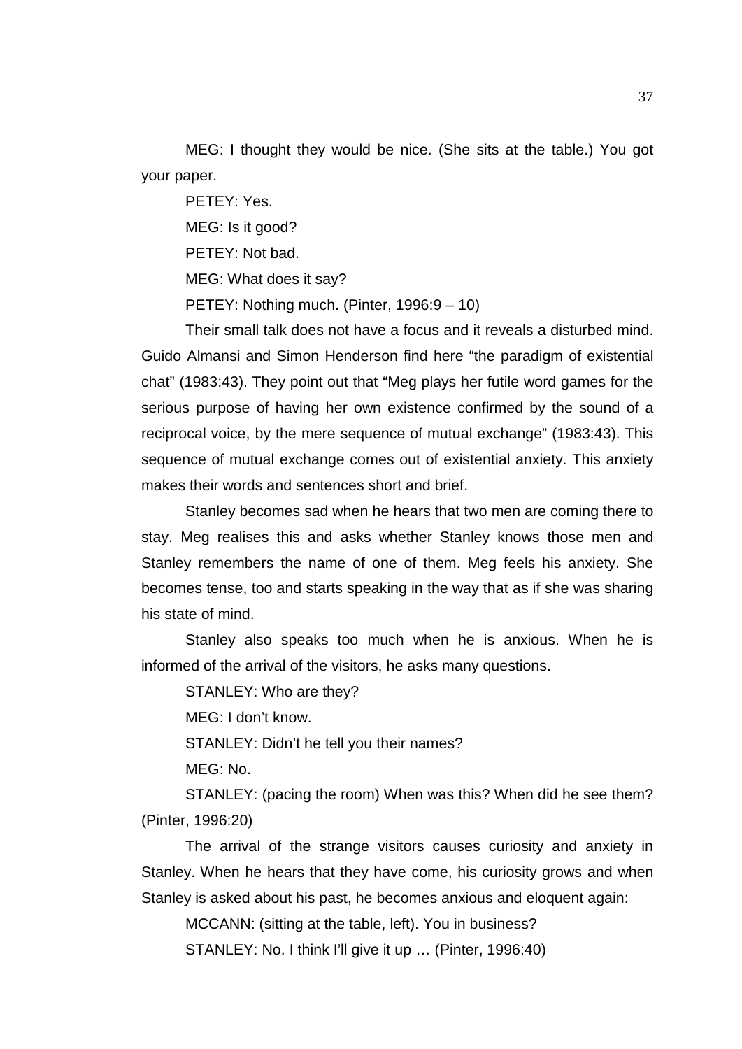MEG: I thought they would be nice. (She sits at the table.) You got your paper.

PETEY: Yes.

MEG: Is it good?

PETEY: Not bad.

MEG: What does it say?

PETEY: Nothing much. (Pinter, 1996:9 – 10)

Their small talk does not have a focus and it reveals a disturbed mind. Guido Almansi and Simon Henderson find here "the paradigm of existential chat" (1983:43). They point out that "Meg plays her futile word games for the serious purpose of having her own existence confirmed by the sound of a reciprocal voice, by the mere sequence of mutual exchange" (1983:43). This sequence of mutual exchange comes out of existential anxiety. This anxiety makes their words and sentences short and brief.

Stanley becomes sad when he hears that two men are coming there to stay. Meg realises this and asks whether Stanley knows those men and Stanley remembers the name of one of them. Meg feels his anxiety. She becomes tense, too and starts speaking in the way that as if she was sharing his state of mind.

Stanley also speaks too much when he is anxious. When he is informed of the arrival of the visitors, he asks many questions.

STANLEY: Who are they?

MEG: I don't know.

STANLEY: Didn't he tell you their names?

MEG: No.

STANLEY: (pacing the room) When was this? When did he see them? (Pinter, 1996:20)

The arrival of the strange visitors causes curiosity and anxiety in Stanley. When he hears that they have come, his curiosity grows and when Stanley is asked about his past, he becomes anxious and eloquent again:

MCCANN: (sitting at the table, left). You in business?

STANLEY: No. I think I'll give it up … (Pinter, 1996:40)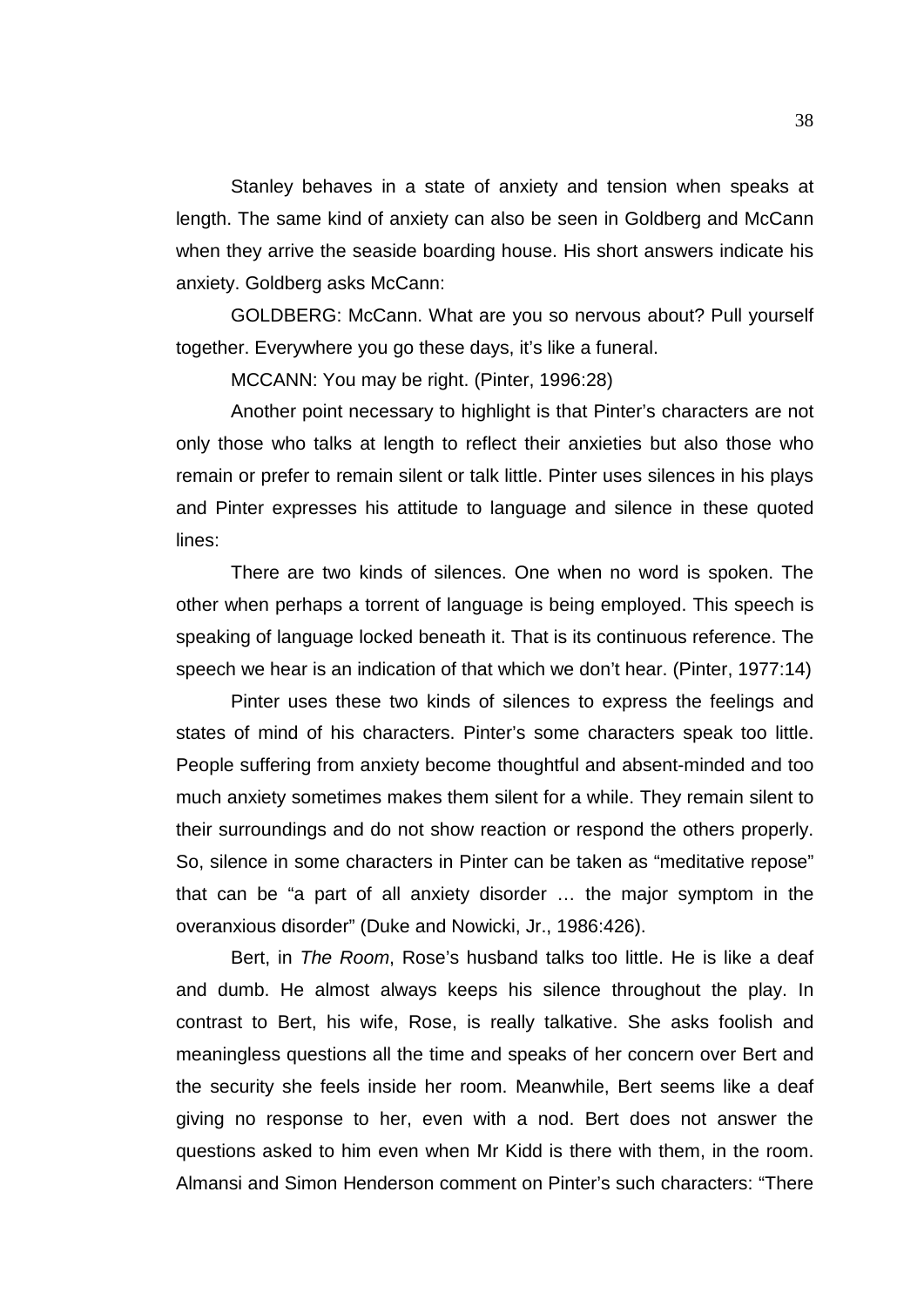Stanley behaves in a state of anxiety and tension when speaks at length. The same kind of anxiety can also be seen in Goldberg and McCann when they arrive the seaside boarding house. His short answers indicate his anxiety. Goldberg asks McCann:

GOLDBERG: McCann. What are you so nervous about? Pull yourself together. Everywhere you go these days, it's like a funeral.

MCCANN: You may be right. (Pinter, 1996:28)

Another point necessary to highlight is that Pinter's characters are not only those who talks at length to reflect their anxieties but also those who remain or prefer to remain silent or talk little. Pinter uses silences in his plays and Pinter expresses his attitude to language and silence in these quoted lines:

There are two kinds of silences. One when no word is spoken. The other when perhaps a torrent of language is being employed. This speech is speaking of language locked beneath it. That is its continuous reference. The speech we hear is an indication of that which we don't hear. (Pinter, 1977:14)

Pinter uses these two kinds of silences to express the feelings and states of mind of his characters. Pinter's some characters speak too little. People suffering from anxiety become thoughtful and absent-minded and too much anxiety sometimes makes them silent for a while. They remain silent to their surroundings and do not show reaction or respond the others properly. So, silence in some characters in Pinter can be taken as "meditative repose" that can be "a part of all anxiety disorder … the major symptom in the overanxious disorder" (Duke and Nowicki, Jr., 1986:426).

Bert, in *The Room*, Rose's husband talks too little. He is like a deaf and dumb. He almost always keeps his silence throughout the play. In contrast to Bert, his wife, Rose, is really talkative. She asks foolish and meaningless questions all the time and speaks of her concern over Bert and the security she feels inside her room. Meanwhile, Bert seems like a deaf giving no response to her, even with a nod. Bert does not answer the questions asked to him even when Mr Kidd is there with them, in the room. Almansi and Simon Henderson comment on Pinter's such characters: "There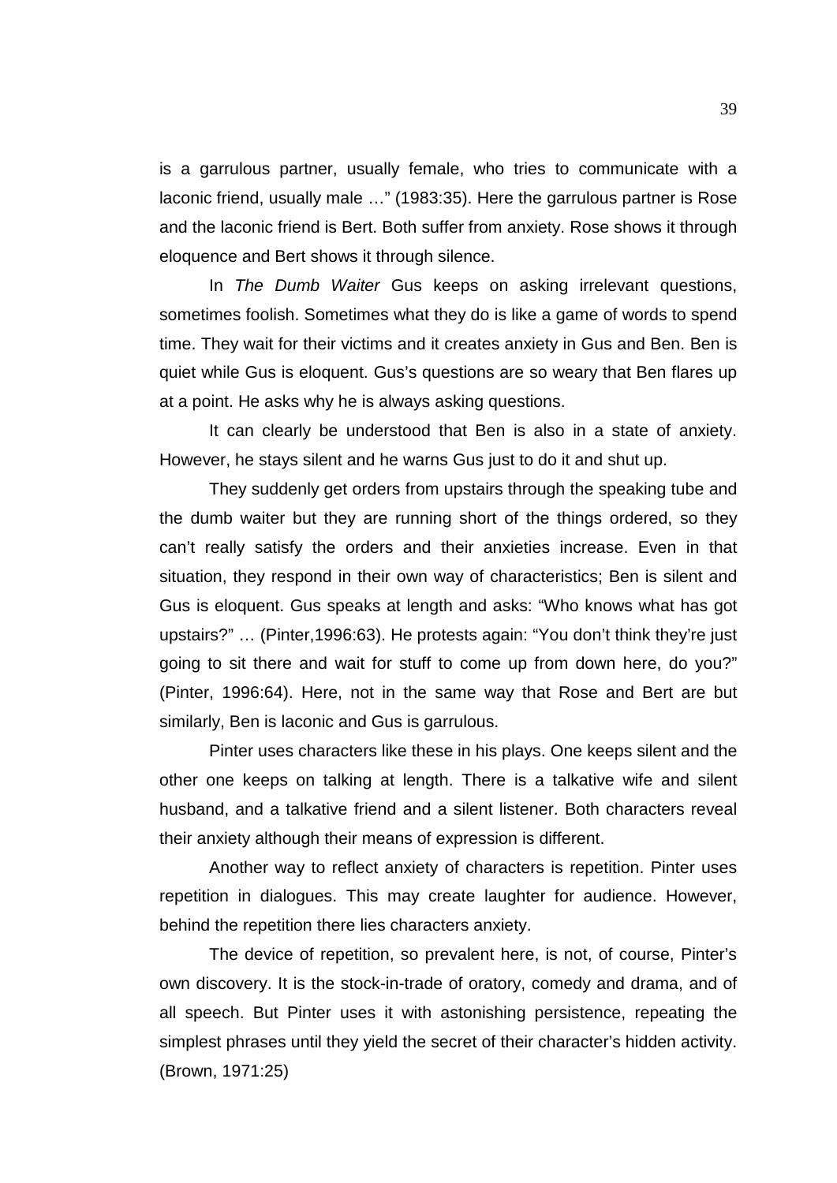is a garrulous partner, usually female, who tries to communicate with a laconic friend, usually male …" (1983:35). Here the garrulous partner is Rose and the laconic friend is Bert. Both suffer from anxiety. Rose shows it through eloquence and Bert shows it through silence.

In *The Dumb Waiter* Gus keeps on asking irrelevant questions, sometimes foolish. Sometimes what they do is like a game of words to spend time. They wait for their victims and it creates anxiety in Gus and Ben. Ben is quiet while Gus is eloquent. Gus's questions are so weary that Ben flares up at a point. He asks why he is always asking questions.

It can clearly be understood that Ben is also in a state of anxiety. However, he stays silent and he warns Gus just to do it and shut up.

They suddenly get orders from upstairs through the speaking tube and the dumb waiter but they are running short of the things ordered, so they can't really satisfy the orders and their anxieties increase. Even in that situation, they respond in their own way of characteristics; Ben is silent and Gus is eloquent. Gus speaks at length and asks: "Who knows what has got upstairs?" … (Pinter,1996:63). He protests again: "You don't think they're just going to sit there and wait for stuff to come up from down here, do you?" (Pinter, 1996:64). Here, not in the same way that Rose and Bert are but similarly, Ben is laconic and Gus is garrulous.

Pinter uses characters like these in his plays. One keeps silent and the other one keeps on talking at length. There is a talkative wife and silent husband, and a talkative friend and a silent listener. Both characters reveal their anxiety although their means of expression is different.

Another way to reflect anxiety of characters is repetition. Pinter uses repetition in dialogues. This may create laughter for audience. However, behind the repetition there lies characters anxiety.

The device of repetition, so prevalent here, is not, of course, Pinter's own discovery. It is the stock-in-trade of oratory, comedy and drama, and of all speech. But Pinter uses it with astonishing persistence, repeating the simplest phrases until they yield the secret of their character's hidden activity. (Brown, 1971:25)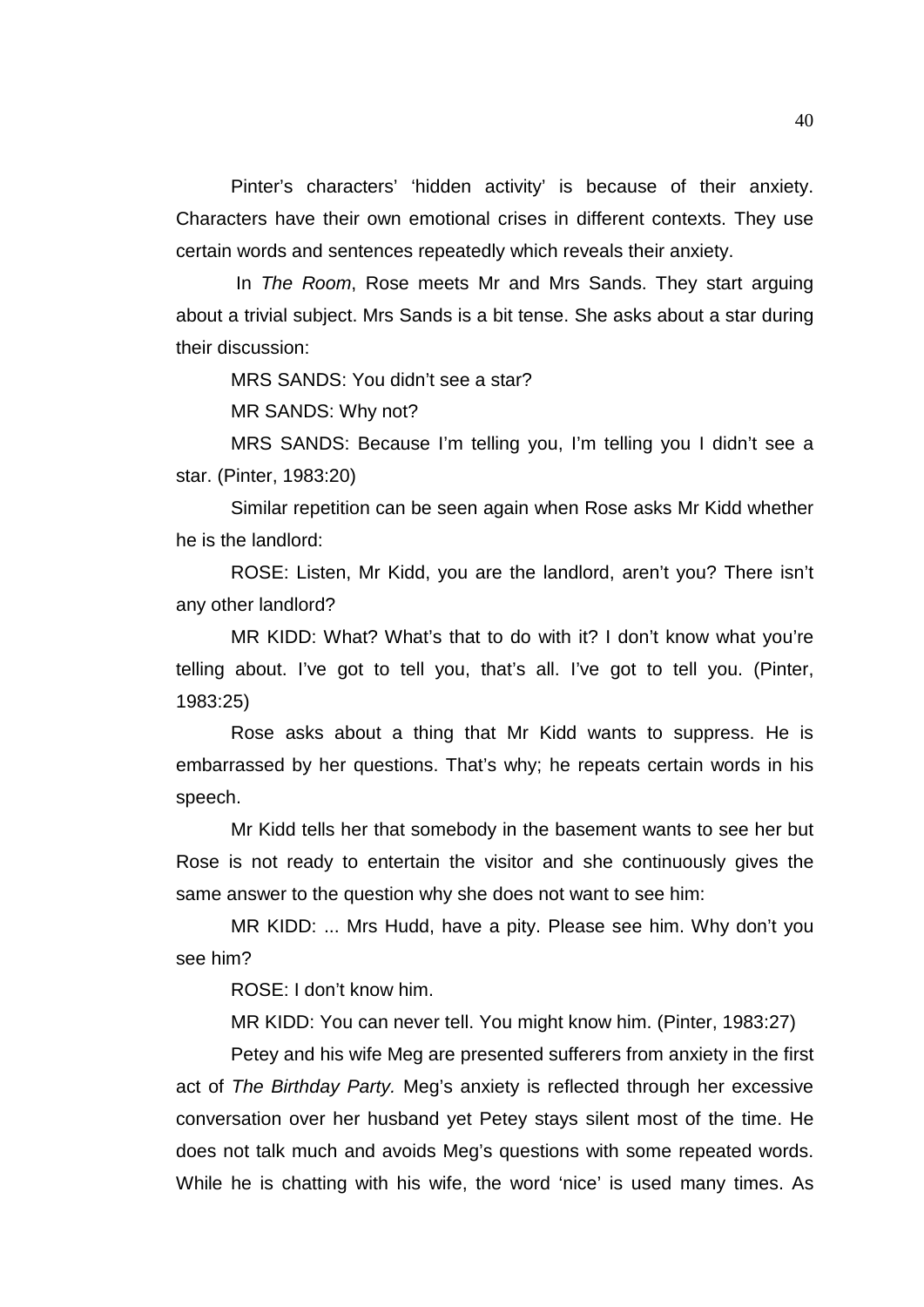Pinter's characters' 'hidden activity' is because of their anxiety. Characters have their own emotional crises in different contexts. They use certain words and sentences repeatedly which reveals their anxiety.

In *The Room*, Rose meets Mr and Mrs Sands. They start arguing about a trivial subject. Mrs Sands is a bit tense. She asks about a star during their discussion:

MRS SANDS: You didn't see a star?

MR SANDS: Why not?

MRS SANDS: Because I'm telling you, I'm telling you I didn't see a star. (Pinter, 1983:20)

Similar repetition can be seen again when Rose asks Mr Kidd whether he is the landlord:

ROSE: Listen, Mr Kidd, you are the landlord, aren't you? There isn't any other landlord?

MR KIDD: What? What's that to do with it? I don't know what you're telling about. I've got to tell you, that's all. I've got to tell you. (Pinter, 1983:25)

Rose asks about a thing that Mr Kidd wants to suppress. He is embarrassed by her questions. That's why; he repeats certain words in his speech.

Mr Kidd tells her that somebody in the basement wants to see her but Rose is not ready to entertain the visitor and she continuously gives the same answer to the question why she does not want to see him:

MR KIDD: ... Mrs Hudd, have a pity. Please see him. Why don't you see him?

ROSE: I don't know him.

MR KIDD: You can never tell. You might know him. (Pinter, 1983:27)

Petey and his wife Meg are presented sufferers from anxiety in the first act of *The Birthday Party.* Meg's anxiety is reflected through her excessive conversation over her husband yet Petey stays silent most of the time. He does not talk much and avoids Meg's questions with some repeated words. While he is chatting with his wife, the word 'nice' is used many times. As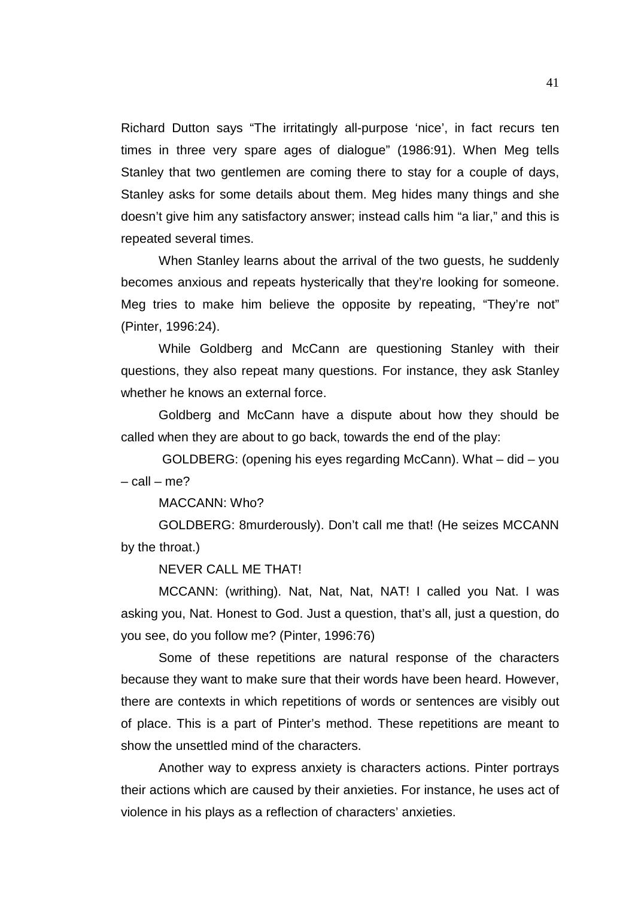Richard Dutton says "The irritatingly all-purpose 'nice', in fact recurs ten times in three very spare ages of dialogue" (1986:91). When Meg tells Stanley that two gentlemen are coming there to stay for a couple of days, Stanley asks for some details about them. Meg hides many things and she doesn't give him any satisfactory answer; instead calls him "a liar," and this is repeated several times.

When Stanley learns about the arrival of the two guests, he suddenly becomes anxious and repeats hysterically that they're looking for someone. Meg tries to make him believe the opposite by repeating, "They're not" (Pinter, 1996:24).

While Goldberg and McCann are questioning Stanley with their questions, they also repeat many questions. For instance, they ask Stanley whether he knows an external force.

Goldberg and McCann have a dispute about how they should be called when they are about to go back, towards the end of the play:

GOLDBERG: (opening his eyes regarding McCann). What – did – you – call – me?

MACCANN: Who?

GOLDBERG: 8murderously). Don't call me that! (He seizes MCCANN by the throat.)

NEVER CALL ME THAT!

MCCANN: (writhing). Nat, Nat, Nat, NAT! I called you Nat. I was asking you, Nat. Honest to God. Just a question, that's all, just a question, do you see, do you follow me? (Pinter, 1996:76)

Some of these repetitions are natural response of the characters because they want to make sure that their words have been heard. However, there are contexts in which repetitions of words or sentences are visibly out of place. This is a part of Pinter's method. These repetitions are meant to show the unsettled mind of the characters.

Another way to express anxiety is characters actions. Pinter portrays their actions which are caused by their anxieties. For instance, he uses act of violence in his plays as a reflection of characters' anxieties.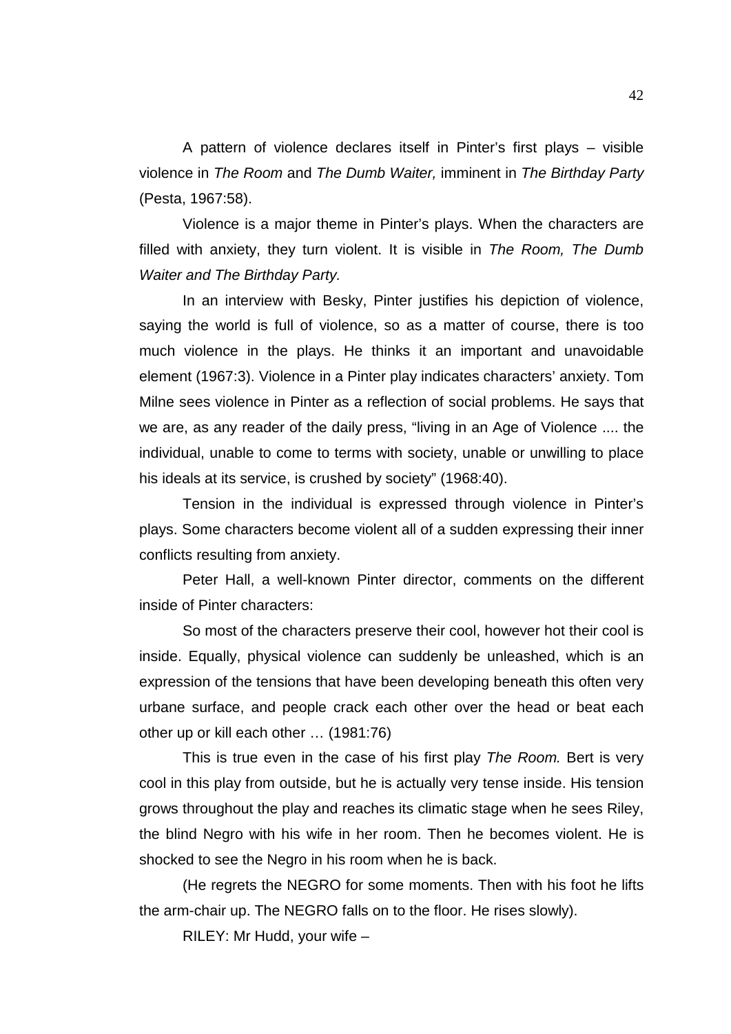A pattern of violence declares itself in Pinter's first plays – visible violence in *The Room* and *The Dumb Waiter,* imminent in *The Birthday Party* (Pesta, 1967:58).

Violence is a major theme in Pinter's plays. When the characters are filled with anxiety, they turn violent. It is visible in *The Room, The Dumb Waiter and The Birthday Party.*

In an interview with Besky, Pinter justifies his depiction of violence, saying the world is full of violence, so as a matter of course, there is too much violence in the plays. He thinks it an important and unavoidable element (1967:3). Violence in a Pinter play indicates characters' anxiety. Tom Milne sees violence in Pinter as a reflection of social problems. He says that we are, as any reader of the daily press, "living in an Age of Violence .... the individual, unable to come to terms with society, unable or unwilling to place his ideals at its service, is crushed by society" (1968:40).

Tension in the individual is expressed through violence in Pinter's plays. Some characters become violent all of a sudden expressing their inner conflicts resulting from anxiety.

Peter Hall, a well-known Pinter director, comments on the different inside of Pinter characters:

So most of the characters preserve their cool, however hot their cool is inside. Equally, physical violence can suddenly be unleashed, which is an expression of the tensions that have been developing beneath this often very urbane surface, and people crack each other over the head or beat each other up or kill each other … (1981:76)

This is true even in the case of his first play *The Room.* Bert is very cool in this play from outside, but he is actually very tense inside. His tension grows throughout the play and reaches its climatic stage when he sees Riley, the blind Negro with his wife in her room. Then he becomes violent. He is shocked to see the Negro in his room when he is back.

(He regrets the NEGRO for some moments. Then with his foot he lifts the arm-chair up. The NEGRO falls on to the floor. He rises slowly).

RILEY: Mr Hudd, your wife –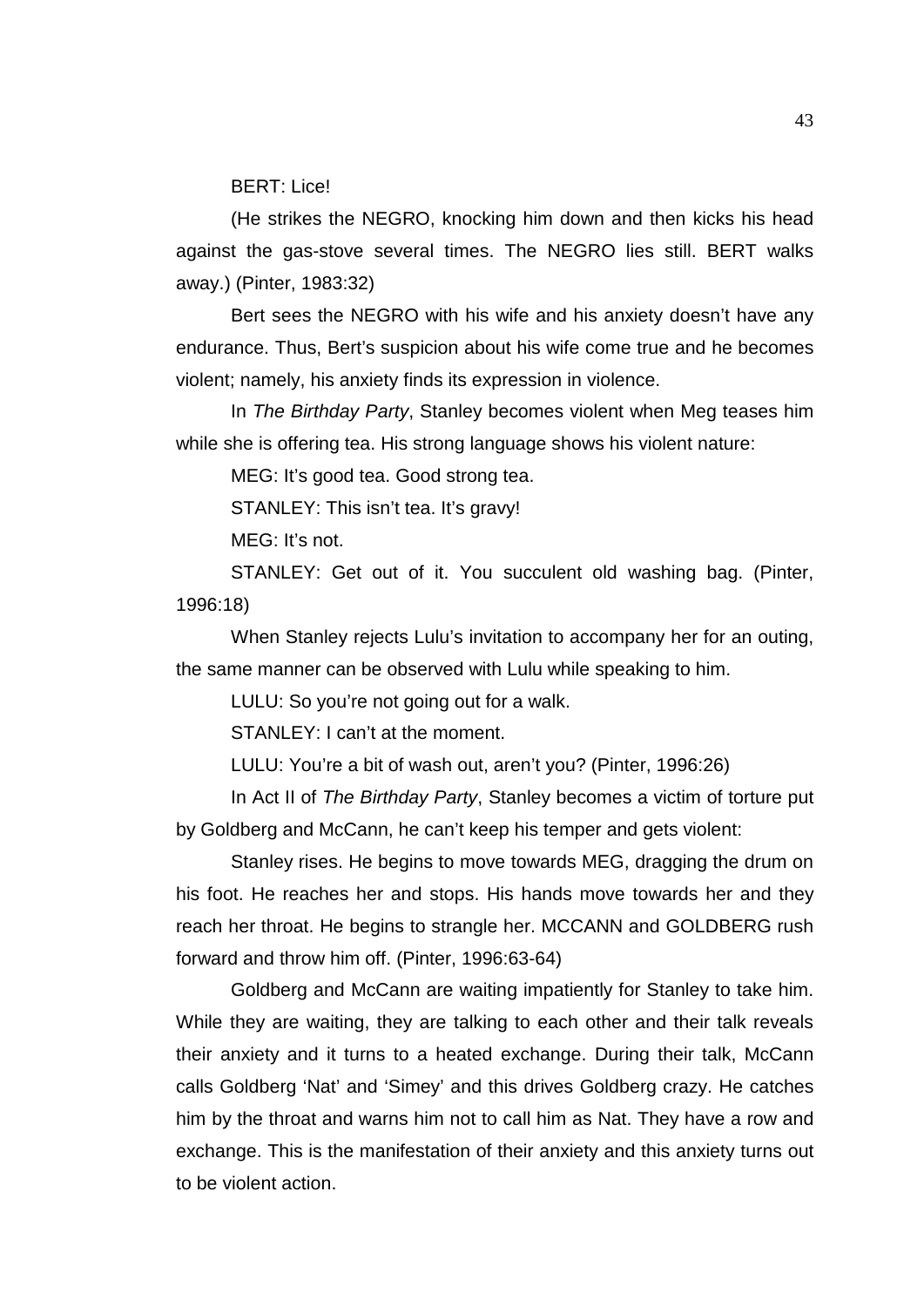BERT: Lice!

(He strikes the NEGRO, knocking him down and then kicks his head against the gas-stove several times. The NEGRO lies still. BERT walks away.) (Pinter, 1983:32)

Bert sees the NEGRO with his wife and his anxiety doesn't have any endurance. Thus, Bert's suspicion about his wife come true and he becomes violent; namely, his anxiety finds its expression in violence.

In *The Birthday Party*, Stanley becomes violent when Meg teases him while she is offering tea. His strong language shows his violent nature:

MEG: It's good tea. Good strong tea.

STANLEY: This isn't tea. It's gravy!

MEG: It's not.

STANLEY: Get out of it. You succulent old washing bag. (Pinter, 1996:18)

When Stanley rejects Lulu's invitation to accompany her for an outing, the same manner can be observed with Lulu while speaking to him.

LULU: So you're not going out for a walk.

STANLEY: I can't at the moment.

LULU: You're a bit of wash out, aren't you? (Pinter, 1996:26)

In Act II of *The Birthday Party*, Stanley becomes a victim of torture put by Goldberg and McCann, he can't keep his temper and gets violent:

Stanley rises. He begins to move towards MEG, dragging the drum on his foot. He reaches her and stops. His hands move towards her and they reach her throat. He begins to strangle her. MCCANN and GOLDBERG rush forward and throw him off. (Pinter, 1996:63-64)

Goldberg and McCann are waiting impatiently for Stanley to take him. While they are waiting, they are talking to each other and their talk reveals their anxiety and it turns to a heated exchange. During their talk, McCann calls Goldberg 'Nat' and 'Simey' and this drives Goldberg crazy. He catches him by the throat and warns him not to call him as Nat. They have a row and exchange. This is the manifestation of their anxiety and this anxiety turns out to be violent action.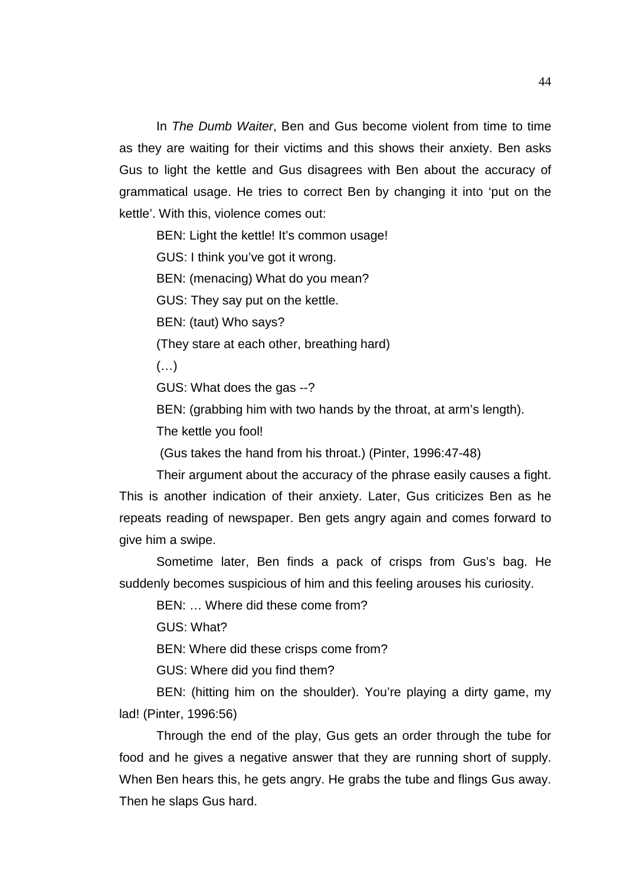In *The Dumb Waiter*, Ben and Gus become violent from time to time as they are waiting for their victims and this shows their anxiety. Ben asks Gus to light the kettle and Gus disagrees with Ben about the accuracy of grammatical usage. He tries to correct Ben by changing it into 'put on the kettle'. With this, violence comes out:

BEN: Light the kettle! It's common usage!

GUS: I think you've got it wrong.

BEN: (menacing) What do you mean?

GUS: They say put on the kettle.

BEN: (taut) Who says?

(They stare at each other, breathing hard)

(…)

GUS: What does the gas --?

BEN: (grabbing him with two hands by the throat, at arm's length).

The kettle you fool!

(Gus takes the hand from his throat.) (Pinter, 1996:47-48)

Their argument about the accuracy of the phrase easily causes a fight. This is another indication of their anxiety. Later, Gus criticizes Ben as he repeats reading of newspaper. Ben gets angry again and comes forward to give him a swipe.

Sometime later, Ben finds a pack of crisps from Gus's bag. He suddenly becomes suspicious of him and this feeling arouses his curiosity.

BEN: … Where did these come from?

GUS: What?

BEN: Where did these crisps come from?

GUS: Where did you find them?

BEN: (hitting him on the shoulder). You're playing a dirty game, my lad! (Pinter, 1996:56)

Through the end of the play, Gus gets an order through the tube for food and he gives a negative answer that they are running short of supply. When Ben hears this, he gets angry. He grabs the tube and flings Gus away. Then he slaps Gus hard.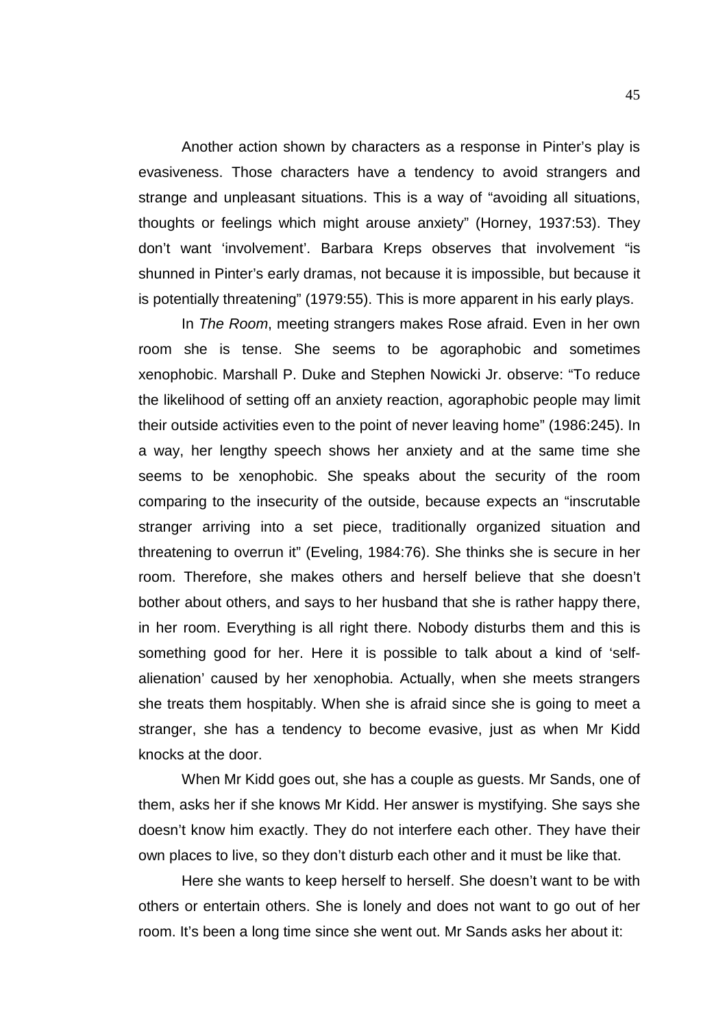Another action shown by characters as a response in Pinter's play is evasiveness. Those characters have a tendency to avoid strangers and strange and unpleasant situations. This is a way of "avoiding all situations, thoughts or feelings which might arouse anxiety" (Horney, 1937:53). They don't want 'involvement'. Barbara Kreps observes that involvement "is shunned in Pinter's early dramas, not because it is impossible, but because it is potentially threatening" (1979:55). This is more apparent in his early plays.

In *The Room*, meeting strangers makes Rose afraid. Even in her own room she is tense. She seems to be agoraphobic and sometimes xenophobic. Marshall P. Duke and Stephen Nowicki Jr. observe: "To reduce the likelihood of setting off an anxiety reaction, agoraphobic people may limit their outside activities even to the point of never leaving home" (1986:245). In a way, her lengthy speech shows her anxiety and at the same time she seems to be xenophobic. She speaks about the security of the room comparing to the insecurity of the outside, because expects an "inscrutable stranger arriving into a set piece, traditionally organized situation and threatening to overrun it" (Eveling, 1984:76). She thinks she is secure in her room. Therefore, she makes others and herself believe that she doesn't bother about others, and says to her husband that she is rather happy there, in her room. Everything is all right there. Nobody disturbs them and this is something good for her. Here it is possible to talk about a kind of 'self-alienation' caused by her xenophobia. Actually, when she meets strangers she treats them hospitably. When she is afraid since she is going to meet a stranger, she has a tendency to become evasive, just as when Mr Kidd knocks at the door.

When Mr Kidd goes out, she has a couple as guests. Mr Sands, one of them, asks her if she knows Mr Kidd. Her answer is mystifying. She says she doesn't know him exactly. They do not interfere each other. They have their own places to live, so they don't disturb each other and it must be like that.

Here she wants to keep herself to herself. She doesn't want to be with others or entertain others. She is lonely and does not want to go out of her room. It's been a long time since she went out. Mr Sands asks her about it: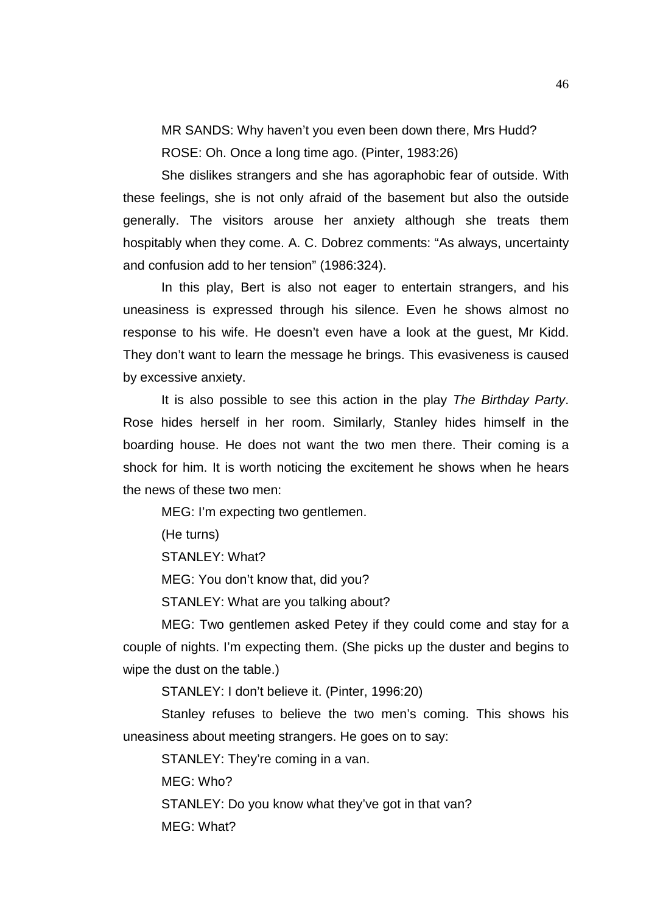MR SANDS: Why haven't you even been down there, Mrs Hudd?

ROSE: Oh. Once a long time ago. (Pinter, 1983:26)

She dislikes strangers and she has agoraphobic fear of outside. With these feelings, she is not only afraid of the basement but also the outside generally. The visitors arouse her anxiety although she treats them hospitably when they come. A. C. Dobrez comments: "As always, uncertainty and confusion add to her tension" (1986:324).

In this play, Bert is also not eager to entertain strangers, and his uneasiness is expressed through his silence. Even he shows almost no response to his wife. He doesn't even have a look at the guest, Mr Kidd. They don't want to learn the message he brings. This evasiveness is caused by excessive anxiety.

It is also possible to see this action in the play *The Birthday Party*. Rose hides herself in her room. Similarly, Stanley hides himself in the boarding house. He does not want the two men there. Their coming is a shock for him. It is worth noticing the excitement he shows when he hears the news of these two men:

MEG: I'm expecting two gentlemen.

(He turns)

STANLEY: What?

MEG: You don't know that, did you?

STANLEY: What are you talking about?

MEG: Two gentlemen asked Petey if they could come and stay for a couple of nights. I'm expecting them. (She picks up the duster and begins to wipe the dust on the table.)

STANLEY: I don't believe it. (Pinter, 1996:20)

Stanley refuses to believe the two men's coming. This shows his uneasiness about meeting strangers. He goes on to say:

STANLEY: They're coming in a van.

MEG: Who?

STANLEY: Do you know what they've got in that van?

MEG: What?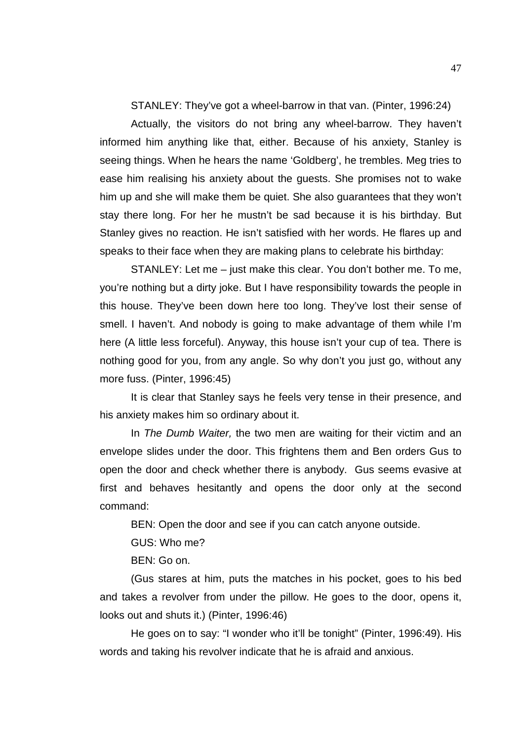STANLEY: They've got a wheel-barrow in that van. (Pinter, 1996:24)

Actually, the visitors do not bring any wheel-barrow. They haven't informed him anything like that, either. Because of his anxiety, Stanley is seeing things. When he hears the name 'Goldberg', he trembles. Meg tries to ease him realising his anxiety about the guests. She promises not to wake him up and she will make them be quiet. She also guarantees that they won't stay there long. For her he mustn't be sad because it is his birthday. But Stanley gives no reaction. He isn't satisfied with her words. He flares up and speaks to their face when they are making plans to celebrate his birthday:

STANLEY: Let me – just make this clear. You don't bother me. To me, you're nothing but a dirty joke. But I have responsibility towards the people in this house. They've been down here too long. They've lost their sense of smell. I haven't. And nobody is going to make advantage of them while I'm here (A little less forceful). Anyway, this house isn't your cup of tea. There is nothing good for you, from any angle. So why don't you just go, without any more fuss. (Pinter, 1996:45)

It is clear that Stanley says he feels very tense in their presence, and his anxiety makes him so ordinary about it.

In *The Dumb Waiter,* the two men are waiting for their victim and an envelope slides under the door. This frightens them and Ben orders Gus to open the door and check whether there is anybody. Gus seems evasive at first and behaves hesitantly and opens the door only at the second command:

BEN: Open the door and see if you can catch anyone outside.

GUS: Who me?

BEN: Go on.

(Gus stares at him, puts the matches in his pocket, goes to his bed and takes a revolver from under the pillow. He goes to the door, opens it, looks out and shuts it.) (Pinter, 1996:46)

He goes on to say: "I wonder who it'll be tonight" (Pinter, 1996:49). His words and taking his revolver indicate that he is afraid and anxious.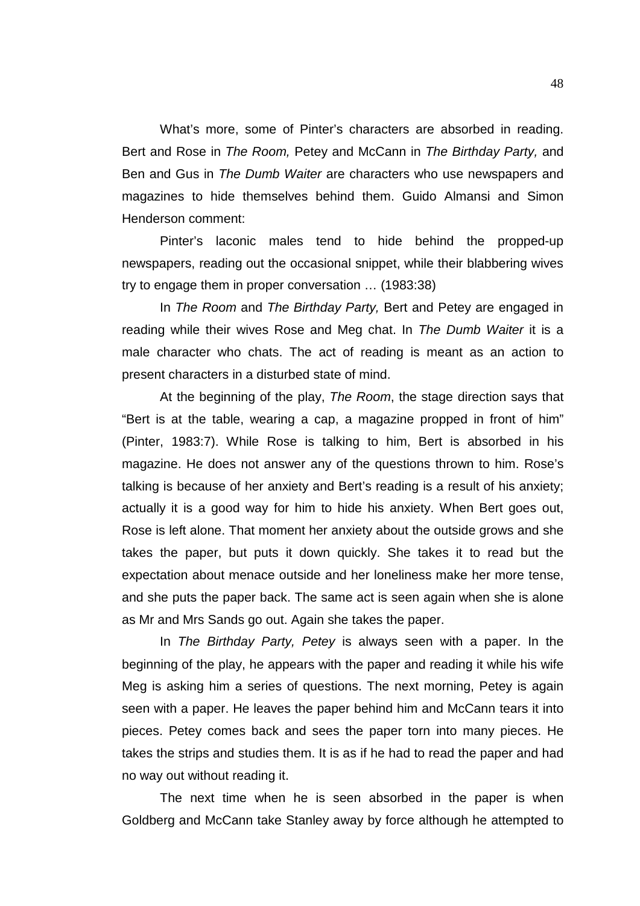What's more, some of Pinter's characters are absorbed in reading. Bert and Rose in *The Room,* Petey and McCann in *The Birthday Party,* and Ben and Gus in *The Dumb Waiter* are characters who use newspapers and magazines to hide themselves behind them. Guido Almansi and Simon Henderson comment:

> Pinter's laconic males tend to hide behind the propped-up newspapers, reading out the occasional snippet, while their blabbering wives try to engage them in proper conversation … (1983:38)

In *The Room* and *The Birthday Party,* Bert and Petey are engaged in reading while their wives Rose and Meg chat. In *The Dumb Waiter* it is a male character who chats. The act of reading is meant as an action to present characters in a disturbed state of mind.

At the beginning of the play, *The Room*, the stage direction says that "Bert is at the table, wearing a cap, a magazine propped in front of him" (Pinter, 1983:7). While Rose is talking to him, Bert is absorbed in his magazine. He does not answer any of the questions thrown to him. Rose's talking is because of her anxiety and Bert's reading is a result of his anxiety; actually it is a good way for him to hide his anxiety. When Bert goes out, Rose is left alone. That moment her anxiety about the outside grows and she takes the paper, but puts it down quickly. She takes it to read but the expectation about menace outside and her loneliness make her more tense, and she puts the paper back. The same act is seen again when she is alone as Mr and Mrs Sands go out. Again she takes the paper.

In *The Birthday Party, Petey* is always seen with a paper. In the beginning of the play, he appears with the paper and reading it while his wife Meg is asking him a series of questions. The next morning, Petey is again seen with a paper. He leaves the paper behind him and McCann tears it into pieces. Petey comes back and sees the paper torn into many pieces. He takes the strips and studies them. It is as if he had to read the paper and had no way out without reading it.

The next time when he is seen absorbed in the paper is when Goldberg and McCann take Stanley away by force although he attempted to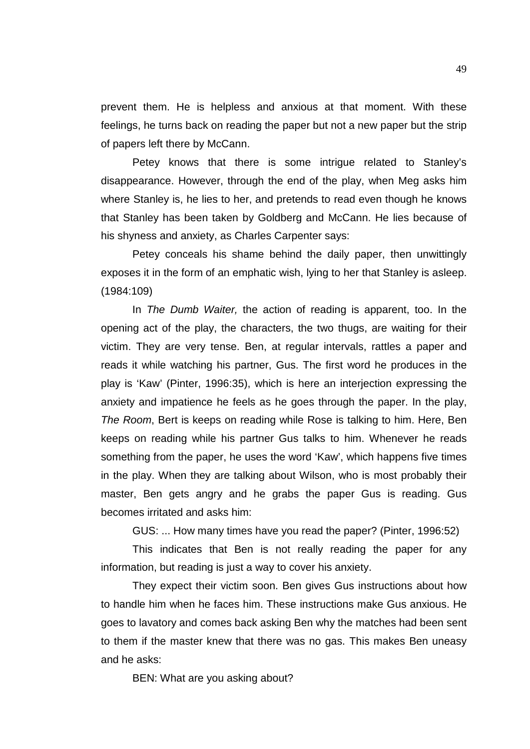prevent them. He is helpless and anxious at that moment. With these feelings, he turns back on reading the paper but not a new paper but the strip of papers left there by McCann.

Petey knows that there is some intrigue related to Stanley's disappearance. However, through the end of the play, when Meg asks him where Stanley is, he lies to her, and pretends to read even though he knows that Stanley has been taken by Goldberg and McCann. He lies because of his shyness and anxiety, as Charles Carpenter says:

Petey conceals his shame behind the daily paper, then unwittingly exposes it in the form of an emphatic wish, lying to her that Stanley is asleep. (1984:109)

In *The Dumb Waiter,* the action of reading is apparent, too. In the opening act of the play, the characters, the two thugs, are waiting for their victim. They are very tense. Ben, at regular intervals, rattles a paper and reads it while watching his partner, Gus. The first word he produces in the play is 'Kaw' (Pinter, 1996:35), which is here an interjection expressing the anxiety and impatience he feels as he goes through the paper. In the play, *The Room*, Bert is keeps on reading while Rose is talking to him. Here, Ben keeps on reading while his partner Gus talks to him. Whenever he reads something from the paper, he uses the word 'Kaw', which happens five times in the play. When they are talking about Wilson, who is most probably their master, Ben gets angry and he grabs the paper Gus is reading. Gus becomes irritated and asks him:

GUS: ... How many times have you read the paper? (Pinter, 1996:52)

This indicates that Ben is not really reading the paper for any information, but reading is just a way to cover his anxiety.

They expect their victim soon. Ben gives Gus instructions about how to handle him when he faces him. These instructions make Gus anxious. He goes to lavatory and comes back asking Ben why the matches had been sent to them if the master knew that there was no gas. This makes Ben uneasy and he asks:

BEN: What are you asking about?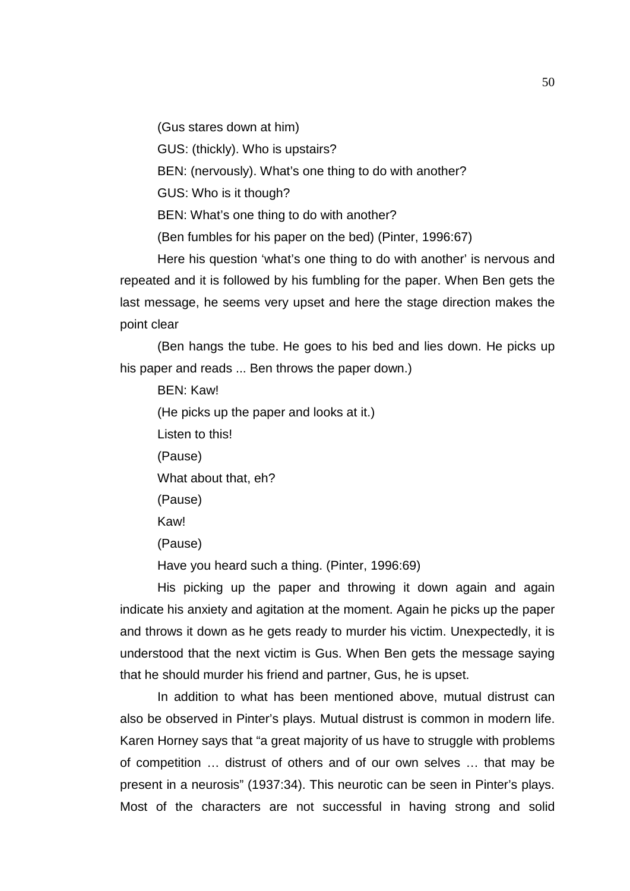(Gus stares down at him)

GUS: (thickly). Who is upstairs?

BEN: (nervously). What's one thing to do with another?

GUS: Who is it though?

BEN: What's one thing to do with another?

(Ben fumbles for his paper on the bed) (Pinter, 1996:67)

Here his question 'what's one thing to do with another' is nervous and repeated and it is followed by his fumbling for the paper. When Ben gets the last message, he seems very upset and here the stage direction makes the point clear

(Ben hangs the tube. He goes to his bed and lies down. He picks up his paper and reads ... Ben throws the paper down.)

BEN: Kaw!

(He picks up the paper and looks at it.)

Listen to this!

(Pause)

What about that, eh?

(Pause)

Kaw!

(Pause)

Have you heard such a thing. (Pinter, 1996:69)

His picking up the paper and throwing it down again and again indicate his anxiety and agitation at the moment. Again he picks up the paper and throws it down as he gets ready to murder his victim. Unexpectedly, it is understood that the next victim is Gus. When Ben gets the message saying that he should murder his friend and partner, Gus, he is upset.

In addition to what has been mentioned above, mutual distrust can also be observed in Pinter's plays. Mutual distrust is common in modern life. Karen Horney says that "a great majority of us have to struggle with problems of competition … distrust of others and of our own selves … that may be present in a neurosis" (1937:34). This neurotic can be seen in Pinter's plays. Most of the characters are not successful in having strong and solid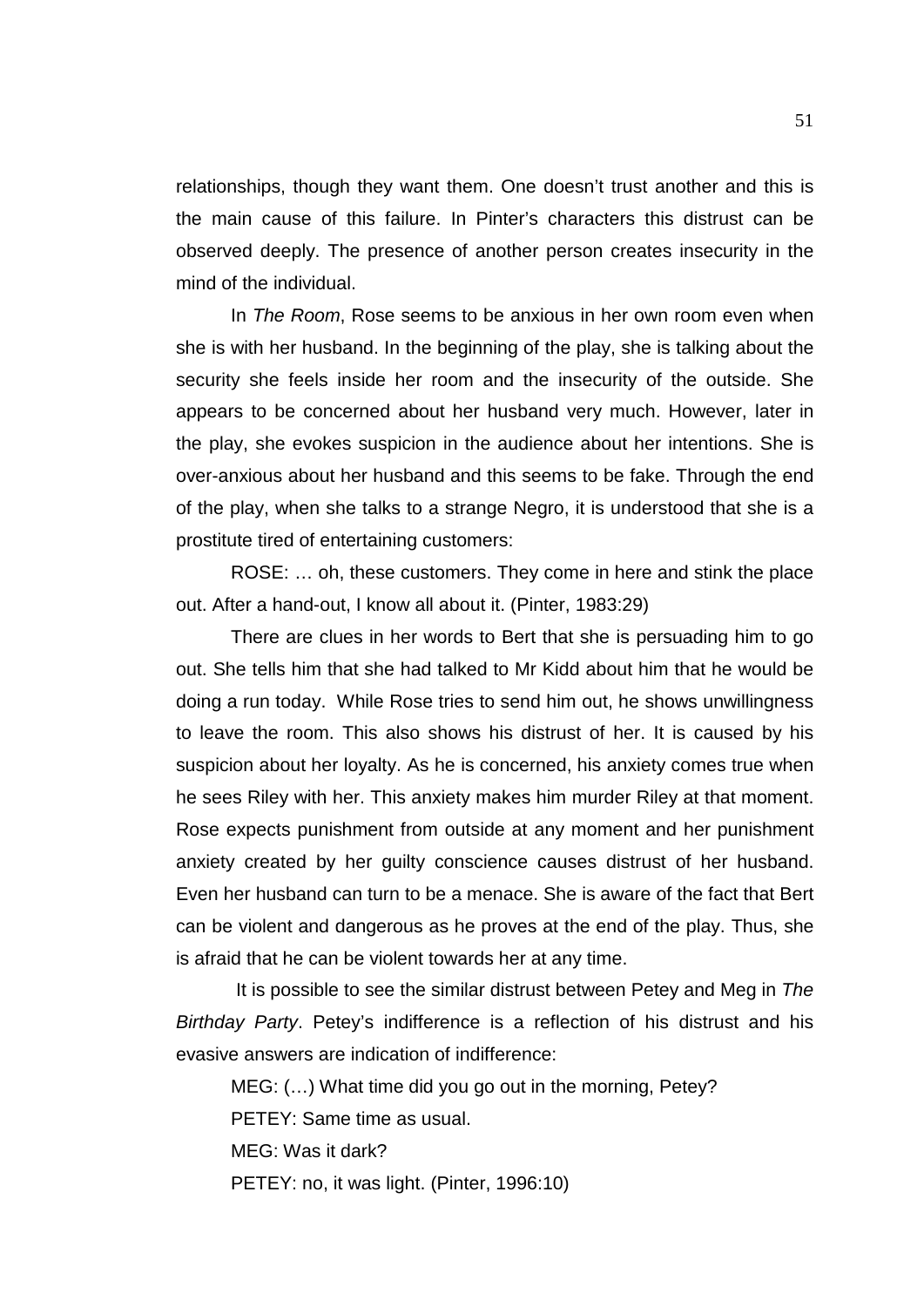relationships, though they want them. One doesn't trust another and this is the main cause of this failure. In Pinter's characters this distrust can be observed deeply. The presence of another person creates insecurity in the mind of the individual.

In *The Room*, Rose seems to be anxious in her own room even when she is with her husband. In the beginning of the play, she is talking about the security she feels inside her room and the insecurity of the outside. She appears to be concerned about her husband very much. However, later in the play, she evokes suspicion in the audience about her intentions. She is over-anxious about her husband and this seems to be fake. Through the end of the play, when she talks to a strange Negro, it is understood that she is a prostitute tired of entertaining customers:

ROSE: … oh, these customers. They come in here and stink the place out. After a hand-out, I know all about it. (Pinter, 1983:29)

There are clues in her words to Bert that she is persuading him to go out. She tells him that she had talked to Mr Kidd about him that he would be doing a run today. While Rose tries to send him out, he shows unwillingness to leave the room. This also shows his distrust of her. It is caused by his suspicion about her loyalty. As he is concerned, his anxiety comes true when he sees Riley with her. This anxiety makes him murder Riley at that moment. Rose expects punishment from outside at any moment and her punishment anxiety created by her guilty conscience causes distrust of her husband. Even her husband can turn to be a menace. She is aware of the fact that Bert can be violent and dangerous as he proves at the end of the play. Thus, she is afraid that he can be violent towards her at any time.

It is possible to see the similar distrust between Petey and Meg in *The Birthday Party*. Petey's indifference is a reflection of his distrust and his evasive answers are indication of indifference:

MEG: (…) What time did you go out in the morning, Petey?

PETEY: Same time as usual.

MEG: Was it dark?

PETEY: no, it was light. (Pinter, 1996:10)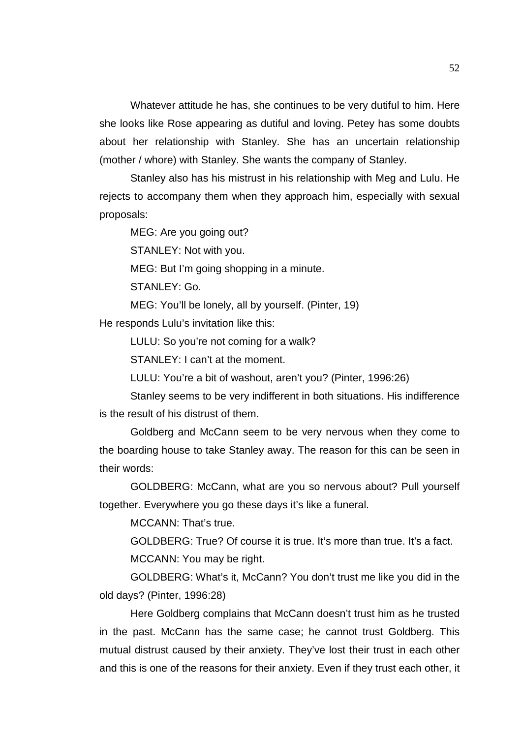Whatever attitude he has, she continues to be very dutiful to him. Here she looks like Rose appearing as dutiful and loving. Petey has some doubts about her relationship with Stanley. She has an uncertain relationship (mother / whore) with Stanley. She wants the company of Stanley.

Stanley also has his mistrust in his relationship with Meg and Lulu. He rejects to accompany them when they approach him, especially with sexual proposals:

MEG: Are you going out?

STANLEY: Not with you.

MEG: But I'm going shopping in a minute.

STANLEY: Go.

MEG: You'll be lonely, all by yourself. (Pinter, 19)

He responds Lulu's invitation like this:

LULU: So you're not coming for a walk?

STANLEY: I can't at the moment.

LULU: You're a bit of washout, aren't you? (Pinter, 1996:26)

Stanley seems to be very indifferent in both situations. His indifference is the result of his distrust of them.

Goldberg and McCann seem to be very nervous when they come to the boarding house to take Stanley away. The reason for this can be seen in their words:

GOLDBERG: McCann, what are you so nervous about? Pull yourself together. Everywhere you go these days it's like a funeral.

MCCANN: That's true.

GOLDBERG: True? Of course it is true. It's more than true. It's a fact.

MCCANN: You may be right.

GOLDBERG: What's it, McCann? You don't trust me like you did in the old days? (Pinter, 1996:28)

Here Goldberg complains that McCann doesn't trust him as he trusted in the past. McCann has the same case; he cannot trust Goldberg. This mutual distrust caused by their anxiety. They've lost their trust in each other and this is one of the reasons for their anxiety. Even if they trust each other, it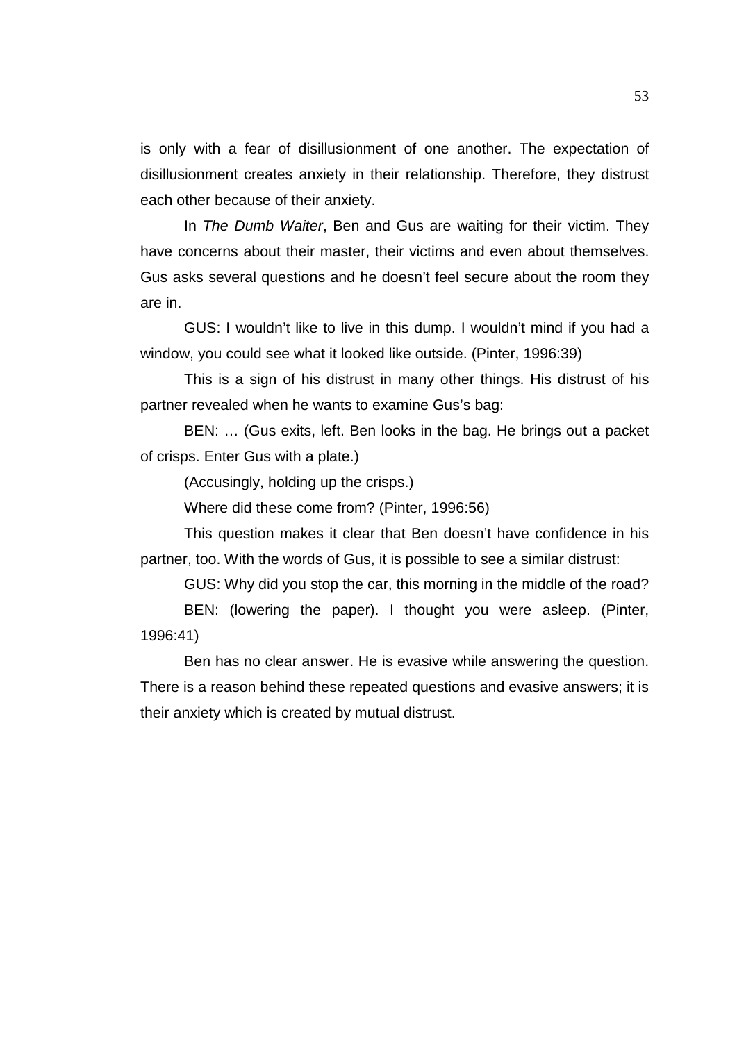is only with a fear of disillusionment of one another. The expectation of disillusionment creates anxiety in their relationship. Therefore, they distrust each other because of their anxiety.

In *The Dumb Waiter*, Ben and Gus are waiting for their victim. They have concerns about their master, their victims and even about themselves. Gus asks several questions and he doesn't feel secure about the room they are in.

GUS: I wouldn't like to live in this dump. I wouldn't mind if you had a window, you could see what it looked like outside. (Pinter, 1996:39)

This is a sign of his distrust in many other things. His distrust of his partner revealed when he wants to examine Gus's bag:

BEN: … (Gus exits, left. Ben looks in the bag. He brings out a packet of crisps. Enter Gus with a plate.)

(Accusingly, holding up the crisps.)

Where did these come from? (Pinter, 1996:56)

This question makes it clear that Ben doesn't have confidence in his partner, too. With the words of Gus, it is possible to see a similar distrust:

GUS: Why did you stop the car, this morning in the middle of the road?

BEN: (lowering the paper). I thought you were asleep. (Pinter, 1996:41)

Ben has no clear answer. He is evasive while answering the question. There is a reason behind these repeated questions and evasive answers; it is their anxiety which is created by mutual distrust.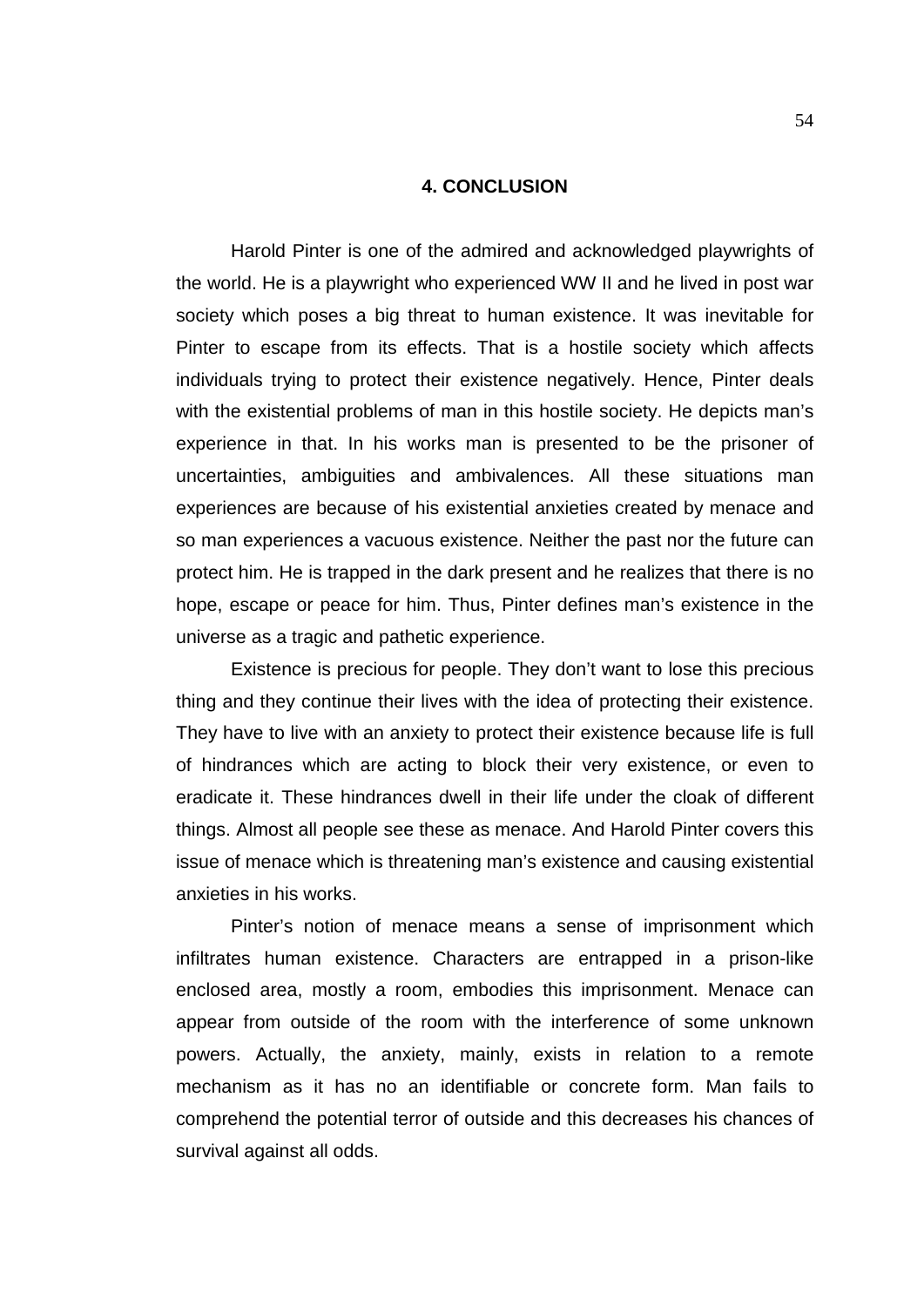# 4. CONCLUSION

Harold Pinter is one of the admired and acknowledged playwrights of the world. He is a playwright who experienced WW II and he lived in post war society which poses a big threat to human existence. It was inevitable for Pinter to escape from its effects. That is a hostile society which affects individuals trying to protect their existence negatively. Hence, Pinter deals with the existential problems of man in this hostile society. He depicts man's experience in that. In his works man is presented to be the prisoner of uncertainties, ambiguities and ambivalences. All these situations man experiences are because of his existential anxieties created by menace and so man experiences a vacuous existence. Neither the past nor the future can protect him. He is trapped in the dark present and he realizes that there is no hope, escape or peace for him. Thus, Pinter defines man's existence in the universe as a tragic and pathetic experience.

Existence is precious for people. They don't want to lose this precious thing and they continue their lives with the idea of protecting their existence. They have to live with an anxiety to protect their existence because life is full of hindrances which are acting to block their very existence, or even to eradicate it. These hindrances dwell in their life under the cloak of different things. Almost all people see these as menace. And Harold Pinter covers this issue of menace which is threatening man's existence and causing existential anxieties in his works.

Pinter's notion of menace means a sense of imprisonment which infiltrates human existence. Characters are entrapped in a prison-like enclosed area, mostly a room, embodies this imprisonment. Menace can appear from outside of the room with the interference of some unknown powers. Actually, the anxiety, mainly, exists in relation to a remote mechanism as it has no an identifiable or concrete form. Man fails to comprehend the potential terror of outside and this decreases his chances of survival against all odds.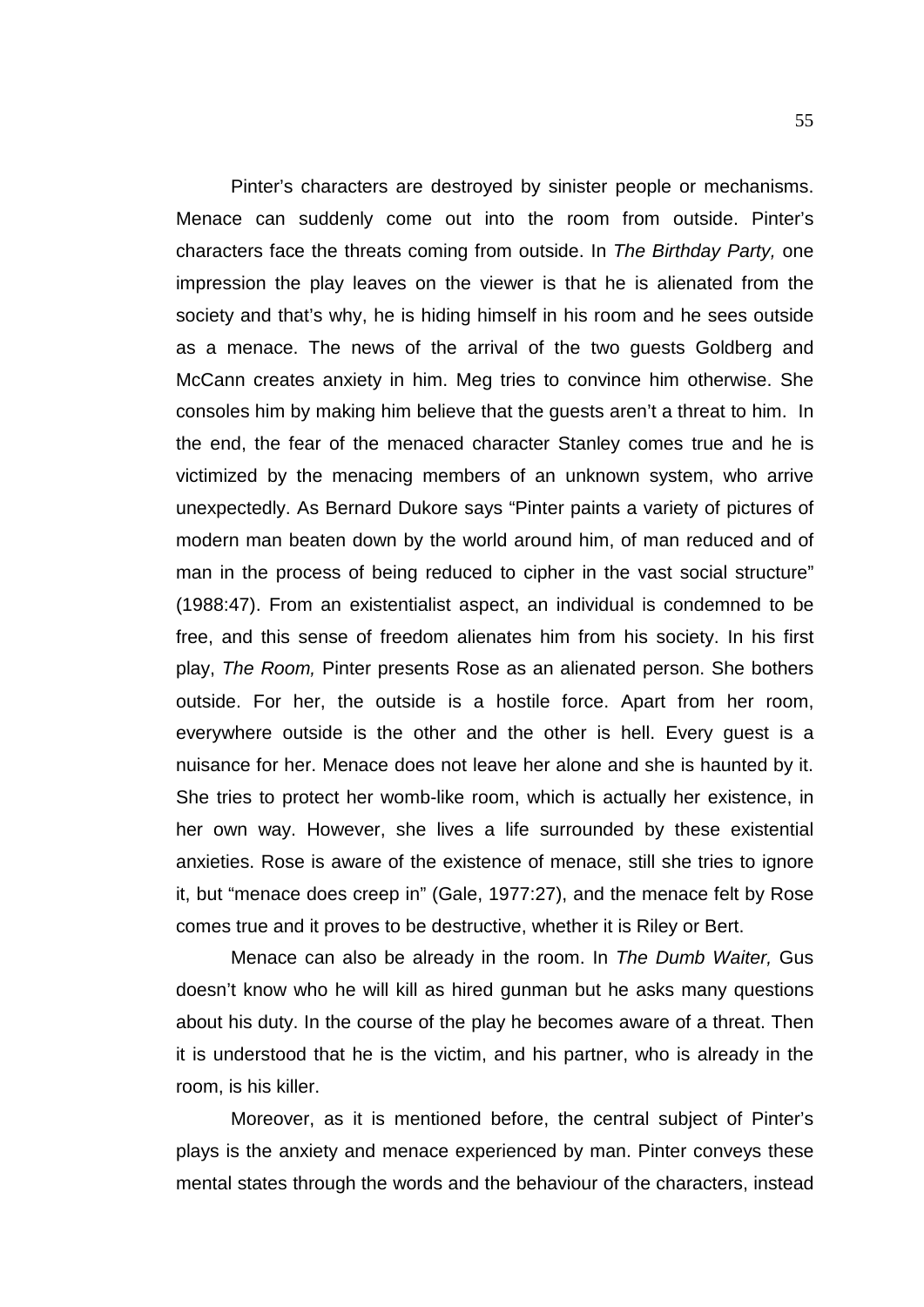Pinter's characters are destroyed by sinister people or mechanisms. Menace can suddenly come out into the room from outside. Pinter's characters face the threats coming from outside. In *The Birthday Party,* one impression the play leaves on the viewer is that he is alienated from the society and that's why, he is hiding himself in his room and he sees outside as a menace. The news of the arrival of the two guests Goldberg and McCann creates anxiety in him. Meg tries to convince him otherwise. She consoles him by making him believe that the guests aren't a threat to him. In the end, the fear of the menaced character Stanley comes true and he is victimized by the menacing members of an unknown system, who arrive unexpectedly. As Bernard Dukore says "Pinter paints a variety of pictures of modern man beaten down by the world around him, of man reduced and of man in the process of being reduced to cipher in the vast social structure" (1988:47). From an existentialist aspect, an individual is condemned to be free, and this sense of freedom alienates him from his society. In his first play, *The Room,* Pinter presents Rose as an alienated person. She bothers outside. For her, the outside is a hostile force. Apart from her room, everywhere outside is the other and the other is hell. Every guest is a nuisance for her. Menace does not leave her alone and she is haunted by it. She tries to protect her womb-like room, which is actually her existence, in her own way. However, she lives a life surrounded by these existential anxieties. Rose is aware of the existence of menace, still she tries to ignore it, but "menace does creep in" (Gale, 1977:27), and the menace felt by Rose comes true and it proves to be destructive, whether it is Riley or Bert.

Menace can also be already in the room. In *The Dumb Waiter,* Gus doesn't know who he will kill as hired gunman but he asks many questions about his duty. In the course of the play he becomes aware of a threat. Then it is understood that he is the victim, and his partner, who is already in the room, is his killer.

Moreover, as it is mentioned before, the central subject of Pinter's plays is the anxiety and menace experienced by man. Pinter conveys these mental states through the words and the behaviour of the characters, instead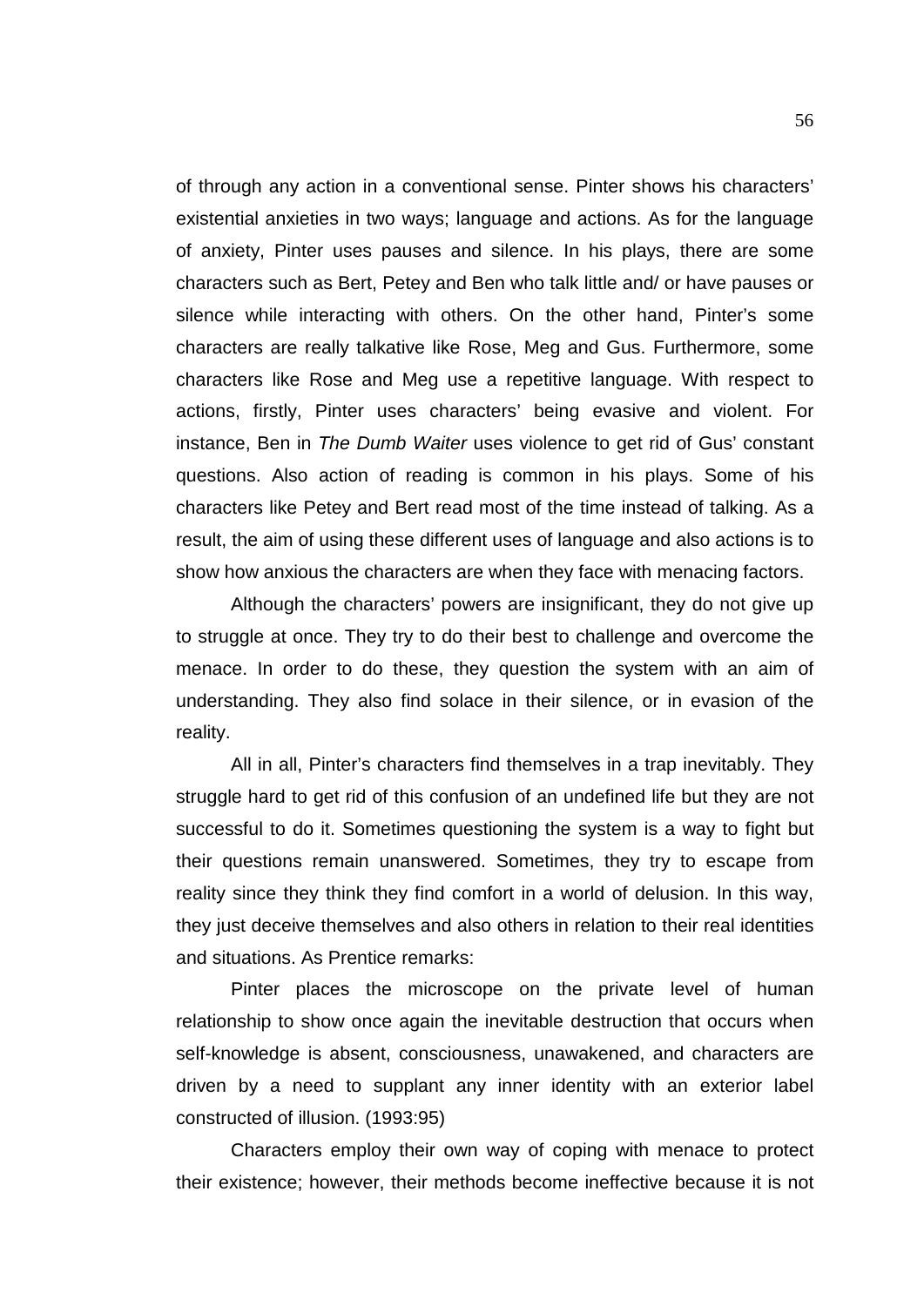of through any action in a conventional sense. Pinter shows his characters' existential anxieties in two ways; language and actions. As for the language of anxiety, Pinter uses pauses and silence. In his plays, there are some characters such as Bert, Petey and Ben who talk little and/ or have pauses or silence while interacting with others. On the other hand, Pinter's some characters are really talkative like Rose, Meg and Gus. Furthermore, some characters like Rose and Meg use a repetitive language. With respect to actions, firstly, Pinter uses characters' being evasive and violent. For instance, Ben in *The Dumb Waiter* uses violence to get rid of Gus' constant questions. Also action of reading is common in his plays. Some of his characters like Petey and Bert read most of the time instead of talking. As a result, the aim of using these different uses of language and also actions is to show how anxious the characters are when they face with menacing factors.

Although the characters' powers are insignificant, they do not give up to struggle at once. They try to do their best to challenge and overcome the menace. In order to do these, they question the system with an aim of understanding. They also find solace in their silence, or in evasion of the reality.

All in all, Pinter's characters find themselves in a trap inevitably. They struggle hard to get rid of this confusion of an undefined life but they are not successful to do it. Sometimes questioning the system is a way to fight but their questions remain unanswered. Sometimes, they try to escape from reality since they think they find comfort in a world of delusion. In this way, they just deceive themselves and also others in relation to their real identities and situations. As Prentice remarks:

> Pinter places the microscope on the private level of human relationship to show once again the inevitable destruction that occurs when self-knowledge is absent, consciousness, unawakened, and characters are driven by a need to supplant any inner identity with an exterior label constructed of illusion. (1993:95)

Characters employ their own way of coping with menace to protect their existence; however, their methods become ineffective because it is not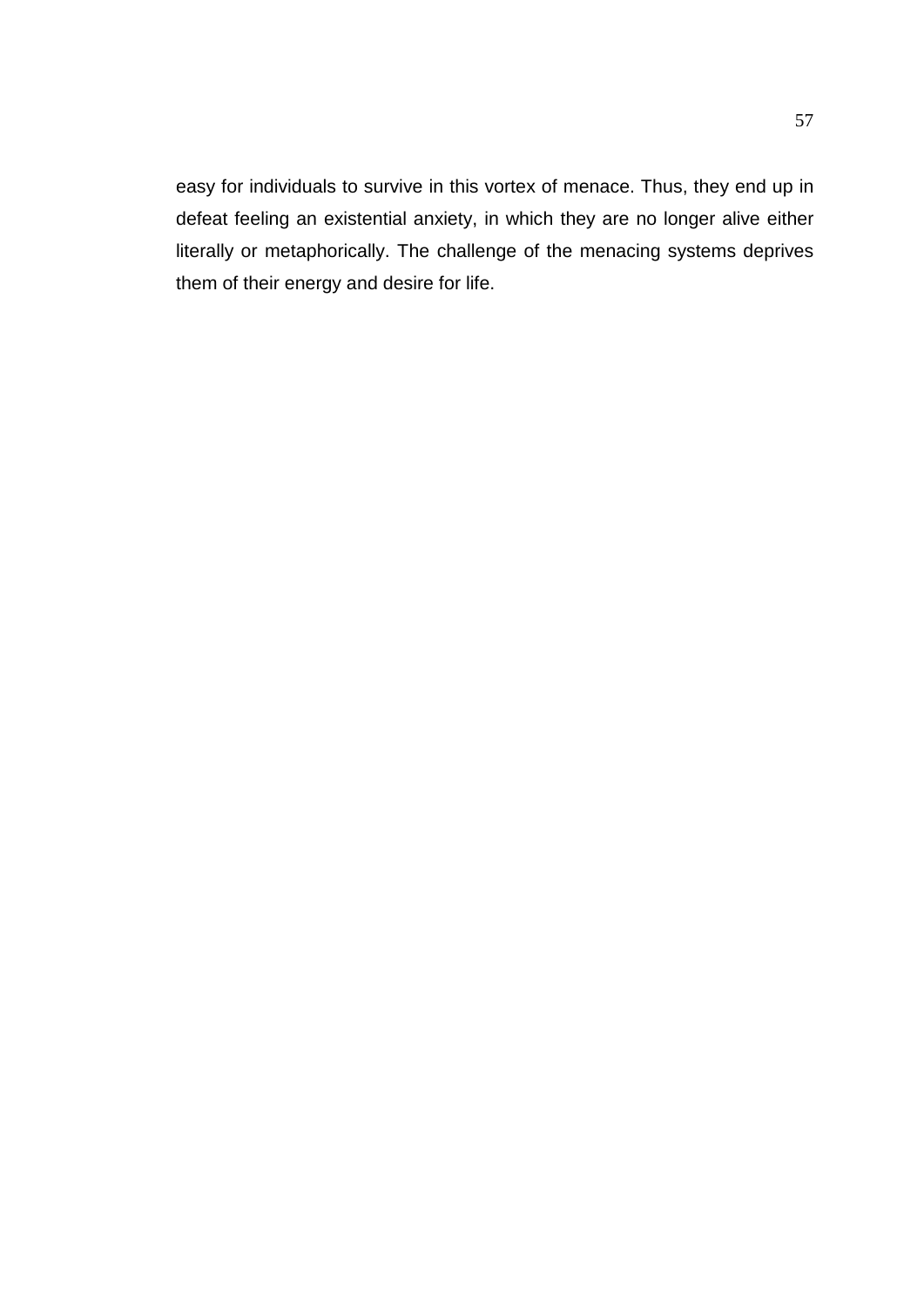easy for individuals to survive in this vortex of menace. Thus, they end up in defeat feeling an existential anxiety, in which they are no longer alive either literally or metaphorically. The challenge of the menacing systems deprives them of their energy and desire for life.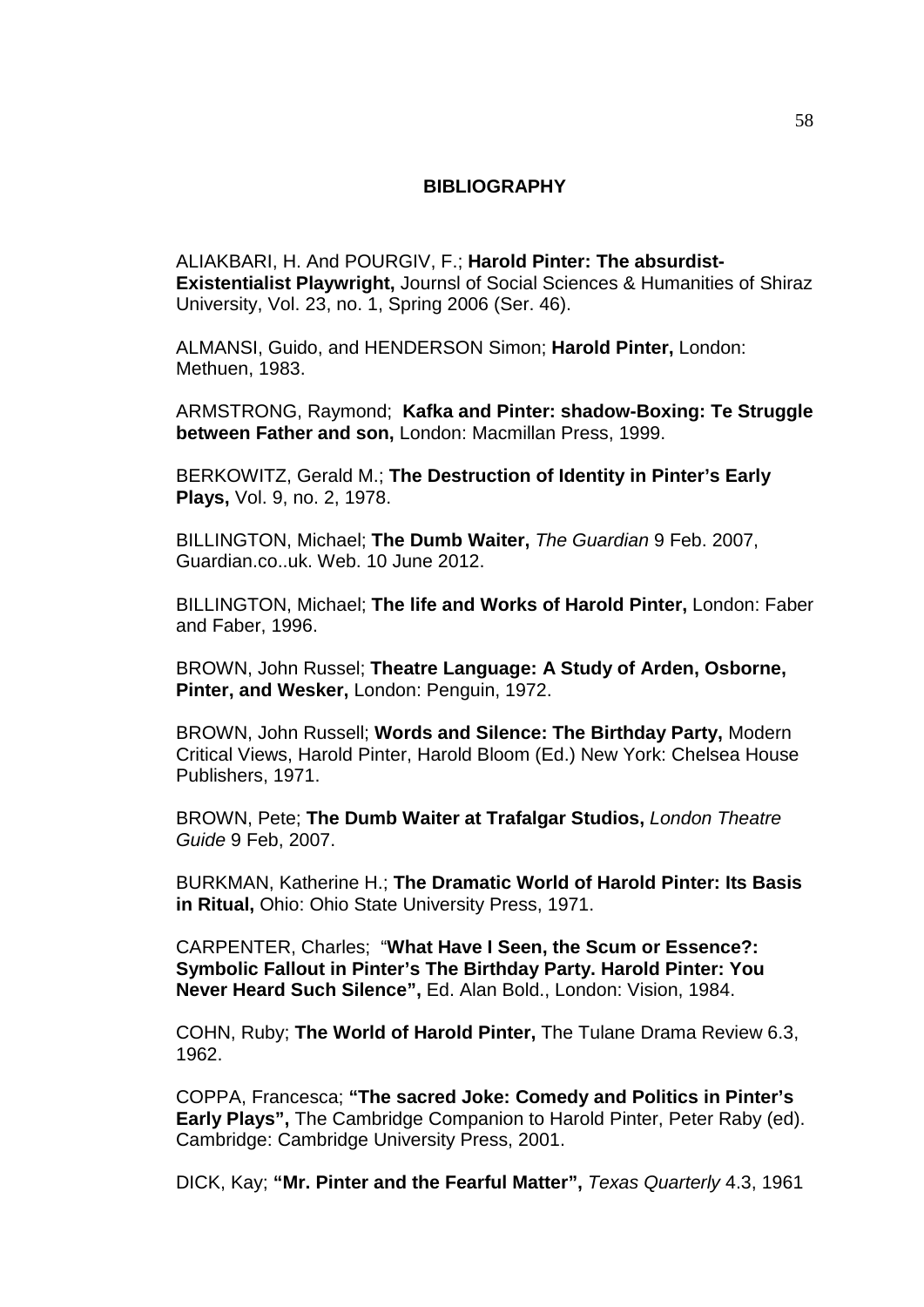# BIBLIOGRAPHY

ALIAKBARI, H. And POURGIV, F.; **Harold Pinter: The absurdist-Existentialist Playwright,** Journsl of Social Sciences & Humanities of Shiraz University, Vol. 23, no. 1, Spring 2006 (Ser. 46).

ALMANSI, Guido, and HENDERSON Simon; **Harold Pinter,** London: Methuen, 1983.

ARMSTRONG, Raymond; **Kafka and Pinter: shadow-Boxing: Te Struggle between Father and son,** London: Macmillan Press, 1999.

BERKOWITZ, Gerald M.; **The Destruction of Identity in Pinter's Early Plays,** Vol. 9, no. 2, 1978.

BILLINGTON, Michael; **The Dumb Waiter,** *The Guardian* 9 Feb. 2007, Guardian.co..uk. Web. 10 June 2012.

BILLINGTON, Michael; **The life and Works of Harold Pinter,** London: Faber and Faber, 1996.

BROWN, John Russel; **Theatre Language: A Study of Arden, Osborne, Pinter, and Wesker,** London: Penguin, 1972.

BROWN, John Russell; **Words and Silence: The Birthday Party,** Modern Critical Views, Harold Pinter, Harold Bloom (Ed.) New York: Chelsea House Publishers, 1971.

BROWN, Pete; **The Dumb Waiter at Trafalgar Studios,** *London Theatre Guide* 9 Feb, 2007.

BURKMAN, Katherine H.; **The Dramatic World of Harold Pinter: Its Basis in Ritual,** Ohio: Ohio State University Press, 1971.

CARPENTER, Charles; "**What Have I Seen, the Scum or Essence?: Symbolic Fallout in Pinter's The Birthday Party. Harold Pinter: You Never Heard Such Silence",** Ed. Alan Bold., London: Vision, 1984.

COHN, Ruby; **The World of Harold Pinter,** The Tulane Drama Review 6.3, 1962.

COPPA, Francesca; **"The sacred Joke: Comedy and Politics in Pinter's Early Plays",** The Cambridge Companion to Harold Pinter, Peter Raby (ed). Cambridge: Cambridge University Press, 2001.

DICK, Kay; **"Mr. Pinter and the Fearful Matter",** *Texas Quarterly* 4.3, 1961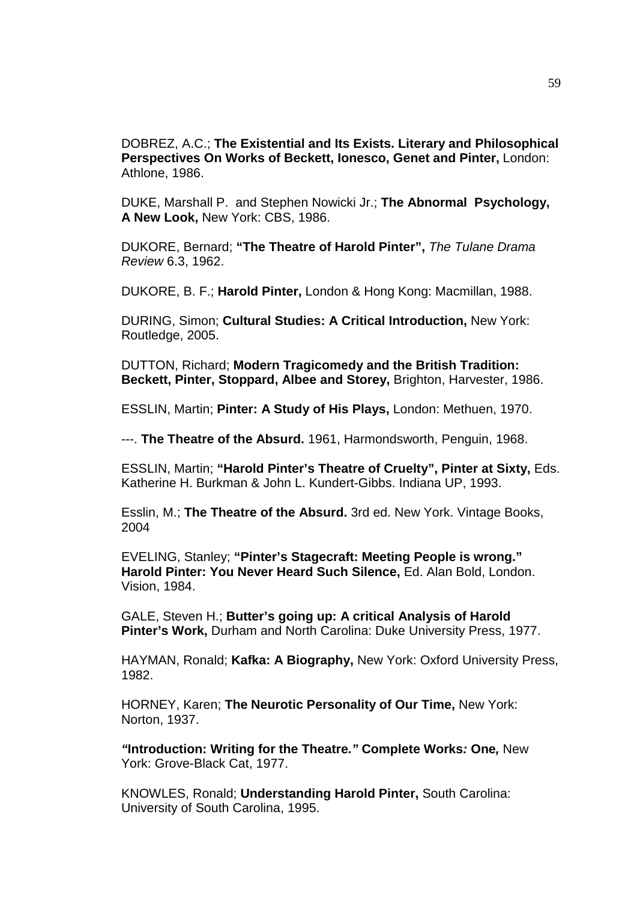DOBREZ, A.C.; **The Existential and Its Exists. Literary and Philosophical Perspectives On Works of Beckett, Ionesco, Genet and Pinter,** London: Athlone, 1986.

DUKE, Marshall P. and Stephen Nowicki Jr.; **The Abnormal Psychology, A New Look,** New York: CBS, 1986.

DUKORE, Bernard; **"The Theatre of Harold Pinter",** *The Tulane Drama Review* 6.3, 1962.

DUKORE, B. F.; **Harold Pinter,** London & Hong Kong: Macmillan, 1988.

DURING, Simon; **Cultural Studies: A Critical Introduction,** New York: Routledge, 2005.

DUTTON, Richard; **Modern Tragicomedy and the British Tradition: Beckett, Pinter, Stoppard, Albee and Storey,** Brighton, Harvester, 1986.

ESSLIN, Martin; **Pinter: A Study of His Plays,** London: Methuen, 1970.

---. **The Theatre of the Absurd.** 1961, Harmondsworth, Penguin, 1968.

ESSLIN, Martin; **"Harold Pinter's Theatre of Cruelty", Pinter at Sixty,** Eds. Katherine H. Burkman & John L. Kundert-Gibbs. Indiana UP, 1993.

Esslin, M.; **The Theatre of the Absurd.** 3rd ed. New York. Vintage Books, 2004

EVELING, Stanley; **"Pinter's Stagecraft: Meeting People is wrong." Harold Pinter: You Never Heard Such Silence,** Ed. Alan Bold, London. Vision, 1984.

GALE, Steven H.; **Butter's going up: A critical Analysis of Harold Pinter's Work,** Durham and North Carolina: Duke University Press, 1977.

HAYMAN, Ronald; **Kafka: A Biography,** New York: Oxford University Press, 1982.

HORNEY, Karen; **The Neurotic Personality of Our Time,** New York: Norton, 1937.

***"*Introduction: Writing for the Theatre*."* Complete Works*:* One*,*** New York: Grove-Black Cat, 1977.

KNOWLES, Ronald; **Understanding Harold Pinter,** South Carolina: University of South Carolina, 1995.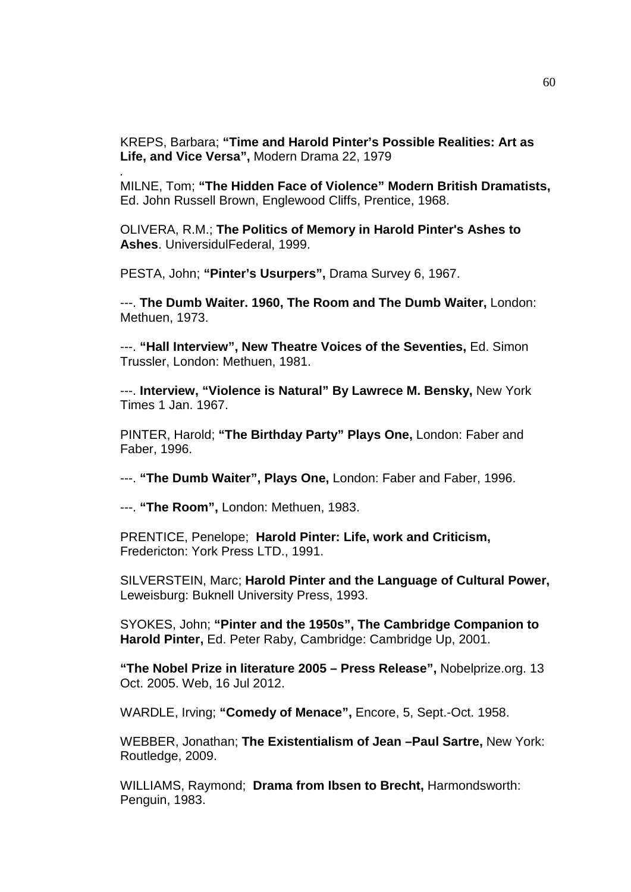KREPS, Barbara; **"Time and Harold Pinter's Possible Realities: Art as Life, and Vice Versa",** Modern Drama 22, 1979

.

MILNE, Tom; **"The Hidden Face of Violence" Modern British Dramatists,** Ed. John Russell Brown, Englewood Cliffs, Prentice, 1968.

OLIVERA, R.M.; **The Politics of Memory in Harold Pinter's Ashes to Ashes**. UniversidulFederal, 1999.

PESTA, John; **"Pinter's Usurpers",** Drama Survey 6, 1967.

---. **The Dumb Waiter. 1960, The Room and The Dumb Waiter,** London: Methuen, 1973.

---. **"Hall Interview", New Theatre Voices of the Seventies,** Ed. Simon Trussler, London: Methuen, 1981.

---. **Interview, "Violence is Natural" By Lawrece M. Bensky,** New York Times 1 Jan. 1967.

PINTER, Harold; **"The Birthday Party" Plays One,** London: Faber and Faber, 1996.

---. **"The Dumb Waiter", Plays One,** London: Faber and Faber, 1996.

---. **"The Room",** London: Methuen, 1983.

PRENTICE, Penelope; **Harold Pinter: Life, work and Criticism,** Fredericton: York Press LTD., 1991.

SILVERSTEIN, Marc; **Harold Pinter and the Language of Cultural Power,** Leweisburg: Buknell University Press, 1993.

SYOKES, John; **"Pinter and the 1950s", The Cambridge Companion to Harold Pinter,** Ed. Peter Raby, Cambridge: Cambridge Up, 2001.

**"The Nobel Prize in literature 2005 – Press Release",** Nobelprize.org. 13 Oct. 2005. Web, 16 Jul 2012.

WARDLE, Irving; **"Comedy of Menace",** Encore, 5, Sept.-Oct. 1958.

WEBBER, Jonathan; **The Existentialism of Jean –Paul Sartre,** New York: Routledge, 2009.

WILLIAMS, Raymond; **Drama from Ibsen to Brecht,** Harmondsworth: Penguin, 1983.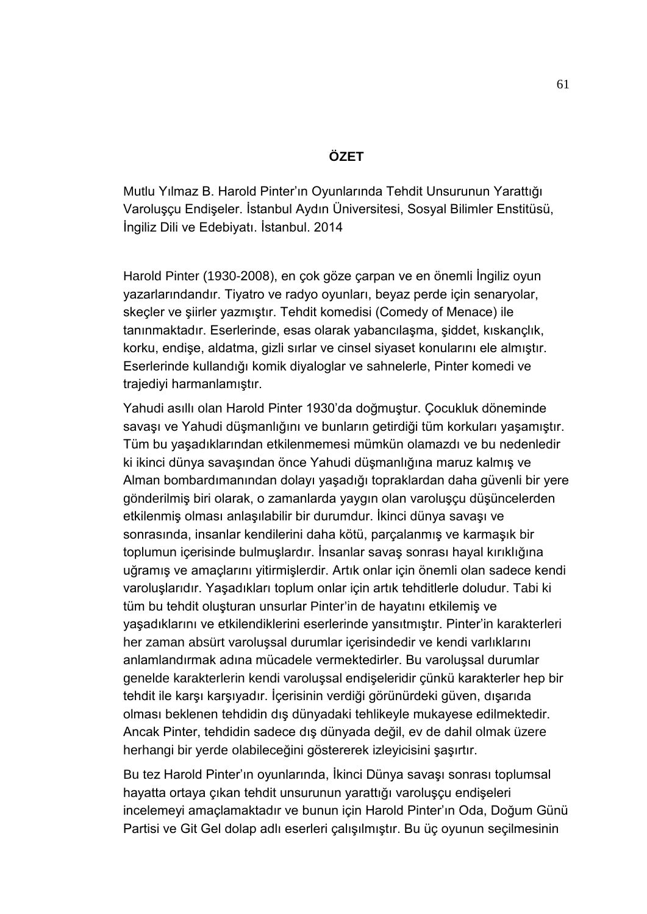## ÖZET

Mutlu Yılmaz B. Harold Pinter'ın Oyunlarında Tehdit Unsurunun Yarattığı Varoluşçu Endişeler. İstanbul Aydın Üniversitesi, Sosyal Bilimler Enstitüsü, İngiliz Dili ve Edebiyatı. İstanbul. 2014

Harold Pinter (1930-2008), en çok göze çarpan ve en önemli İngiliz oyun yazarlarındandır. Tiyatro ve radyo oyunları, beyaz perde için senaryolar, skeçler ve şiirler yazmıştır. Tehdit komedisi (Comedy of Menace) ile tanınmaktadır. Eserlerinde, esas olarak yabancılaşma, şiddet, kıskançlık, korku, endişe, aldatma, gizli sırlar ve cinsel siyaset konularını ele almıştır. Eserlerinde kullandığı komik diyaloglar ve sahnelerle, Pinter komedi ve trajediyi harmanlamıştır.

Yahudi asıllı olan Harold Pinter 1930'da doğmuştur. Çocukluk döneminde savaşı ve Yahudi düşmanlığını ve bunların getirdiği tüm korkuları yaşamıştır. Tüm bu yaşadıklarından etkilenmemesi mümkün olamazdı ve bu nedenledir ki ikinci dünya savaşından önce Yahudi düşmanlığına maruz kalmış ve Alman bombardımanından dolayı yaşadığı topraklardan daha güvenli bir yere gönderilmiş biri olarak, o zamanlarda yaygın olan varoluşçu düşüncelerden etkilenmiş olması anlaşılabilir bir durumdur. İkinci dünya savaşı ve sonrasında, insanlar kendilerini daha kötü, parçalanmış ve karmaşık bir toplumun içerisinde bulmuşlardır. İnsanlar savaş sonrası hayal kırıklığına uğramış ve amaçlarını yitirmişlerdir. Artık onlar için önemli olan sadece kendi varoluşlarıdır. Yaşadıkları toplum onlar için artık tehditlerle doludur. Tabi ki tüm bu tehdit oluşturan unsurlar Pinter'in de hayatını etkilemiş ve yaşadıklarını ve etkilendiklerini eserlerinde yansıtmıştır. Pinter'in karakterleri her zaman absürt varoluşsal durumlar içerisindedir ve kendi varlıklarını anlamlandırmak adına mücadele vermektedirler. Bu varoluşsal durumlar genelde karakterlerin kendi varoluşsal endişeleridir çünkü karakterler hep bir tehdit ile karşı karşıyadır. İçerisinin verdiği görünürdeki güven, dışarıda olması beklenen tehdidin dış dünyadaki tehlikeyle mukayese edilmektedir. Ancak Pinter, tehdidin sadece dış dünyada değil, ev de dahil olmak üzere herhangi bir yerde olabileceğini göstererek izleyicisini şaşırtır.

Bu tez Harold Pinter'ın oyunlarında, İkinci Dünya savaşı sonrası toplumsal hayatta ortaya çıkan tehdit unsurunun yarattığı varoluşçu endişeleri incelemeyi amaçlamaktadır ve bunun için Harold Pinter'ın Oda, Doğum Günü Partisi ve Git Gel dolap adlı eserleri çalışılmıştır. Bu üç oyunun seçilmesinin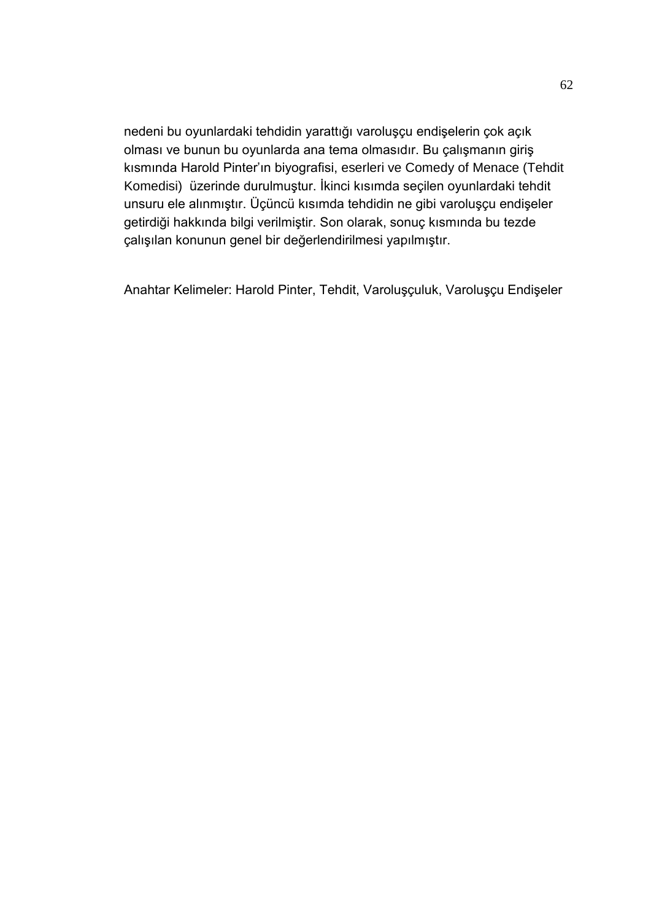nedeni bu oyunlardaki tehdidin yarattığı varoluşçu endişelerin çok açık olması ve bunun bu oyunlarda ana tema olmasıdır. Bu çalışmanın giriş kısmında Harold Pinter'ın biyografisi, eserleri ve Comedy of Menace (Tehdit Komedisi) üzerinde durulmuştur. İkinci kısımda seçilen oyunlardaki tehdit unsuru ele alınmıştır. Üçüncü kısımda tehdidin ne gibi varoluşçu endişeler getirdiği hakkında bilgi verilmiştir. Son olarak, sonuç kısmında bu tezde çalışılan konunun genel bir değerlendirilmesi yapılmıştır.

Anahtar Kelimeler: Harold Pinter, Tehdit, Varoluşçuluk, Varoluşçu Endişeler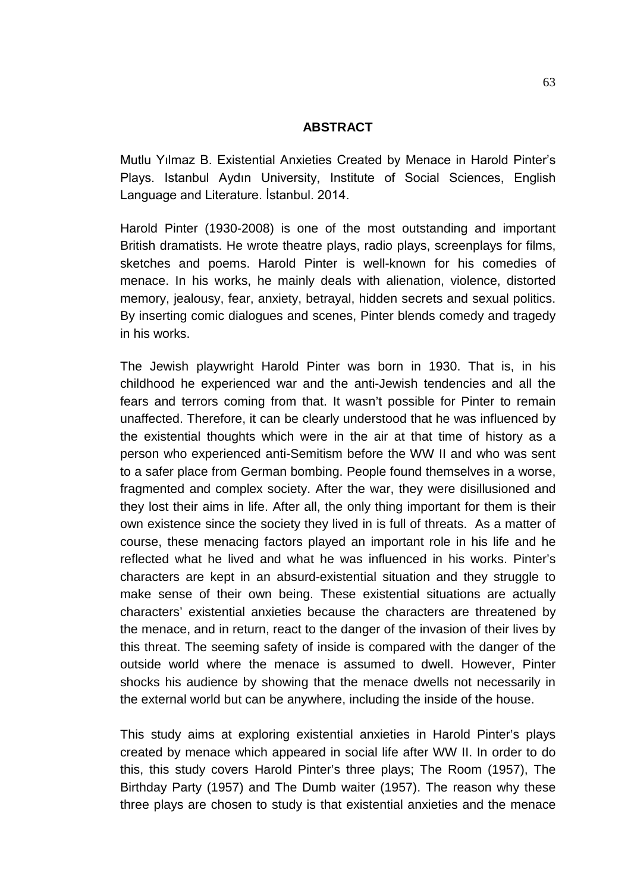## ABSTRACT

Mutlu Yılmaz B. Existential Anxieties Created by Menace in Harold Pinter's Plays. Istanbul Aydın University, Institute of Social Sciences, English Language and Literature. İstanbul. 2014.

Harold Pinter (1930-2008) is one of the most outstanding and important British dramatists. He wrote theatre plays, radio plays, screenplays for films, sketches and poems. Harold Pinter is well-known for his comedies of menace. In his works, he mainly deals with alienation, violence, distorted memory, jealousy, fear, anxiety, betrayal, hidden secrets and sexual politics. By inserting comic dialogues and scenes, Pinter blends comedy and tragedy in his works.

The Jewish playwright Harold Pinter was born in 1930. That is, in his childhood he experienced war and the anti-Jewish tendencies and all the fears and terrors coming from that. It wasn't possible for Pinter to remain unaffected. Therefore, it can be clearly understood that he was influenced by the existential thoughts which were in the air at that time of history as a person who experienced anti-Semitism before the WW II and who was sent to a safer place from German bombing. People found themselves in a worse, fragmented and complex society. After the war, they were disillusioned and they lost their aims in life. After all, the only thing important for them is their own existence since the society they lived in is full of threats. As a matter of course, these menacing factors played an important role in his life and he reflected what he lived and what he was influenced in his works. Pinter's characters are kept in an absurd-existential situation and they struggle to make sense of their own being. These existential situations are actually characters' existential anxieties because the characters are threatened by the menace, and in return, react to the danger of the invasion of their lives by this threat. The seeming safety of inside is compared with the danger of the outside world where the menace is assumed to dwell. However, Pinter shocks his audience by showing that the menace dwells not necessarily in the external world but can be anywhere, including the inside of the house.

This study aims at exploring existential anxieties in Harold Pinter's plays created by menace which appeared in social life after WW II. In order to do this, this study covers Harold Pinter's three plays; The Room (1957), The Birthday Party (1957) and The Dumb waiter (1957). The reason why these three plays are chosen to study is that existential anxieties and the menace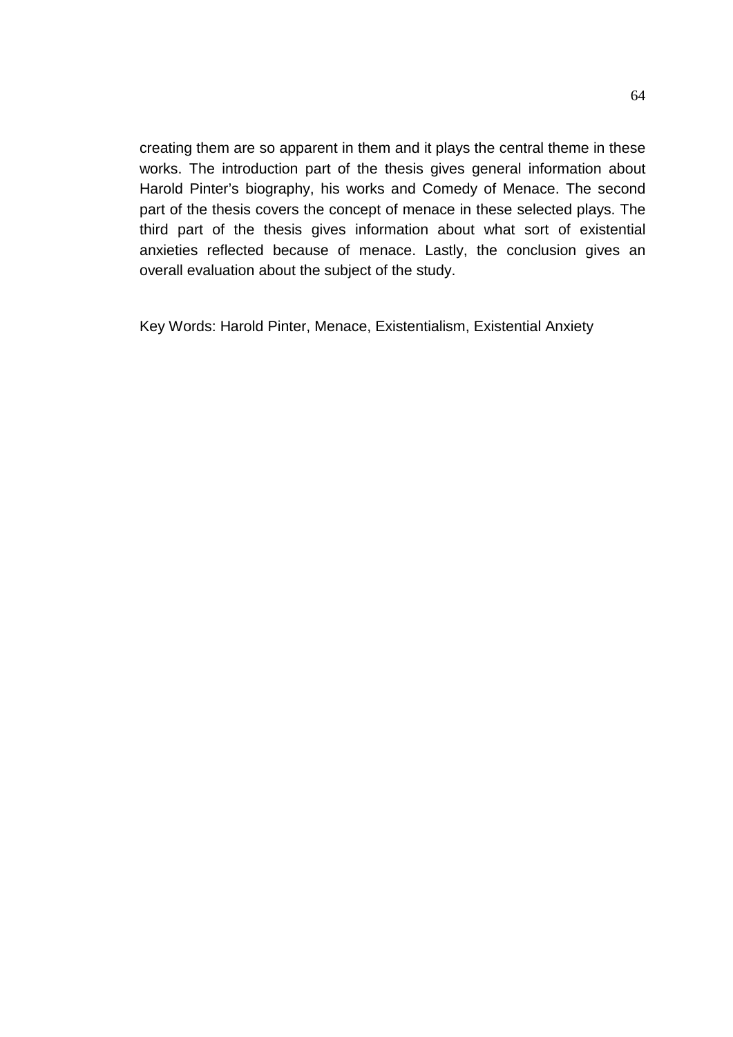creating them are so apparent in them and it plays the central theme in these works. The introduction part of the thesis gives general information about Harold Pinter's biography, his works and Comedy of Menace. The second part of the thesis covers the concept of menace in these selected plays. The third part of the thesis gives information about what sort of existential anxieties reflected because of menace. Lastly, the conclusion gives an overall evaluation about the subject of the study.

Key Words: Harold Pinter, Menace, Existentialism, Existential Anxiety